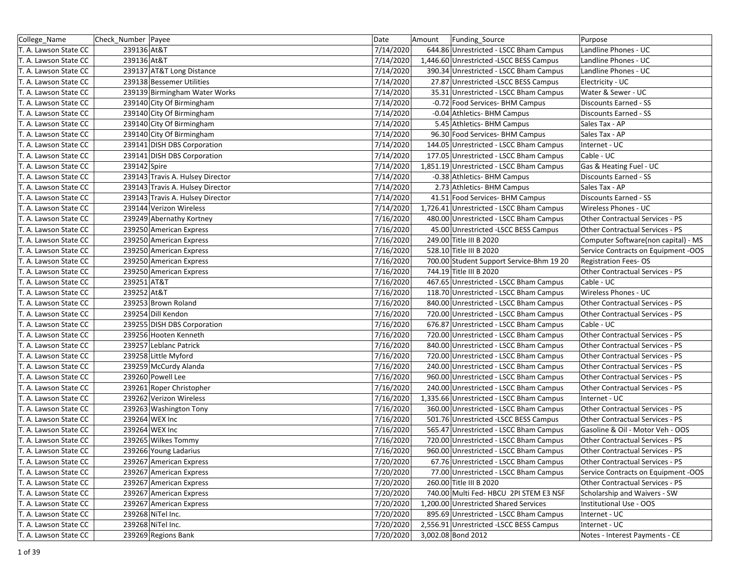| College_Name | Check_Number | Payee | Date | Amount | Funding_Source | Purpose |
|---|---|---|---|---|---|---|
| T. A. Lawson State CC | 239136 | At&T | 7/14/2020 | 644.86 | Unrestricted - LSCC Bham Campus | Landline Phones - UC |
| T. A. Lawson State CC | 239136 | At&T | 7/14/2020 | 1,446.60 | Unrestricted -LSCC BESS Campus | Landline Phones - UC |
| T. A. Lawson State CC | 239137 | AT&T Long Distance | 7/14/2020 | 390.34 | Unrestricted - LSCC Bham Campus | Landline Phones - UC |
| T. A. Lawson State CC | 239138 | Bessemer Utilities | 7/14/2020 | 27.87 | Unrestricted -LSCC BESS Campus | Electricity - UC |
| T. A. Lawson State CC | 239139 | Birmingham Water Works | 7/14/2020 | 35.31 | Unrestricted - LSCC Bham Campus | Water & Sewer - UC |
| T. A. Lawson State CC | 239140 | City Of Birmingham | 7/14/2020 | -0.72 | Food Services- BHM Campus | Discounts Earned - SS |
| T. A. Lawson State CC | 239140 | City Of Birmingham | 7/14/2020 | -0.04 | Athletics- BHM Campus | Discounts Earned - SS |
| T. A. Lawson State CC | 239140 | City Of Birmingham | 7/14/2020 | 5.45 | Athletics- BHM Campus | Sales Tax - AP |
| T. A. Lawson State CC | 239140 | City Of Birmingham | 7/14/2020 | 96.30 | Food Services- BHM Campus | Sales Tax - AP |
| T. A. Lawson State CC | 239141 | DISH DBS Corporation | 7/14/2020 | 144.05 | Unrestricted - LSCC Bham Campus | Internet - UC |
| T. A. Lawson State CC | 239141 | DISH DBS Corporation | 7/14/2020 | 177.05 | Unrestricted - LSCC Bham Campus | Cable - UC |
| T. A. Lawson State CC | 239142 | Spire | 7/14/2020 | 1,851.19 | Unrestricted - LSCC Bham Campus | Gas & Heating Fuel - UC |
| T. A. Lawson State CC | 239143 | Travis A. Hulsey Director | 7/14/2020 | -0.38 | Athletics- BHM Campus | Discounts Earned - SS |
| T. A. Lawson State CC | 239143 | Travis A. Hulsey Director | 7/14/2020 | 2.73 | Athletics- BHM Campus | Sales Tax - AP |
| T. A. Lawson State CC | 239143 | Travis A. Hulsey Director | 7/14/2020 | 41.51 | Food Services- BHM Campus | Discounts Earned - SS |
| T. A. Lawson State CC | 239144 | Verizon Wireless | 7/14/2020 | 1,726.41 | Unrestricted - LSCC Bham Campus | Wireless Phones - UC |
| T. A. Lawson State CC | 239249 | Abernathy Kortney | 7/16/2020 | 480.00 | Unrestricted - LSCC Bham Campus | Other Contractual Services - PS |
| T. A. Lawson State CC | 239250 | American Express | 7/16/2020 | 45.00 | Unrestricted -LSCC BESS Campus | Other Contractual Services - PS |
| T. A. Lawson State CC | 239250 | American Express | 7/16/2020 | 249.00 | Title III B 2020 | Computer Software(non capital) - MS |
| T. A. Lawson State CC | 239250 | American Express | 7/16/2020 | 528.10 | Title III B 2020 | Service Contracts on Equipment -OOS |
| T. A. Lawson State CC | 239250 | American Express | 7/16/2020 | 700.00 | Student Support Service-Bhm 19 20 | Registration Fees- OS |
| T. A. Lawson State CC | 239250 | American Express | 7/16/2020 | 744.19 | Title III B 2020 | Other Contractual Services - PS |
| T. A. Lawson State CC | 239251 | AT&T | 7/16/2020 | 467.65 | Unrestricted - LSCC Bham Campus | Cable - UC |
| T. A. Lawson State CC | 239252 | At&T | 7/16/2020 | 118.70 | Unrestricted - LSCC Bham Campus | Wireless Phones - UC |
| T. A. Lawson State CC | 239253 | Brown Roland | 7/16/2020 | 840.00 | Unrestricted - LSCC Bham Campus | Other Contractual Services - PS |
| T. A. Lawson State CC | 239254 | Dill Kendon | 7/16/2020 | 720.00 | Unrestricted - LSCC Bham Campus | Other Contractual Services - PS |
| T. A. Lawson State CC | 239255 | DISH DBS Corporation | 7/16/2020 | 676.87 | Unrestricted - LSCC Bham Campus | Cable - UC |
| T. A. Lawson State CC | 239256 | Hooten Kenneth | 7/16/2020 | 720.00 | Unrestricted - LSCC Bham Campus | Other Contractual Services - PS |
| T. A. Lawson State CC | 239257 | Leblanc Patrick | 7/16/2020 | 840.00 | Unrestricted - LSCC Bham Campus | Other Contractual Services - PS |
| T. A. Lawson State CC | 239258 | Little Myford | 7/16/2020 | 720.00 | Unrestricted - LSCC Bham Campus | Other Contractual Services - PS |
| T. A. Lawson State CC | 239259 | McCurdy Alanda | 7/16/2020 | 240.00 | Unrestricted - LSCC Bham Campus | Other Contractual Services - PS |
| T. A. Lawson State CC | 239260 | Powell Lee | 7/16/2020 | 960.00 | Unrestricted - LSCC Bham Campus | Other Contractual Services - PS |
| T. A. Lawson State CC | 239261 | Roper Christopher | 7/16/2020 | 240.00 | Unrestricted - LSCC Bham Campus | Other Contractual Services - PS |
| T. A. Lawson State CC | 239262 | Verizon Wireless | 7/16/2020 | 1,335.66 | Unrestricted - LSCC Bham Campus | Internet - UC |
| T. A. Lawson State CC | 239263 | Washington Tony | 7/16/2020 | 360.00 | Unrestricted - LSCC Bham Campus | Other Contractual Services - PS |
| T. A. Lawson State CC | 239264 | WEX Inc | 7/16/2020 | 501.76 | Unrestricted -LSCC BESS Campus | Other Contractual Services - PS |
| T. A. Lawson State CC | 239264 | WEX Inc | 7/16/2020 | 565.47 | Unrestricted - LSCC Bham Campus | Gasoline & Oil - Motor Veh - OOS |
| T. A. Lawson State CC | 239265 | Wilkes Tommy | 7/16/2020 | 720.00 | Unrestricted - LSCC Bham Campus | Other Contractual Services - PS |
| T. A. Lawson State CC | 239266 | Young Ladarius | 7/16/2020 | 960.00 | Unrestricted - LSCC Bham Campus | Other Contractual Services - PS |
| T. A. Lawson State CC | 239267 | American Express | 7/20/2020 | 67.76 | Unrestricted - LSCC Bham Campus | Other Contractual Services - PS |
| T. A. Lawson State CC | 239267 | American Express | 7/20/2020 | 77.00 | Unrestricted - LSCC Bham Campus | Service Contracts on Equipment -OOS |
| T. A. Lawson State CC | 239267 | American Express | 7/20/2020 | 260.00 | Title III B 2020 | Other Contractual Services - PS |
| T. A. Lawson State CC | 239267 | American Express | 7/20/2020 | 740.00 | Multi Fed- HBCU 2PI STEM E3 NSF | Scholarship and Waivers - SW |
| T. A. Lawson State CC | 239267 | American Express | 7/20/2020 | 1,200.00 | Unrestricted Shared Services | Institutional Use - OOS |
| T. A. Lawson State CC | 239268 | NiTel Inc. | 7/20/2020 | 895.69 | Unrestricted - LSCC Bham Campus | Internet - UC |
| T. A. Lawson State CC | 239268 | NiTel Inc. | 7/20/2020 | 2,556.91 | Unrestricted -LSCC BESS Campus | Internet - UC |
| T. A. Lawson State CC | 239269 | Regions Bank | 7/20/2020 | 3,002.08 | Bond 2012 | Notes - Interest Payments - CE |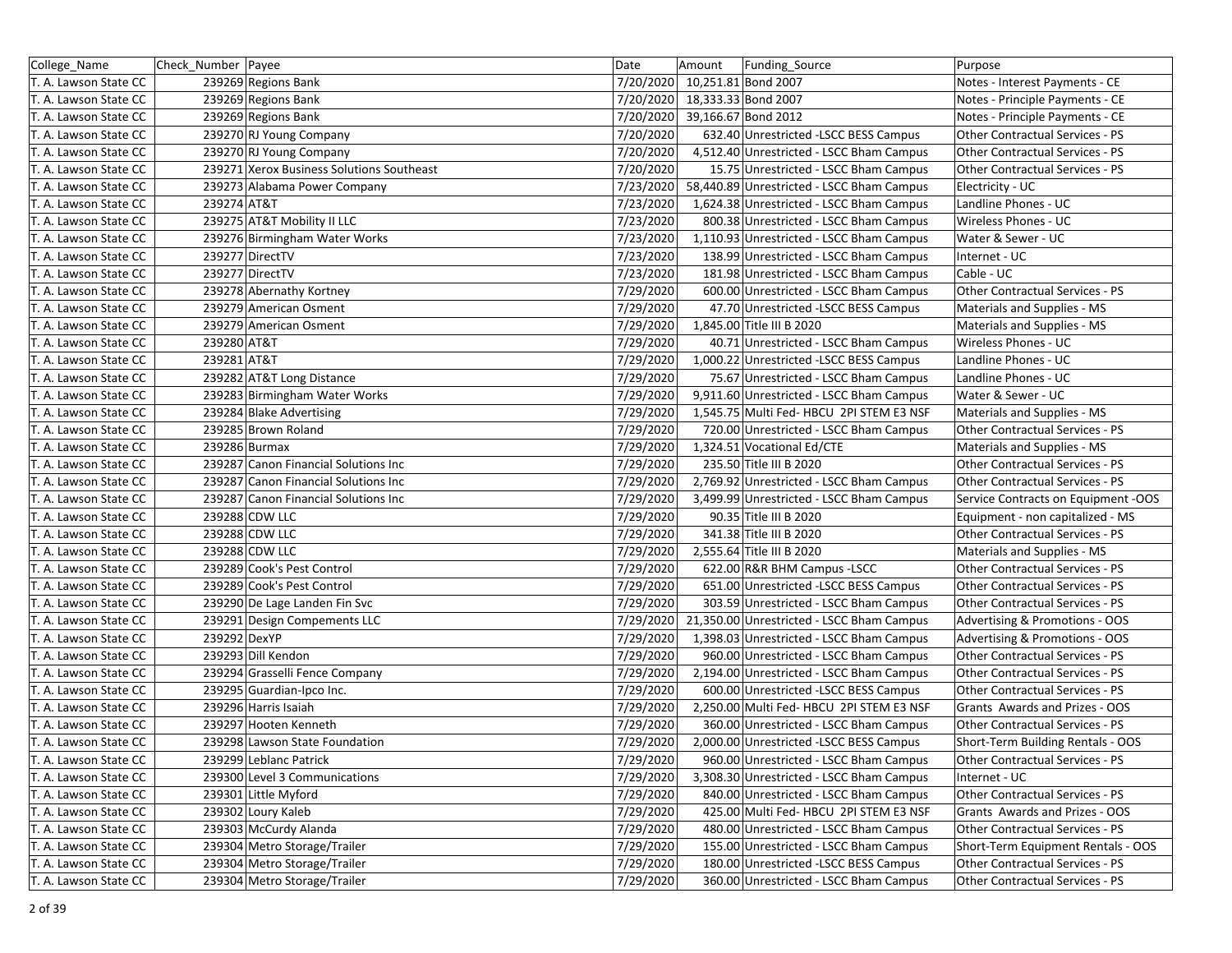| College_Name | Check_Number | Payee | Date | Amount | Funding_Source | Purpose |
|---|---|---|---|---|---|---|
| T. A. Lawson State CC | 239269 | Regions Bank | 7/20/2020 | 10,251.81 | Bond 2007 | Notes - Interest Payments - CE |
| T. A. Lawson State CC | 239269 | Regions Bank | 7/20/2020 | 18,333.33 | Bond 2007 | Notes - Principle Payments - CE |
| T. A. Lawson State CC | 239269 | Regions Bank | 7/20/2020 | 39,166.67 | Bond 2012 | Notes - Principle Payments - CE |
| T. A. Lawson State CC | 239270 | RJ Young Company | 7/20/2020 | 632.40 | Unrestricted -LSCC BESS Campus | Other Contractual Services - PS |
| T. A. Lawson State CC | 239270 | RJ Young Company | 7/20/2020 | 4,512.40 | Unrestricted - LSCC Bham Campus | Other Contractual Services - PS |
| T. A. Lawson State CC | 239271 | Xerox Business Solutions Southeast | 7/20/2020 | 15.75 | Unrestricted - LSCC Bham Campus | Other Contractual Services - PS |
| T. A. Lawson State CC | 239273 | Alabama Power Company | 7/23/2020 | 58,440.89 | Unrestricted - LSCC Bham Campus | Electricity - UC |
| T. A. Lawson State CC | 239274 | AT&T | 7/23/2020 | 1,624.38 | Unrestricted - LSCC Bham Campus | Landline Phones - UC |
| T. A. Lawson State CC | 239275 | AT&T Mobility II LLC | 7/23/2020 | 800.38 | Unrestricted - LSCC Bham Campus | Wireless Phones - UC |
| T. A. Lawson State CC | 239276 | Birmingham Water Works | 7/23/2020 | 1,110.93 | Unrestricted - LSCC Bham Campus | Water & Sewer - UC |
| T. A. Lawson State CC | 239277 | DirectTV | 7/23/2020 | 138.99 | Unrestricted - LSCC Bham Campus | Internet - UC |
| T. A. Lawson State CC | 239277 | DirectTV | 7/23/2020 | 181.98 | Unrestricted - LSCC Bham Campus | Cable - UC |
| T. A. Lawson State CC | 239278 | Abernathy Kortney | 7/29/2020 | 600.00 | Unrestricted - LSCC Bham Campus | Other Contractual Services - PS |
| T. A. Lawson State CC | 239279 | American Osment | 7/29/2020 | 47.70 | Unrestricted -LSCC BESS Campus | Materials and Supplies - MS |
| T. A. Lawson State CC | 239279 | American Osment | 7/29/2020 | 1,845.00 | Title III B 2020 | Materials and Supplies - MS |
| T. A. Lawson State CC | 239280 | AT&T | 7/29/2020 | 40.71 | Unrestricted - LSCC Bham Campus | Wireless Phones - UC |
| T. A. Lawson State CC | 239281 | AT&T | 7/29/2020 | 1,000.22 | Unrestricted -LSCC BESS Campus | Landline Phones - UC |
| T. A. Lawson State CC | 239282 | AT&T Long Distance | 7/29/2020 | 75.67 | Unrestricted - LSCC Bham Campus | Landline Phones - UC |
| T. A. Lawson State CC | 239283 | Birmingham Water Works | 7/29/2020 | 9,911.60 | Unrestricted - LSCC Bham Campus | Water & Sewer - UC |
| T. A. Lawson State CC | 239284 | Blake Advertising | 7/29/2020 | 1,545.75 | Multi Fed- HBCU 2PI STEM E3 NSF | Materials and Supplies - MS |
| T. A. Lawson State CC | 239285 | Brown Roland | 7/29/2020 | 720.00 | Unrestricted - LSCC Bham Campus | Other Contractual Services - PS |
| T. A. Lawson State CC | 239286 | Burmax | 7/29/2020 | 1,324.51 | Vocational Ed/CTE | Materials and Supplies - MS |
| T. A. Lawson State CC | 239287 | Canon Financial Solutions Inc | 7/29/2020 | 235.50 | Title III B 2020 | Other Contractual Services - PS |
| T. A. Lawson State CC | 239287 | Canon Financial Solutions Inc | 7/29/2020 | 2,769.92 | Unrestricted - LSCC Bham Campus | Other Contractual Services - PS |
| T. A. Lawson State CC | 239287 | Canon Financial Solutions Inc | 7/29/2020 | 3,499.99 | Unrestricted - LSCC Bham Campus | Service Contracts on Equipment -OOS |
| T. A. Lawson State CC | 239288 | CDW LLC | 7/29/2020 | 90.35 | Title III B 2020 | Equipment - non capitalized - MS |
| T. A. Lawson State CC | 239288 | CDW LLC | 7/29/2020 | 341.38 | Title III B 2020 | Other Contractual Services - PS |
| T. A. Lawson State CC | 239288 | CDW LLC | 7/29/2020 | 2,555.64 | Title III B 2020 | Materials and Supplies - MS |
| T. A. Lawson State CC | 239289 | Cook's Pest Control | 7/29/2020 | 622.00 | R&R BHM Campus -LSCC | Other Contractual Services - PS |
| T. A. Lawson State CC | 239289 | Cook's Pest Control | 7/29/2020 | 651.00 | Unrestricted -LSCC BESS Campus | Other Contractual Services - PS |
| T. A. Lawson State CC | 239290 | De Lage Landen Fin Svc | 7/29/2020 | 303.59 | Unrestricted - LSCC Bham Campus | Other Contractual Services - PS |
| T. A. Lawson State CC | 239291 | Design Compements LLC | 7/29/2020 | 21,350.00 | Unrestricted - LSCC Bham Campus | Advertising & Promotions - OOS |
| T. A. Lawson State CC | 239292 | DexYP | 7/29/2020 | 1,398.03 | Unrestricted - LSCC Bham Campus | Advertising & Promotions - OOS |
| T. A. Lawson State CC | 239293 | Dill Kendon | 7/29/2020 | 960.00 | Unrestricted - LSCC Bham Campus | Other Contractual Services - PS |
| T. A. Lawson State CC | 239294 | Grasselli Fence Company | 7/29/2020 | 2,194.00 | Unrestricted - LSCC Bham Campus | Other Contractual Services - PS |
| T. A. Lawson State CC | 239295 | Guardian-Ipco Inc. | 7/29/2020 | 600.00 | Unrestricted -LSCC BESS Campus | Other Contractual Services - PS |
| T. A. Lawson State CC | 239296 | Harris Isaiah | 7/29/2020 | 2,250.00 | Multi Fed- HBCU 2PI STEM E3 NSF | Grants Awards and Prizes - OOS |
| T. A. Lawson State CC | 239297 | Hooten Kenneth | 7/29/2020 | 360.00 | Unrestricted - LSCC Bham Campus | Other Contractual Services - PS |
| T. A. Lawson State CC | 239298 | Lawson State Foundation | 7/29/2020 | 2,000.00 | Unrestricted -LSCC BESS Campus | Short-Term Building Rentals - OOS |
| T. A. Lawson State CC | 239299 | Leblanc Patrick | 7/29/2020 | 960.00 | Unrestricted - LSCC Bham Campus | Other Contractual Services - PS |
| T. A. Lawson State CC | 239300 | Level 3 Communications | 7/29/2020 | 3,308.30 | Unrestricted - LSCC Bham Campus | Internet - UC |
| T. A. Lawson State CC | 239301 | Little Myford | 7/29/2020 | 840.00 | Unrestricted - LSCC Bham Campus | Other Contractual Services - PS |
| T. A. Lawson State CC | 239302 | Loury Kaleb | 7/29/2020 | 425.00 | Multi Fed- HBCU 2PI STEM E3 NSF | Grants Awards and Prizes - OOS |
| T. A. Lawson State CC | 239303 | McCurdy Alanda | 7/29/2020 | 480.00 | Unrestricted - LSCC Bham Campus | Other Contractual Services - PS |
| T. A. Lawson State CC | 239304 | Metro Storage/Trailer | 7/29/2020 | 155.00 | Unrestricted - LSCC Bham Campus | Short-Term Equipment Rentals - OOS |
| T. A. Lawson State CC | 239304 | Metro Storage/Trailer | 7/29/2020 | 180.00 | Unrestricted -LSCC BESS Campus | Other Contractual Services - PS |
| T. A. Lawson State CC | 239304 | Metro Storage/Trailer | 7/29/2020 | 360.00 | Unrestricted - LSCC Bham Campus | Other Contractual Services - PS |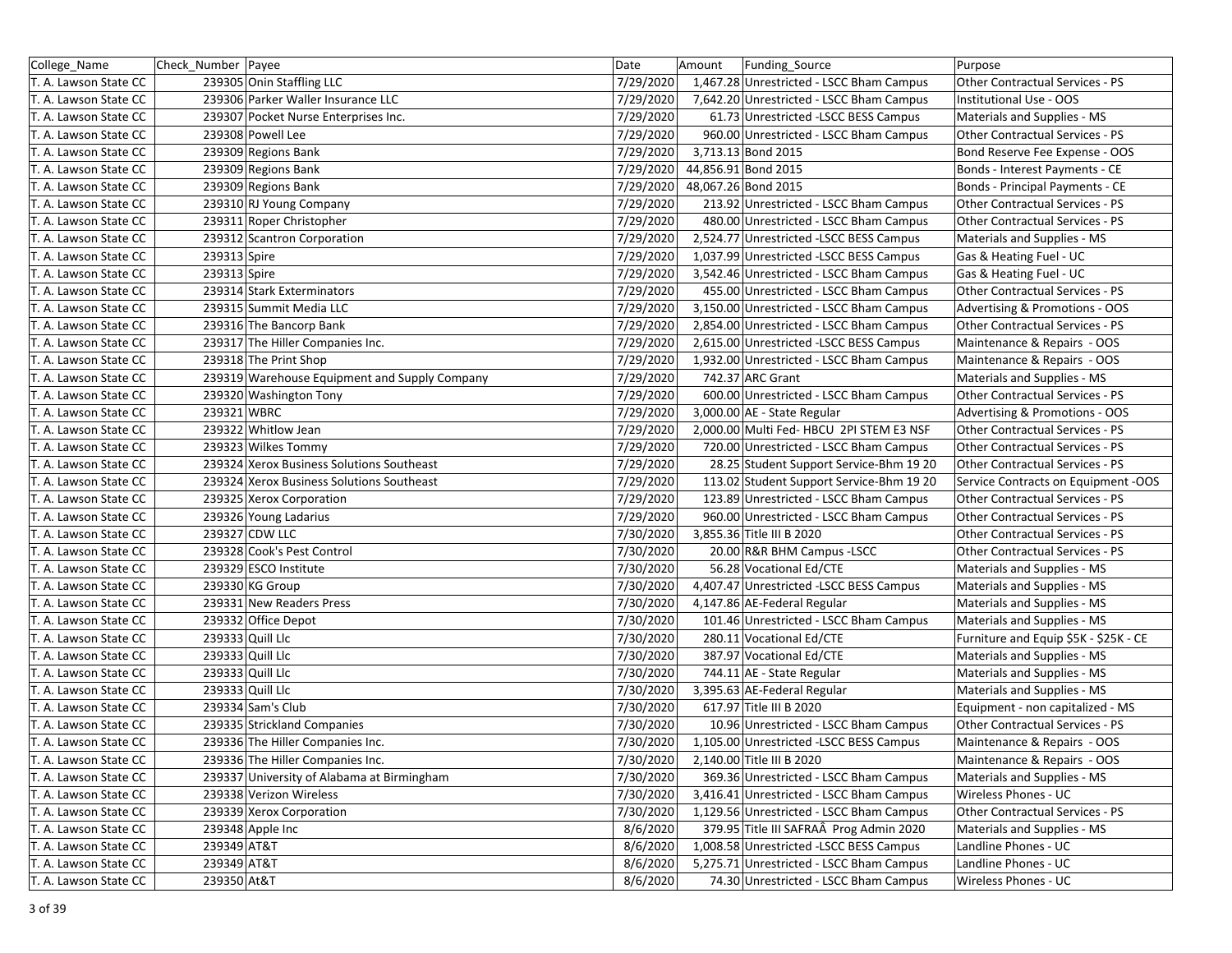| College_Name | Check_Number | Payee | Date | Amount | Funding_Source | Purpose |
|---|---|---|---|---|---|---|
| T. A. Lawson State CC | 239305 | Onin Staffling LLC | 7/29/2020 | 1,467.28 | Unrestricted - LSCC Bham Campus | Other Contractual Services - PS |
| T. A. Lawson State CC | 239306 | Parker Waller Insurance LLC | 7/29/2020 | 7,642.20 | Unrestricted - LSCC Bham Campus | Institutional Use - OOS |
| T. A. Lawson State CC | 239307 | Pocket Nurse Enterprises Inc. | 7/29/2020 | 61.73 | Unrestricted -LSCC BESS Campus | Materials and Supplies - MS |
| T. A. Lawson State CC | 239308 | Powell Lee | 7/29/2020 | 960.00 | Unrestricted - LSCC Bham Campus | Other Contractual Services - PS |
| T. A. Lawson State CC | 239309 | Regions Bank | 7/29/2020 | 3,713.13 | Bond 2015 | Bond Reserve Fee Expense - OOS |
| T. A. Lawson State CC | 239309 | Regions Bank | 7/29/2020 | 44,856.91 | Bond 2015 | Bonds - Interest Payments - CE |
| T. A. Lawson State CC | 239309 | Regions Bank | 7/29/2020 | 48,067.26 | Bond 2015 | Bonds - Principal Payments - CE |
| T. A. Lawson State CC | 239310 | RJ Young Company | 7/29/2020 | 213.92 | Unrestricted - LSCC Bham Campus | Other Contractual Services - PS |
| T. A. Lawson State CC | 239311 | Roper Christopher | 7/29/2020 | 480.00 | Unrestricted - LSCC Bham Campus | Other Contractual Services - PS |
| T. A. Lawson State CC | 239312 | Scantron Corporation | 7/29/2020 | 2,524.77 | Unrestricted -LSCC BESS Campus | Materials and Supplies - MS |
| T. A. Lawson State CC | 239313 | Spire | 7/29/2020 | 1,037.99 | Unrestricted -LSCC BESS Campus | Gas & Heating Fuel - UC |
| T. A. Lawson State CC | 239313 | Spire | 7/29/2020 | 3,542.46 | Unrestricted - LSCC Bham Campus | Gas & Heating Fuel - UC |
| T. A. Lawson State CC | 239314 | Stark Exterminators | 7/29/2020 | 455.00 | Unrestricted - LSCC Bham Campus | Other Contractual Services - PS |
| T. A. Lawson State CC | 239315 | Summit Media LLC | 7/29/2020 | 3,150.00 | Unrestricted - LSCC Bham Campus | Advertising & Promotions - OOS |
| T. A. Lawson State CC | 239316 | The Bancorp Bank | 7/29/2020 | 2,854.00 | Unrestricted - LSCC Bham Campus | Other Contractual Services - PS |
| T. A. Lawson State CC | 239317 | The Hiller Companies Inc. | 7/29/2020 | 2,615.00 | Unrestricted -LSCC BESS Campus | Maintenance & Repairs - OOS |
| T. A. Lawson State CC | 239318 | The Print Shop | 7/29/2020 | 1,932.00 | Unrestricted - LSCC Bham Campus | Maintenance & Repairs - OOS |
| T. A. Lawson State CC | 239319 | Warehouse Equipment and Supply Company | 7/29/2020 | 742.37 | ARC Grant | Materials and Supplies - MS |
| T. A. Lawson State CC | 239320 | Washington Tony | 7/29/2020 | 600.00 | Unrestricted - LSCC Bham Campus | Other Contractual Services - PS |
| T. A. Lawson State CC | 239321 | WBRC | 7/29/2020 | 3,000.00 | AE - State Regular | Advertising & Promotions - OOS |
| T. A. Lawson State CC | 239322 | Whitlow Jean | 7/29/2020 | 2,000.00 | Multi Fed- HBCU 2PI STEM E3 NSF | Other Contractual Services - PS |
| T. A. Lawson State CC | 239323 | Wilkes Tommy | 7/29/2020 | 720.00 | Unrestricted - LSCC Bham Campus | Other Contractual Services - PS |
| T. A. Lawson State CC | 239324 | Xerox Business Solutions Southeast | 7/29/2020 | 28.25 | Student Support Service-Bhm 19 20 | Other Contractual Services - PS |
| T. A. Lawson State CC | 239324 | Xerox Business Solutions Southeast | 7/29/2020 | 113.02 | Student Support Service-Bhm 19 20 | Service Contracts on Equipment -OOS |
| T. A. Lawson State CC | 239325 | Xerox Corporation | 7/29/2020 | 123.89 | Unrestricted - LSCC Bham Campus | Other Contractual Services - PS |
| T. A. Lawson State CC | 239326 | Young Ladarius | 7/29/2020 | 960.00 | Unrestricted - LSCC Bham Campus | Other Contractual Services - PS |
| T. A. Lawson State CC | 239327 | CDW LLC | 7/30/2020 | 3,855.36 | Title III B 2020 | Other Contractual Services - PS |
| T. A. Lawson State CC | 239328 | Cook's Pest Control | 7/30/2020 | 20.00 | R&R BHM Campus -LSCC | Other Contractual Services - PS |
| T. A. Lawson State CC | 239329 | ESCO Institute | 7/30/2020 | 56.28 | Vocational Ed/CTE | Materials and Supplies - MS |
| T. A. Lawson State CC | 239330 | KG Group | 7/30/2020 | 4,407.47 | Unrestricted -LSCC BESS Campus | Materials and Supplies - MS |
| T. A. Lawson State CC | 239331 | New Readers Press | 7/30/2020 | 4,147.86 | AE-Federal Regular | Materials and Supplies - MS |
| T. A. Lawson State CC | 239332 | Office Depot | 7/30/2020 | 101.46 | Unrestricted - LSCC Bham Campus | Materials and Supplies - MS |
| T. A. Lawson State CC | 239333 | Quill Llc | 7/30/2020 | 280.11 | Vocational Ed/CTE | Furniture and Equip $5K - $25K - CE |
| T. A. Lawson State CC | 239333 | Quill Llc | 7/30/2020 | 387.97 | Vocational Ed/CTE | Materials and Supplies - MS |
| T. A. Lawson State CC | 239333 | Quill Llc | 7/30/2020 | 744.11 | AE - State Regular | Materials and Supplies - MS |
| T. A. Lawson State CC | 239333 | Quill Llc | 7/30/2020 | 3,395.63 | AE-Federal Regular | Materials and Supplies - MS |
| T. A. Lawson State CC | 239334 | Sam's Club | 7/30/2020 | 617.97 | Title III B 2020 | Equipment - non capitalized - MS |
| T. A. Lawson State CC | 239335 | Strickland Companies | 7/30/2020 | 10.96 | Unrestricted - LSCC Bham Campus | Other Contractual Services - PS |
| T. A. Lawson State CC | 239336 | The Hiller Companies Inc. | 7/30/2020 | 1,105.00 | Unrestricted -LSCC BESS Campus | Maintenance & Repairs - OOS |
| T. A. Lawson State CC | 239336 | The Hiller Companies Inc. | 7/30/2020 | 2,140.00 | Title III B 2020 | Maintenance & Repairs - OOS |
| T. A. Lawson State CC | 239337 | University of Alabama at Birmingham | 7/30/2020 | 369.36 | Unrestricted - LSCC Bham Campus | Materials and Supplies - MS |
| T. A. Lawson State CC | 239338 | Verizon Wireless | 7/30/2020 | 3,416.41 | Unrestricted - LSCC Bham Campus | Wireless Phones - UC |
| T. A. Lawson State CC | 239339 | Xerox Corporation | 7/30/2020 | 1,129.56 | Unrestricted - LSCC Bham Campus | Other Contractual Services - PS |
| T. A. Lawson State CC | 239348 | Apple Inc | 8/6/2020 | 379.95 | Title III SAFRAÂ Prog Admin 2020 | Materials and Supplies - MS |
| T. A. Lawson State CC | 239349 | AT&T | 8/6/2020 | 1,008.58 | Unrestricted -LSCC BESS Campus | Landline Phones - UC |
| T. A. Lawson State CC | 239349 | AT&T | 8/6/2020 | 5,275.71 | Unrestricted - LSCC Bham Campus | Landline Phones - UC |
| T. A. Lawson State CC | 239350 | At&T | 8/6/2020 | 74.30 | Unrestricted - LSCC Bham Campus | Wireless Phones - UC |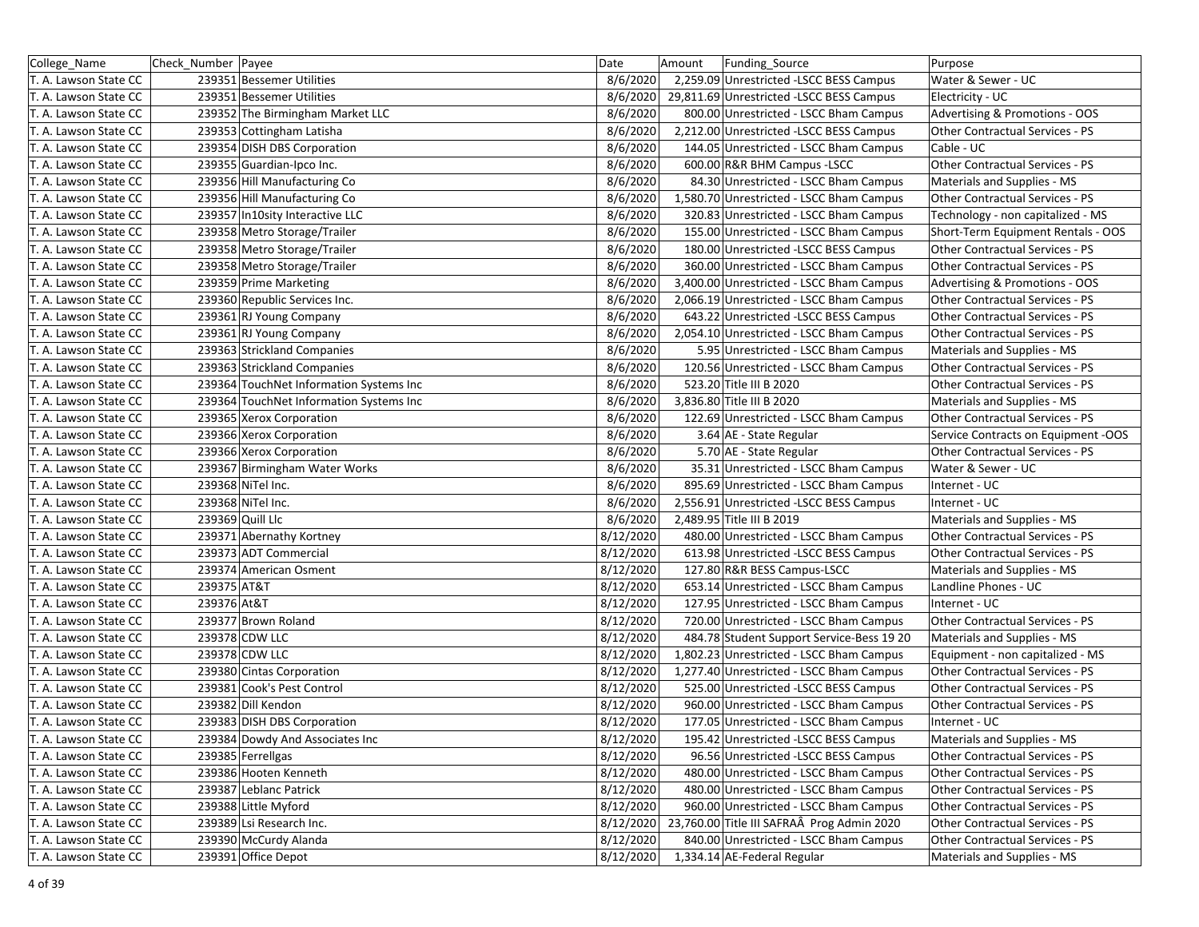| College_Name | Check_Number | Payee | Date | Amount | Funding_Source | Purpose |
|---|---|---|---|---|---|---|
| T. A. Lawson State CC | 239351 | Bessemer Utilities | 8/6/2020 | 2,259.09 | Unrestricted -LSCC BESS Campus | Water & Sewer - UC |
| T. A. Lawson State CC | 239351 | Bessemer Utilities | 8/6/2020 | 29,811.69 | Unrestricted -LSCC BESS Campus | Electricity - UC |
| T. A. Lawson State CC | 239352 | The Birmingham Market LLC | 8/6/2020 | 800.00 | Unrestricted - LSCC Bham Campus | Advertising & Promotions - OOS |
| T. A. Lawson State CC | 239353 | Cottingham Latisha | 8/6/2020 | 2,212.00 | Unrestricted -LSCC BESS Campus | Other Contractual Services - PS |
| T. A. Lawson State CC | 239354 | DISH DBS Corporation | 8/6/2020 | 144.05 | Unrestricted - LSCC Bham Campus | Cable - UC |
| T. A. Lawson State CC | 239355 | Guardian-Ipco Inc. | 8/6/2020 | 600.00 | R&R BHM Campus -LSCC | Other Contractual Services - PS |
| T. A. Lawson State CC | 239356 | Hill Manufacturing Co | 8/6/2020 | 84.30 | Unrestricted - LSCC Bham Campus | Materials and Supplies - MS |
| T. A. Lawson State CC | 239356 | Hill Manufacturing Co | 8/6/2020 | 1,580.70 | Unrestricted - LSCC Bham Campus | Other Contractual Services - PS |
| T. A. Lawson State CC | 239357 | In10sity Interactive LLC | 8/6/2020 | 320.83 | Unrestricted - LSCC Bham Campus | Technology - non capitalized - MS |
| T. A. Lawson State CC | 239358 | Metro Storage/Trailer | 8/6/2020 | 155.00 | Unrestricted - LSCC Bham Campus | Short-Term Equipment Rentals - OOS |
| T. A. Lawson State CC | 239358 | Metro Storage/Trailer | 8/6/2020 | 180.00 | Unrestricted -LSCC BESS Campus | Other Contractual Services - PS |
| T. A. Lawson State CC | 239358 | Metro Storage/Trailer | 8/6/2020 | 360.00 | Unrestricted - LSCC Bham Campus | Other Contractual Services - PS |
| T. A. Lawson State CC | 239359 | Prime Marketing | 8/6/2020 | 3,400.00 | Unrestricted - LSCC Bham Campus | Advertising & Promotions - OOS |
| T. A. Lawson State CC | 239360 | Republic Services Inc. | 8/6/2020 | 2,066.19 | Unrestricted - LSCC Bham Campus | Other Contractual Services - PS |
| T. A. Lawson State CC | 239361 | RJ Young Company | 8/6/2020 | 643.22 | Unrestricted -LSCC BESS Campus | Other Contractual Services - PS |
| T. A. Lawson State CC | 239361 | RJ Young Company | 8/6/2020 | 2,054.10 | Unrestricted - LSCC Bham Campus | Other Contractual Services - PS |
| T. A. Lawson State CC | 239363 | Strickland Companies | 8/6/2020 | 5.95 | Unrestricted - LSCC Bham Campus | Materials and Supplies - MS |
| T. A. Lawson State CC | 239363 | Strickland Companies | 8/6/2020 | 120.56 | Unrestricted - LSCC Bham Campus | Other Contractual Services - PS |
| T. A. Lawson State CC | 239364 | TouchNet Information Systems Inc | 8/6/2020 | 523.20 | Title III B 2020 | Other Contractual Services - PS |
| T. A. Lawson State CC | 239364 | TouchNet Information Systems Inc | 8/6/2020 | 3,836.80 | Title III B 2020 | Materials and Supplies - MS |
| T. A. Lawson State CC | 239365 | Xerox Corporation | 8/6/2020 | 122.69 | Unrestricted - LSCC Bham Campus | Other Contractual Services - PS |
| T. A. Lawson State CC | 239366 | Xerox Corporation | 8/6/2020 | 3.64 | AE - State Regular | Service Contracts on Equipment -OOS |
| T. A. Lawson State CC | 239366 | Xerox Corporation | 8/6/2020 | 5.70 | AE - State Regular | Other Contractual Services - PS |
| T. A. Lawson State CC | 239367 | Birmingham Water Works | 8/6/2020 | 35.31 | Unrestricted - LSCC Bham Campus | Water & Sewer - UC |
| T. A. Lawson State CC | 239368 | NiTel Inc. | 8/6/2020 | 895.69 | Unrestricted - LSCC Bham Campus | Internet - UC |
| T. A. Lawson State CC | 239368 | NiTel Inc. | 8/6/2020 | 2,556.91 | Unrestricted -LSCC BESS Campus | Internet - UC |
| T. A. Lawson State CC | 239369 | Quill Llc | 8/6/2020 | 2,489.95 | Title III B 2019 | Materials and Supplies - MS |
| T. A. Lawson State CC | 239371 | Abernathy Kortney | 8/12/2020 | 480.00 | Unrestricted - LSCC Bham Campus | Other Contractual Services - PS |
| T. A. Lawson State CC | 239373 | ADT Commercial | 8/12/2020 | 613.98 | Unrestricted -LSCC BESS Campus | Other Contractual Services - PS |
| T. A. Lawson State CC | 239374 | American Osment | 8/12/2020 | 127.80 | R&R BESS Campus-LSCC | Materials and Supplies - MS |
| T. A. Lawson State CC | 239375 | AT&T | 8/12/2020 | 653.14 | Unrestricted - LSCC Bham Campus | Landline Phones - UC |
| T. A. Lawson State CC | 239376 | At&T | 8/12/2020 | 127.95 | Unrestricted - LSCC Bham Campus | Internet - UC |
| T. A. Lawson State CC | 239377 | Brown Roland | 8/12/2020 | 720.00 | Unrestricted - LSCC Bham Campus | Other Contractual Services - PS |
| T. A. Lawson State CC | 239378 | CDW LLC | 8/12/2020 | 484.78 | Student Support Service-Bess 19 20 | Materials and Supplies - MS |
| T. A. Lawson State CC | 239378 | CDW LLC | 8/12/2020 | 1,802.23 | Unrestricted - LSCC Bham Campus | Equipment - non capitalized - MS |
| T. A. Lawson State CC | 239380 | Cintas Corporation | 8/12/2020 | 1,277.40 | Unrestricted - LSCC Bham Campus | Other Contractual Services - PS |
| T. A. Lawson State CC | 239381 | Cook's Pest Control | 8/12/2020 | 525.00 | Unrestricted -LSCC BESS Campus | Other Contractual Services - PS |
| T. A. Lawson State CC | 239382 | Dill Kendon | 8/12/2020 | 960.00 | Unrestricted - LSCC Bham Campus | Other Contractual Services - PS |
| T. A. Lawson State CC | 239383 | DISH DBS Corporation | 8/12/2020 | 177.05 | Unrestricted - LSCC Bham Campus | Internet - UC |
| T. A. Lawson State CC | 239384 | Dowdy And Associates Inc | 8/12/2020 | 195.42 | Unrestricted -LSCC BESS Campus | Materials and Supplies - MS |
| T. A. Lawson State CC | 239385 | Ferrellgas | 8/12/2020 | 96.56 | Unrestricted -LSCC BESS Campus | Other Contractual Services - PS |
| T. A. Lawson State CC | 239386 | Hooten Kenneth | 8/12/2020 | 480.00 | Unrestricted - LSCC Bham Campus | Other Contractual Services - PS |
| T. A. Lawson State CC | 239387 | Leblanc Patrick | 8/12/2020 | 480.00 | Unrestricted - LSCC Bham Campus | Other Contractual Services - PS |
| T. A. Lawson State CC | 239388 | Little Myford | 8/12/2020 | 960.00 | Unrestricted - LSCC Bham Campus | Other Contractual Services - PS |
| T. A. Lawson State CC | 239389 | Lsi Research Inc. | 8/12/2020 | 23,760.00 | Title III SAFRAÂ Prog Admin 2020 | Other Contractual Services - PS |
| T. A. Lawson State CC | 239390 | McCurdy Alanda | 8/12/2020 | 840.00 | Unrestricted - LSCC Bham Campus | Other Contractual Services - PS |
| T. A. Lawson State CC | 239391 | Office Depot | 8/12/2020 | 1,334.14 | AE-Federal Regular | Materials and Supplies - MS |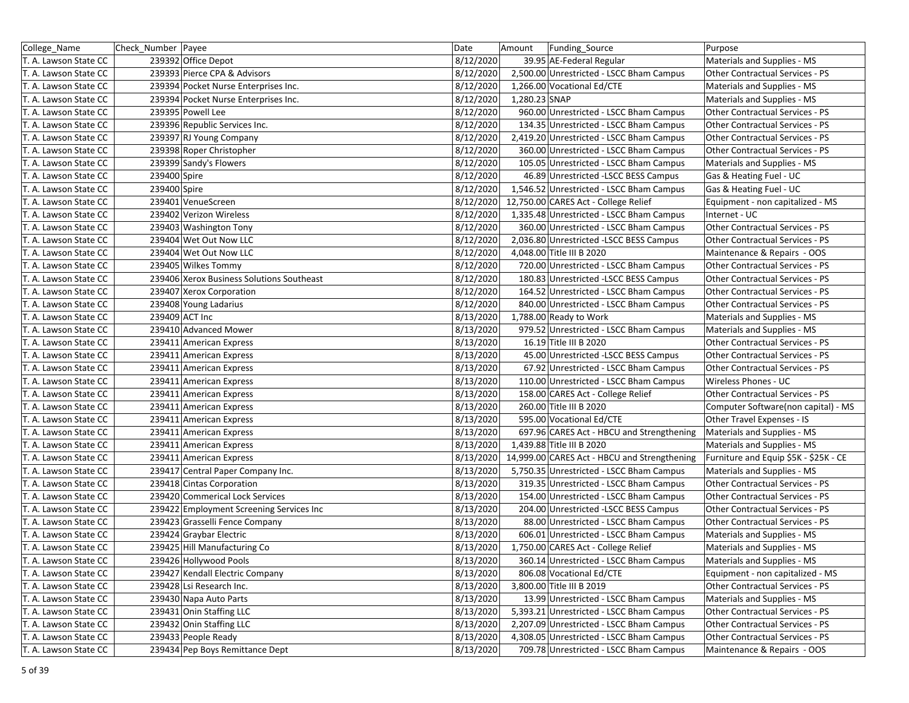| College_Name | Check_Number | Payee | Date | Amount | Funding_Source | Purpose |
|---|---|---|---|---|---|---|
| T. A. Lawson State CC | 239392 | Office Depot | 8/12/2020 | 39.95 | AE-Federal Regular | Materials and Supplies - MS |
| T. A. Lawson State CC | 239393 | Pierce CPA & Advisors | 8/12/2020 | 2,500.00 | Unrestricted - LSCC Bham Campus | Other Contractual Services - PS |
| T. A. Lawson State CC | 239394 | Pocket Nurse Enterprises Inc. | 8/12/2020 | 1,266.00 | Vocational Ed/CTE | Materials and Supplies - MS |
| T. A. Lawson State CC | 239394 | Pocket Nurse Enterprises Inc. | 8/12/2020 | 1,280.23 | SNAP | Materials and Supplies - MS |
| T. A. Lawson State CC | 239395 | Powell Lee | 8/12/2020 | 960.00 | Unrestricted - LSCC Bham Campus | Other Contractual Services - PS |
| T. A. Lawson State CC | 239396 | Republic Services Inc. | 8/12/2020 | 134.35 | Unrestricted - LSCC Bham Campus | Other Contractual Services - PS |
| T. A. Lawson State CC | 239397 | RJ Young Company | 8/12/2020 | 2,419.20 | Unrestricted - LSCC Bham Campus | Other Contractual Services - PS |
| T. A. Lawson State CC | 239398 | Roper Christopher | 8/12/2020 | 360.00 | Unrestricted - LSCC Bham Campus | Other Contractual Services - PS |
| T. A. Lawson State CC | 239399 | Sandy's Flowers | 8/12/2020 | 105.05 | Unrestricted - LSCC Bham Campus | Materials and Supplies - MS |
| T. A. Lawson State CC | 239400 | Spire | 8/12/2020 | 46.89 | Unrestricted -LSCC BESS Campus | Gas & Heating Fuel - UC |
| T. A. Lawson State CC | 239400 | Spire | 8/12/2020 | 1,546.52 | Unrestricted - LSCC Bham Campus | Gas & Heating Fuel - UC |
| T. A. Lawson State CC | 239401 | VenueScreen | 8/12/2020 | 12,750.00 | CARES Act - College Relief | Equipment - non capitalized - MS |
| T. A. Lawson State CC | 239402 | Verizon Wireless | 8/12/2020 | 1,335.48 | Unrestricted - LSCC Bham Campus | Internet - UC |
| T. A. Lawson State CC | 239403 | Washington Tony | 8/12/2020 | 360.00 | Unrestricted - LSCC Bham Campus | Other Contractual Services - PS |
| T. A. Lawson State CC | 239404 | Wet Out Now LLC | 8/12/2020 | 2,036.80 | Unrestricted -LSCC BESS Campus | Other Contractual Services - PS |
| T. A. Lawson State CC | 239404 | Wet Out Now LLC | 8/12/2020 | 4,048.00 | Title III B 2020 | Maintenance & Repairs - OOS |
| T. A. Lawson State CC | 239405 | Wilkes Tommy | 8/12/2020 | 720.00 | Unrestricted - LSCC Bham Campus | Other Contractual Services - PS |
| T. A. Lawson State CC | 239406 | Xerox Business Solutions Southeast | 8/12/2020 | 180.83 | Unrestricted -LSCC BESS Campus | Other Contractual Services - PS |
| T. A. Lawson State CC | 239407 | Xerox Corporation | 8/12/2020 | 164.52 | Unrestricted - LSCC Bham Campus | Other Contractual Services - PS |
| T. A. Lawson State CC | 239408 | Young Ladarius | 8/12/2020 | 840.00 | Unrestricted - LSCC Bham Campus | Other Contractual Services - PS |
| T. A. Lawson State CC | 239409 | ACT Inc | 8/13/2020 | 1,788.00 | Ready to Work | Materials and Supplies - MS |
| T. A. Lawson State CC | 239410 | Advanced Mower | 8/13/2020 | 979.52 | Unrestricted - LSCC Bham Campus | Materials and Supplies - MS |
| T. A. Lawson State CC | 239411 | American Express | 8/13/2020 | 16.19 | Title III B 2020 | Other Contractual Services - PS |
| T. A. Lawson State CC | 239411 | American Express | 8/13/2020 | 45.00 | Unrestricted -LSCC BESS Campus | Other Contractual Services - PS |
| T. A. Lawson State CC | 239411 | American Express | 8/13/2020 | 67.92 | Unrestricted - LSCC Bham Campus | Other Contractual Services - PS |
| T. A. Lawson State CC | 239411 | American Express | 8/13/2020 | 110.00 | Unrestricted - LSCC Bham Campus | Wireless Phones - UC |
| T. A. Lawson State CC | 239411 | American Express | 8/13/2020 | 158.00 | CARES Act - College Relief | Other Contractual Services - PS |
| T. A. Lawson State CC | 239411 | American Express | 8/13/2020 | 260.00 | Title III B 2020 | Computer Software(non capital) - MS |
| T. A. Lawson State CC | 239411 | American Express | 8/13/2020 | 595.00 | Vocational Ed/CTE | Other Travel Expenses - IS |
| T. A. Lawson State CC | 239411 | American Express | 8/13/2020 | 697.96 | CARES Act - HBCU and Strengthening | Materials and Supplies - MS |
| T. A. Lawson State CC | 239411 | American Express | 8/13/2020 | 1,439.88 | Title III B 2020 | Materials and Supplies - MS |
| T. A. Lawson State CC | 239411 | American Express | 8/13/2020 | 14,999.00 | CARES Act - HBCU and Strengthening | Furniture and Equip $5K - $25K - CE |
| T. A. Lawson State CC | 239417 | Central Paper Company Inc. | 8/13/2020 | 5,750.35 | Unrestricted - LSCC Bham Campus | Materials and Supplies - MS |
| T. A. Lawson State CC | 239418 | Cintas Corporation | 8/13/2020 | 319.35 | Unrestricted - LSCC Bham Campus | Other Contractual Services - PS |
| T. A. Lawson State CC | 239420 | Commerical Lock Services | 8/13/2020 | 154.00 | Unrestricted - LSCC Bham Campus | Other Contractual Services - PS |
| T. A. Lawson State CC | 239422 | Employment Screening Services Inc | 8/13/2020 | 204.00 | Unrestricted -LSCC BESS Campus | Other Contractual Services - PS |
| T. A. Lawson State CC | 239423 | Grasselli Fence Company | 8/13/2020 | 88.00 | Unrestricted - LSCC Bham Campus | Other Contractual Services - PS |
| T. A. Lawson State CC | 239424 | Graybar Electric | 8/13/2020 | 606.01 | Unrestricted - LSCC Bham Campus | Materials and Supplies - MS |
| T. A. Lawson State CC | 239425 | Hill Manufacturing Co | 8/13/2020 | 1,750.00 | CARES Act - College Relief | Materials and Supplies - MS |
| T. A. Lawson State CC | 239426 | Hollywood Pools | 8/13/2020 | 360.14 | Unrestricted - LSCC Bham Campus | Materials and Supplies - MS |
| T. A. Lawson State CC | 239427 | Kendall Electric Company | 8/13/2020 | 806.08 | Vocational Ed/CTE | Equipment - non capitalized - MS |
| T. A. Lawson State CC | 239428 | Lsi Research Inc. | 8/13/2020 | 3,800.00 | Title III B 2019 | Other Contractual Services - PS |
| T. A. Lawson State CC | 239430 | Napa Auto Parts | 8/13/2020 | 13.99 | Unrestricted - LSCC Bham Campus | Materials and Supplies - MS |
| T. A. Lawson State CC | 239431 | Onin Staffing LLC | 8/13/2020 | 5,393.21 | Unrestricted - LSCC Bham Campus | Other Contractual Services - PS |
| T. A. Lawson State CC | 239432 | Onin Staffing LLC | 8/13/2020 | 2,207.09 | Unrestricted - LSCC Bham Campus | Other Contractual Services - PS |
| T. A. Lawson State CC | 239433 | People Ready | 8/13/2020 | 4,308.05 | Unrestricted - LSCC Bham Campus | Other Contractual Services - PS |
| T. A. Lawson State CC | 239434 | Pep Boys Remittance Dept | 8/13/2020 | 709.78 | Unrestricted - LSCC Bham Campus | Maintenance & Repairs - OOS |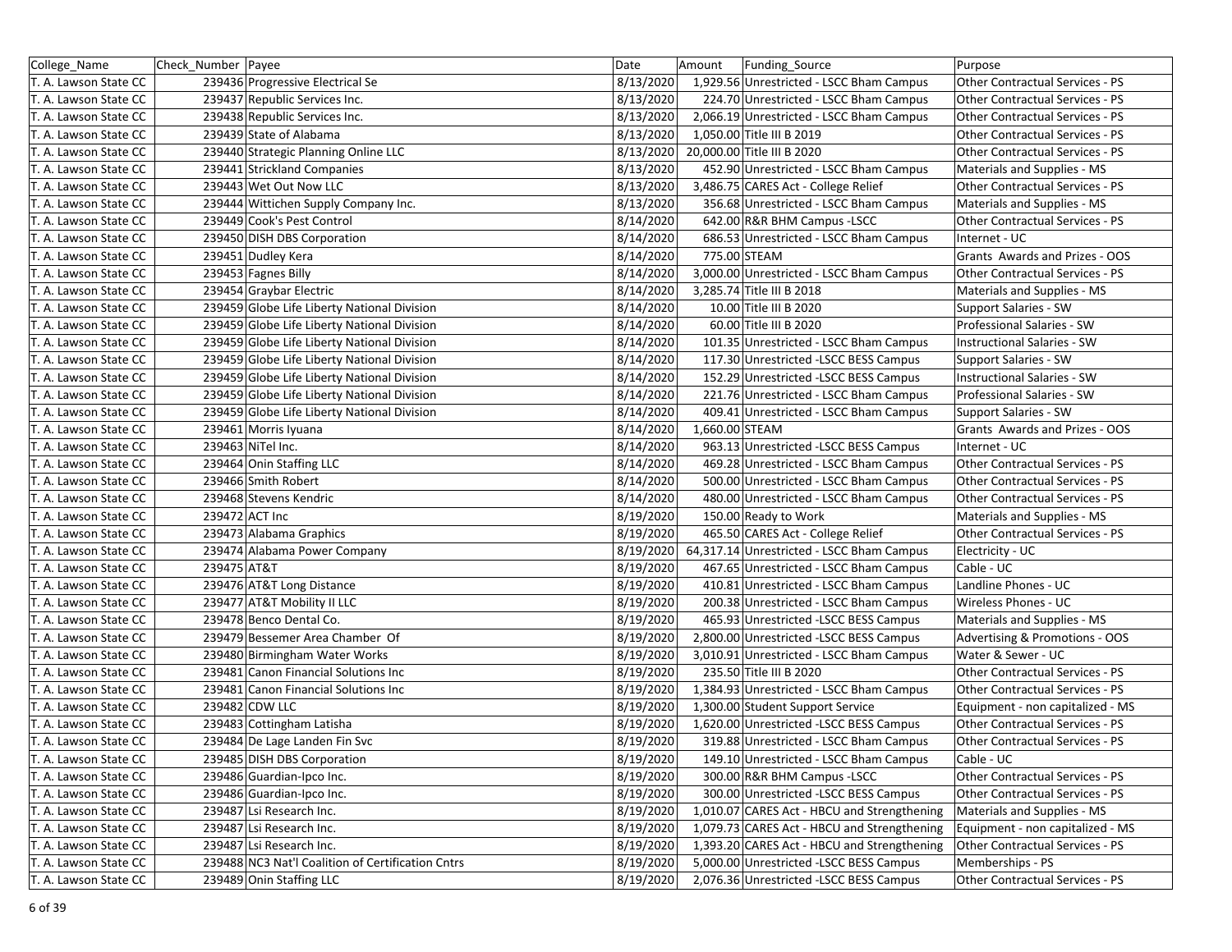| College_Name | Check_Number | Payee | Date | Amount | Funding_Source | Purpose |
|---|---|---|---|---|---|---|
| T. A. Lawson State CC | 239436 | Progressive Electrical Se | 8/13/2020 | 1,929.56 | Unrestricted - LSCC Bham Campus | Other Contractual Services - PS |
| T. A. Lawson State CC | 239437 | Republic Services Inc. | 8/13/2020 | 224.70 | Unrestricted - LSCC Bham Campus | Other Contractual Services - PS |
| T. A. Lawson State CC | 239438 | Republic Services Inc. | 8/13/2020 | 2,066.19 | Unrestricted - LSCC Bham Campus | Other Contractual Services - PS |
| T. A. Lawson State CC | 239439 | State of Alabama | 8/13/2020 | 1,050.00 | Title III B 2019 | Other Contractual Services - PS |
| T. A. Lawson State CC | 239440 | Strategic Planning Online LLC | 8/13/2020 | 20,000.00 | Title III B 2020 | Other Contractual Services - PS |
| T. A. Lawson State CC | 239441 | Strickland Companies | 8/13/2020 | 452.90 | Unrestricted - LSCC Bham Campus | Materials and Supplies - MS |
| T. A. Lawson State CC | 239443 | Wet Out Now LLC | 8/13/2020 | 3,486.75 | CARES Act - College Relief | Other Contractual Services - PS |
| T. A. Lawson State CC | 239444 | Wittichen Supply Company Inc. | 8/13/2020 | 356.68 | Unrestricted - LSCC Bham Campus | Materials and Supplies - MS |
| T. A. Lawson State CC | 239449 | Cook's Pest Control | 8/14/2020 | 642.00 | R&R BHM Campus -LSCC | Other Contractual Services - PS |
| T. A. Lawson State CC | 239450 | DISH DBS Corporation | 8/14/2020 | 686.53 | Unrestricted - LSCC Bham Campus | Internet - UC |
| T. A. Lawson State CC | 239451 | Dudley Kera | 8/14/2020 | 775.00 | STEAM | Grants Awards and Prizes - OOS |
| T. A. Lawson State CC | 239453 | Fagnes Billy | 8/14/2020 | 3,000.00 | Unrestricted - LSCC Bham Campus | Other Contractual Services - PS |
| T. A. Lawson State CC | 239454 | Graybar Electric | 8/14/2020 | 3,285.74 | Title III B 2018 | Materials and Supplies - MS |
| T. A. Lawson State CC | 239459 | Globe Life Liberty National Division | 8/14/2020 | 10.00 | Title III B 2020 | Support Salaries - SW |
| T. A. Lawson State CC | 239459 | Globe Life Liberty National Division | 8/14/2020 | 60.00 | Title III B 2020 | Professional Salaries - SW |
| T. A. Lawson State CC | 239459 | Globe Life Liberty National Division | 8/14/2020 | 101.35 | Unrestricted - LSCC Bham Campus | Instructional Salaries - SW |
| T. A. Lawson State CC | 239459 | Globe Life Liberty National Division | 8/14/2020 | 117.30 | Unrestricted -LSCC BESS Campus | Support Salaries - SW |
| T. A. Lawson State CC | 239459 | Globe Life Liberty National Division | 8/14/2020 | 152.29 | Unrestricted -LSCC BESS Campus | Instructional Salaries - SW |
| T. A. Lawson State CC | 239459 | Globe Life Liberty National Division | 8/14/2020 | 221.76 | Unrestricted - LSCC Bham Campus | Professional Salaries - SW |
| T. A. Lawson State CC | 239459 | Globe Life Liberty National Division | 8/14/2020 | 409.41 | Unrestricted - LSCC Bham Campus | Support Salaries - SW |
| T. A. Lawson State CC | 239461 | Morris Iyuana | 8/14/2020 | 1,660.00 | STEAM | Grants Awards and Prizes - OOS |
| T. A. Lawson State CC | 239463 | NiTel Inc. | 8/14/2020 | 963.13 | Unrestricted -LSCC BESS Campus | Internet - UC |
| T. A. Lawson State CC | 239464 | Onin Staffing LLC | 8/14/2020 | 469.28 | Unrestricted -LSCC BESS Campus | Other Contractual Services - PS |
| T. A. Lawson State CC | 239466 | Smith Robert | 8/14/2020 | 500.00 | Unrestricted - LSCC Bham Campus | Other Contractual Services - PS |
| T. A. Lawson State CC | 239468 | Stevens Kendric | 8/14/2020 | 480.00 | Unrestricted - LSCC Bham Campus | Other Contractual Services - PS |
| T. A. Lawson State CC | 239472 | ACT Inc | 8/19/2020 | 150.00 | Ready to Work | Materials and Supplies - MS |
| T. A. Lawson State CC | 239473 | Alabama Graphics | 8/19/2020 | 465.50 | CARES Act - College Relief | Other Contractual Services - PS |
| T. A. Lawson State CC | 239474 | Alabama Power Company | 8/19/2020 | 64,317.14 | Unrestricted - LSCC Bham Campus | Electricity - UC |
| T. A. Lawson State CC | 239475 | AT&T | 8/19/2020 | 467.65 | Unrestricted - LSCC Bham Campus | Cable - UC |
| T. A. Lawson State CC | 239476 | AT&T Long Distance | 8/19/2020 | 410.81 | Unrestricted - LSCC Bham Campus | Landline Phones - UC |
| T. A. Lawson State CC | 239477 | AT&T Mobility II LLC | 8/19/2020 | 200.38 | Unrestricted - LSCC Bham Campus | Wireless Phones - UC |
| T. A. Lawson State CC | 239478 | Benco Dental Co. | 8/19/2020 | 465.93 | Unrestricted -LSCC BESS Campus | Materials and Supplies - MS |
| T. A. Lawson State CC | 239479 | Bessemer Area Chamber Of | 8/19/2020 | 2,800.00 | Unrestricted -LSCC BESS Campus | Advertising & Promotions - OOS |
| T. A. Lawson State CC | 239480 | Birmingham Water Works | 8/19/2020 | 3,010.91 | Unrestricted - LSCC Bham Campus | Water & Sewer - UC |
| T. A. Lawson State CC | 239481 | Canon Financial Solutions Inc | 8/19/2020 | 235.50 | Title III B 2020 | Other Contractual Services - PS |
| T. A. Lawson State CC | 239481 | Canon Financial Solutions Inc | 8/19/2020 | 1,384.93 | Unrestricted - LSCC Bham Campus | Other Contractual Services - PS |
| T. A. Lawson State CC | 239482 | CDW LLC | 8/19/2020 | 1,300.00 | Student Support Service | Equipment - non capitalized - MS |
| T. A. Lawson State CC | 239483 | Cottingham Latisha | 8/19/2020 | 1,620.00 | Unrestricted -LSCC BESS Campus | Other Contractual Services - PS |
| T. A. Lawson State CC | 239484 | De Lage Landen Fin Svc | 8/19/2020 | 319.88 | Unrestricted - LSCC Bham Campus | Other Contractual Services - PS |
| T. A. Lawson State CC | 239485 | DISH DBS Corporation | 8/19/2020 | 149.10 | Unrestricted - LSCC Bham Campus | Cable - UC |
| T. A. Lawson State CC | 239486 | Guardian-Ipco Inc. | 8/19/2020 | 300.00 | R&R BHM Campus -LSCC | Other Contractual Services - PS |
| T. A. Lawson State CC | 239486 | Guardian-Ipco Inc. | 8/19/2020 | 300.00 | Unrestricted -LSCC BESS Campus | Other Contractual Services - PS |
| T. A. Lawson State CC | 239487 | Lsi Research Inc. | 8/19/2020 | 1,010.07 | CARES Act - HBCU and Strengthening | Materials and Supplies - MS |
| T. A. Lawson State CC | 239487 | Lsi Research Inc. | 8/19/2020 | 1,079.73 | CARES Act - HBCU and Strengthening | Equipment - non capitalized - MS |
| T. A. Lawson State CC | 239487 | Lsi Research Inc. | 8/19/2020 | 1,393.20 | CARES Act - HBCU and Strengthening | Other Contractual Services - PS |
| T. A. Lawson State CC | 239488 | NC3 Nat'l Coalition of Certification Cntrs | 8/19/2020 | 5,000.00 | Unrestricted -LSCC BESS Campus | Memberships - PS |
| T. A. Lawson State CC | 239489 | Onin Staffing LLC | 8/19/2020 | 2,076.36 | Unrestricted -LSCC BESS Campus | Other Contractual Services - PS |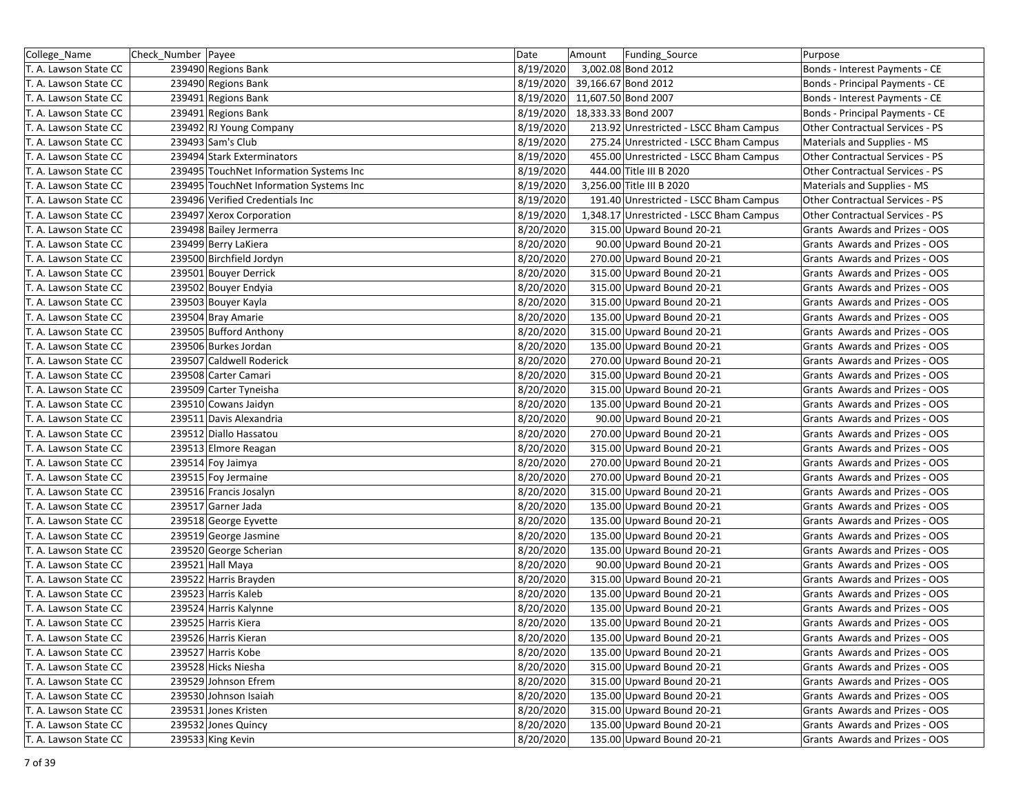| College_Name | Check_Number | Payee | Date | Amount | Funding_Source | Purpose |
|---|---|---|---|---|---|---|
| T. A. Lawson State CC | 239490 | Regions Bank | 8/19/2020 | 3,002.08 | Bond 2012 | Bonds - Interest Payments - CE |
| T. A. Lawson State CC | 239490 | Regions Bank | 8/19/2020 | 39,166.67 | Bond 2012 | Bonds - Principal Payments - CE |
| T. A. Lawson State CC | 239491 | Regions Bank | 8/19/2020 | 11,607.50 | Bond 2007 | Bonds - Interest Payments - CE |
| T. A. Lawson State CC | 239491 | Regions Bank | 8/19/2020 | 18,333.33 | Bond 2007 | Bonds - Principal Payments - CE |
| T. A. Lawson State CC | 239492 | RJ Young Company | 8/19/2020 | 213.92 | Unrestricted - LSCC Bham Campus | Other Contractual Services - PS |
| T. A. Lawson State CC | 239493 | Sam's Club | 8/19/2020 | 275.24 | Unrestricted - LSCC Bham Campus | Materials and Supplies - MS |
| T. A. Lawson State CC | 239494 | Stark Exterminators | 8/19/2020 | 455.00 | Unrestricted - LSCC Bham Campus | Other Contractual Services - PS |
| T. A. Lawson State CC | 239495 | TouchNet Information Systems Inc | 8/19/2020 | 444.00 | Title III B 2020 | Other Contractual Services - PS |
| T. A. Lawson State CC | 239495 | TouchNet Information Systems Inc | 8/19/2020 | 3,256.00 | Title III B 2020 | Materials and Supplies - MS |
| T. A. Lawson State CC | 239496 | Verified Credentials Inc | 8/19/2020 | 191.40 | Unrestricted - LSCC Bham Campus | Other Contractual Services - PS |
| T. A. Lawson State CC | 239497 | Xerox Corporation | 8/19/2020 | 1,348.17 | Unrestricted - LSCC Bham Campus | Other Contractual Services - PS |
| T. A. Lawson State CC | 239498 | Bailey Jermerra | 8/20/2020 | 315.00 | Upward Bound 20-21 | Grants Awards and Prizes - OOS |
| T. A. Lawson State CC | 239499 | Berry LaKiera | 8/20/2020 | 90.00 | Upward Bound 20-21 | Grants Awards and Prizes - OOS |
| T. A. Lawson State CC | 239500 | Birchfield Jordyn | 8/20/2020 | 270.00 | Upward Bound 20-21 | Grants Awards and Prizes - OOS |
| T. A. Lawson State CC | 239501 | Bouyer Derrick | 8/20/2020 | 315.00 | Upward Bound 20-21 | Grants Awards and Prizes - OOS |
| T. A. Lawson State CC | 239502 | Bouyer Endyia | 8/20/2020 | 315.00 | Upward Bound 20-21 | Grants Awards and Prizes - OOS |
| T. A. Lawson State CC | 239503 | Bouyer Kayla | 8/20/2020 | 315.00 | Upward Bound 20-21 | Grants Awards and Prizes - OOS |
| T. A. Lawson State CC | 239504 | Bray Amarie | 8/20/2020 | 135.00 | Upward Bound 20-21 | Grants Awards and Prizes - OOS |
| T. A. Lawson State CC | 239505 | Bufford Anthony | 8/20/2020 | 315.00 | Upward Bound 20-21 | Grants Awards and Prizes - OOS |
| T. A. Lawson State CC | 239506 | Burkes Jordan | 8/20/2020 | 135.00 | Upward Bound 20-21 | Grants Awards and Prizes - OOS |
| T. A. Lawson State CC | 239507 | Caldwell Roderick | 8/20/2020 | 270.00 | Upward Bound 20-21 | Grants Awards and Prizes - OOS |
| T. A. Lawson State CC | 239508 | Carter Camari | 8/20/2020 | 315.00 | Upward Bound 20-21 | Grants Awards and Prizes - OOS |
| T. A. Lawson State CC | 239509 | Carter Tyneisha | 8/20/2020 | 315.00 | Upward Bound 20-21 | Grants Awards and Prizes - OOS |
| T. A. Lawson State CC | 239510 | Cowans Jaidyn | 8/20/2020 | 135.00 | Upward Bound 20-21 | Grants Awards and Prizes - OOS |
| T. A. Lawson State CC | 239511 | Davis Alexandria | 8/20/2020 | 90.00 | Upward Bound 20-21 | Grants Awards and Prizes - OOS |
| T. A. Lawson State CC | 239512 | Diallo Hassatou | 8/20/2020 | 270.00 | Upward Bound 20-21 | Grants Awards and Prizes - OOS |
| T. A. Lawson State CC | 239513 | Elmore Reagan | 8/20/2020 | 315.00 | Upward Bound 20-21 | Grants Awards and Prizes - OOS |
| T. A. Lawson State CC | 239514 | Foy Jaimya | 8/20/2020 | 270.00 | Upward Bound 20-21 | Grants Awards and Prizes - OOS |
| T. A. Lawson State CC | 239515 | Foy Jermaine | 8/20/2020 | 270.00 | Upward Bound 20-21 | Grants Awards and Prizes - OOS |
| T. A. Lawson State CC | 239516 | Francis Josalyn | 8/20/2020 | 315.00 | Upward Bound 20-21 | Grants Awards and Prizes - OOS |
| T. A. Lawson State CC | 239517 | Garner Jada | 8/20/2020 | 135.00 | Upward Bound 20-21 | Grants Awards and Prizes - OOS |
| T. A. Lawson State CC | 239518 | George Eyvette | 8/20/2020 | 135.00 | Upward Bound 20-21 | Grants Awards and Prizes - OOS |
| T. A. Lawson State CC | 239519 | George Jasmine | 8/20/2020 | 135.00 | Upward Bound 20-21 | Grants Awards and Prizes - OOS |
| T. A. Lawson State CC | 239520 | George Scherian | 8/20/2020 | 135.00 | Upward Bound 20-21 | Grants Awards and Prizes - OOS |
| T. A. Lawson State CC | 239521 | Hall Maya | 8/20/2020 | 90.00 | Upward Bound 20-21 | Grants Awards and Prizes - OOS |
| T. A. Lawson State CC | 239522 | Harris Brayden | 8/20/2020 | 315.00 | Upward Bound 20-21 | Grants Awards and Prizes - OOS |
| T. A. Lawson State CC | 239523 | Harris Kaleb | 8/20/2020 | 135.00 | Upward Bound 20-21 | Grants Awards and Prizes - OOS |
| T. A. Lawson State CC | 239524 | Harris Kalynne | 8/20/2020 | 135.00 | Upward Bound 20-21 | Grants Awards and Prizes - OOS |
| T. A. Lawson State CC | 239525 | Harris Kiera | 8/20/2020 | 135.00 | Upward Bound 20-21 | Grants Awards and Prizes - OOS |
| T. A. Lawson State CC | 239526 | Harris Kieran | 8/20/2020 | 135.00 | Upward Bound 20-21 | Grants Awards and Prizes - OOS |
| T. A. Lawson State CC | 239527 | Harris Kobe | 8/20/2020 | 135.00 | Upward Bound 20-21 | Grants Awards and Prizes - OOS |
| T. A. Lawson State CC | 239528 | Hicks Niesha | 8/20/2020 | 315.00 | Upward Bound 20-21 | Grants Awards and Prizes - OOS |
| T. A. Lawson State CC | 239529 | Johnson Efrem | 8/20/2020 | 315.00 | Upward Bound 20-21 | Grants Awards and Prizes - OOS |
| T. A. Lawson State CC | 239530 | Johnson Isaiah | 8/20/2020 | 135.00 | Upward Bound 20-21 | Grants Awards and Prizes - OOS |
| T. A. Lawson State CC | 239531 | Jones Kristen | 8/20/2020 | 315.00 | Upward Bound 20-21 | Grants Awards and Prizes - OOS |
| T. A. Lawson State CC | 239532 | Jones Quincy | 8/20/2020 | 135.00 | Upward Bound 20-21 | Grants Awards and Prizes - OOS |
| T. A. Lawson State CC | 239533 | King Kevin | 8/20/2020 | 135.00 | Upward Bound 20-21 | Grants Awards and Prizes - OOS |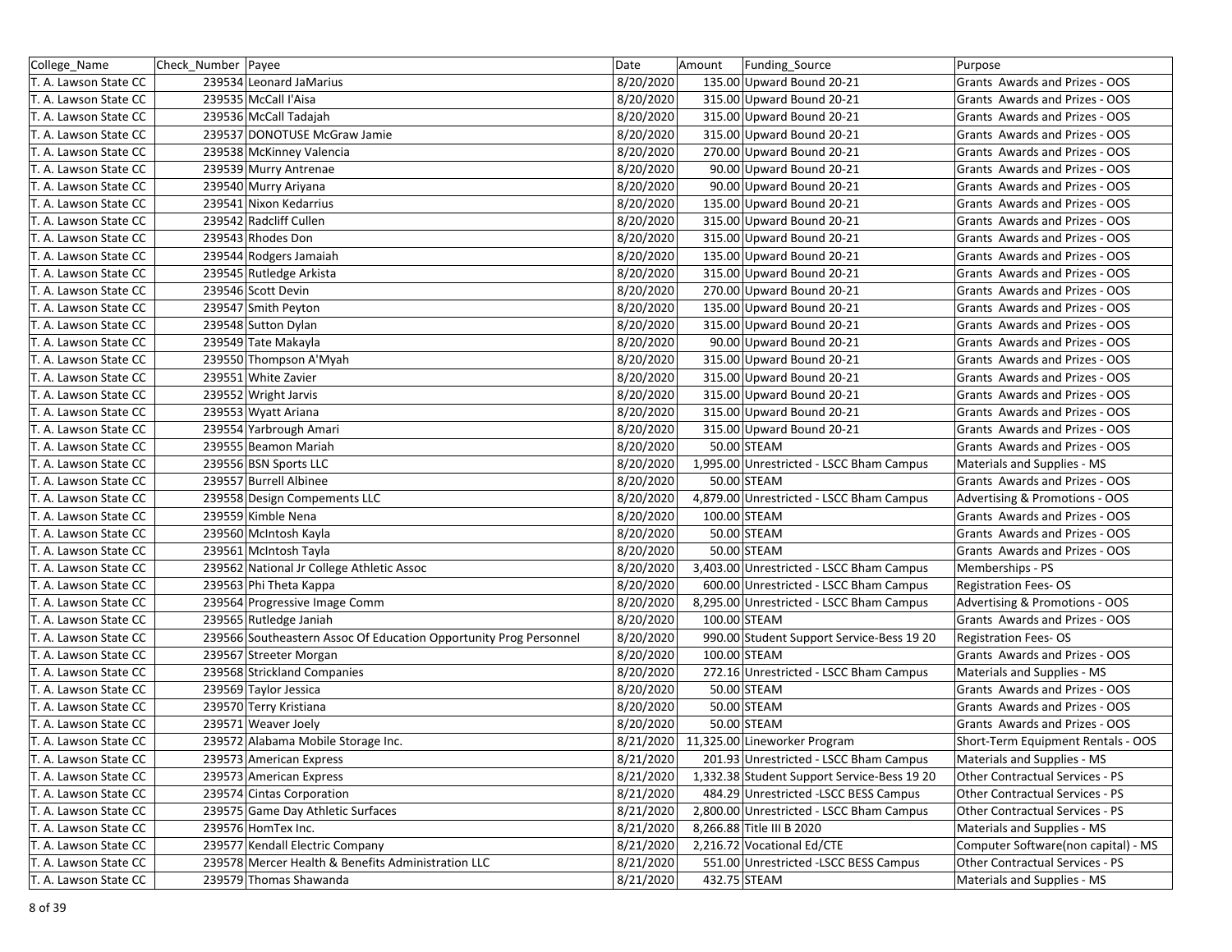| College_Name | Check_Number | Payee | Date | Amount | Funding_Source | Purpose |
|---|---|---|---|---|---|---|
| T. A. Lawson State CC | 239534 | Leonard JaMarius | 8/20/2020 | 135.00 | Upward Bound 20-21 | Grants Awards and Prizes - OOS |
| T. A. Lawson State CC | 239535 | McCall I'Aisa | 8/20/2020 | 315.00 | Upward Bound 20-21 | Grants Awards and Prizes - OOS |
| T. A. Lawson State CC | 239536 | McCall Tadajah | 8/20/2020 | 315.00 | Upward Bound 20-21 | Grants Awards and Prizes - OOS |
| T. A. Lawson State CC | 239537 | DONOTUSE McGraw Jamie | 8/20/2020 | 315.00 | Upward Bound 20-21 | Grants Awards and Prizes - OOS |
| T. A. Lawson State CC | 239538 | McKinney Valencia | 8/20/2020 | 270.00 | Upward Bound 20-21 | Grants Awards and Prizes - OOS |
| T. A. Lawson State CC | 239539 | Murry Antrenae | 8/20/2020 | 90.00 | Upward Bound 20-21 | Grants Awards and Prizes - OOS |
| T. A. Lawson State CC | 239540 | Murry Ariyana | 8/20/2020 | 90.00 | Upward Bound 20-21 | Grants Awards and Prizes - OOS |
| T. A. Lawson State CC | 239541 | Nixon Kedarrius | 8/20/2020 | 135.00 | Upward Bound 20-21 | Grants Awards and Prizes - OOS |
| T. A. Lawson State CC | 239542 | Radcliff Cullen | 8/20/2020 | 315.00 | Upward Bound 20-21 | Grants Awards and Prizes - OOS |
| T. A. Lawson State CC | 239543 | Rhodes Don | 8/20/2020 | 315.00 | Upward Bound 20-21 | Grants Awards and Prizes - OOS |
| T. A. Lawson State CC | 239544 | Rodgers Jamaiah | 8/20/2020 | 135.00 | Upward Bound 20-21 | Grants Awards and Prizes - OOS |
| T. A. Lawson State CC | 239545 | Rutledge Arkista | 8/20/2020 | 315.00 | Upward Bound 20-21 | Grants Awards and Prizes - OOS |
| T. A. Lawson State CC | 239546 | Scott Devin | 8/20/2020 | 270.00 | Upward Bound 20-21 | Grants Awards and Prizes - OOS |
| T. A. Lawson State CC | 239547 | Smith Peyton | 8/20/2020 | 135.00 | Upward Bound 20-21 | Grants Awards and Prizes - OOS |
| T. A. Lawson State CC | 239548 | Sutton Dylan | 8/20/2020 | 315.00 | Upward Bound 20-21 | Grants Awards and Prizes - OOS |
| T. A. Lawson State CC | 239549 | Tate Makayla | 8/20/2020 | 90.00 | Upward Bound 20-21 | Grants Awards and Prizes - OOS |
| T. A. Lawson State CC | 239550 | Thompson A'Myah | 8/20/2020 | 315.00 | Upward Bound 20-21 | Grants Awards and Prizes - OOS |
| T. A. Lawson State CC | 239551 | White Zavier | 8/20/2020 | 315.00 | Upward Bound 20-21 | Grants Awards and Prizes - OOS |
| T. A. Lawson State CC | 239552 | Wright Jarvis | 8/20/2020 | 315.00 | Upward Bound 20-21 | Grants Awards and Prizes - OOS |
| T. A. Lawson State CC | 239553 | Wyatt Ariana | 8/20/2020 | 315.00 | Upward Bound 20-21 | Grants Awards and Prizes - OOS |
| T. A. Lawson State CC | 239554 | Yarbrough Amari | 8/20/2020 | 315.00 | Upward Bound 20-21 | Grants Awards and Prizes - OOS |
| T. A. Lawson State CC | 239555 | Beamon Mariah | 8/20/2020 | 50.00 | STEAM | Grants Awards and Prizes - OOS |
| T. A. Lawson State CC | 239556 | BSN Sports LLC | 8/20/2020 | 1,995.00 | Unrestricted - LSCC Bham Campus | Materials and Supplies - MS |
| T. A. Lawson State CC | 239557 | Burrell Albinee | 8/20/2020 | 50.00 | STEAM | Grants Awards and Prizes - OOS |
| T. A. Lawson State CC | 239558 | Design Compements LLC | 8/20/2020 | 4,879.00 | Unrestricted - LSCC Bham Campus | Advertising & Promotions - OOS |
| T. A. Lawson State CC | 239559 | Kimble Nena | 8/20/2020 | 100.00 | STEAM | Grants Awards and Prizes - OOS |
| T. A. Lawson State CC | 239560 | McIntosh Kayla | 8/20/2020 | 50.00 | STEAM | Grants Awards and Prizes - OOS |
| T. A. Lawson State CC | 239561 | McIntosh Tayla | 8/20/2020 | 50.00 | STEAM | Grants Awards and Prizes - OOS |
| T. A. Lawson State CC | 239562 | National Jr College Athletic Assoc | 8/20/2020 | 3,403.00 | Unrestricted - LSCC Bham Campus | Memberships - PS |
| T. A. Lawson State CC | 239563 | Phi Theta Kappa | 8/20/2020 | 600.00 | Unrestricted - LSCC Bham Campus | Registration Fees- OS |
| T. A. Lawson State CC | 239564 | Progressive Image Comm | 8/20/2020 | 8,295.00 | Unrestricted - LSCC Bham Campus | Advertising & Promotions - OOS |
| T. A. Lawson State CC | 239565 | Rutledge Janiah | 8/20/2020 | 100.00 | STEAM | Grants Awards and Prizes - OOS |
| T. A. Lawson State CC | 239566 | Southeastern Assoc Of Education Opportunity Prog Personnel | 8/20/2020 | 990.00 | Student Support Service-Bess 19 20 | Registration Fees- OS |
| T. A. Lawson State CC | 239567 | Streeter Morgan | 8/20/2020 | 100.00 | STEAM | Grants Awards and Prizes - OOS |
| T. A. Lawson State CC | 239568 | Strickland Companies | 8/20/2020 | 272.16 | Unrestricted - LSCC Bham Campus | Materials and Supplies - MS |
| T. A. Lawson State CC | 239569 | Taylor Jessica | 8/20/2020 | 50.00 | STEAM | Grants Awards and Prizes - OOS |
| T. A. Lawson State CC | 239570 | Terry Kristiana | 8/20/2020 | 50.00 | STEAM | Grants Awards and Prizes - OOS |
| T. A. Lawson State CC | 239571 | Weaver Joely | 8/20/2020 | 50.00 | STEAM | Grants Awards and Prizes - OOS |
| T. A. Lawson State CC | 239572 | Alabama Mobile Storage Inc. | 8/21/2020 | 11,325.00 | Lineworker Program | Short-Term Equipment Rentals - OOS |
| T. A. Lawson State CC | 239573 | American Express | 8/21/2020 | 201.93 | Unrestricted - LSCC Bham Campus | Materials and Supplies - MS |
| T. A. Lawson State CC | 239573 | American Express | 8/21/2020 | 1,332.38 | Student Support Service-Bess 19 20 | Other Contractual Services - PS |
| T. A. Lawson State CC | 239574 | Cintas Corporation | 8/21/2020 | 484.29 | Unrestricted -LSCC BESS Campus | Other Contractual Services - PS |
| T. A. Lawson State CC | 239575 | Game Day Athletic Surfaces | 8/21/2020 | 2,800.00 | Unrestricted - LSCC Bham Campus | Other Contractual Services - PS |
| T. A. Lawson State CC | 239576 | HomTex Inc. | 8/21/2020 | 8,266.88 | Title III B 2020 | Materials and Supplies - MS |
| T. A. Lawson State CC | 239577 | Kendall Electric Company | 8/21/2020 | 2,216.72 | Vocational Ed/CTE | Computer Software(non capital) - MS |
| T. A. Lawson State CC | 239578 | Mercer Health & Benefits Administration LLC | 8/21/2020 | 551.00 | Unrestricted -LSCC BESS Campus | Other Contractual Services - PS |
| T. A. Lawson State CC | 239579 | Thomas Shawanda | 8/21/2020 | 432.75 | STEAM | Materials and Supplies - MS |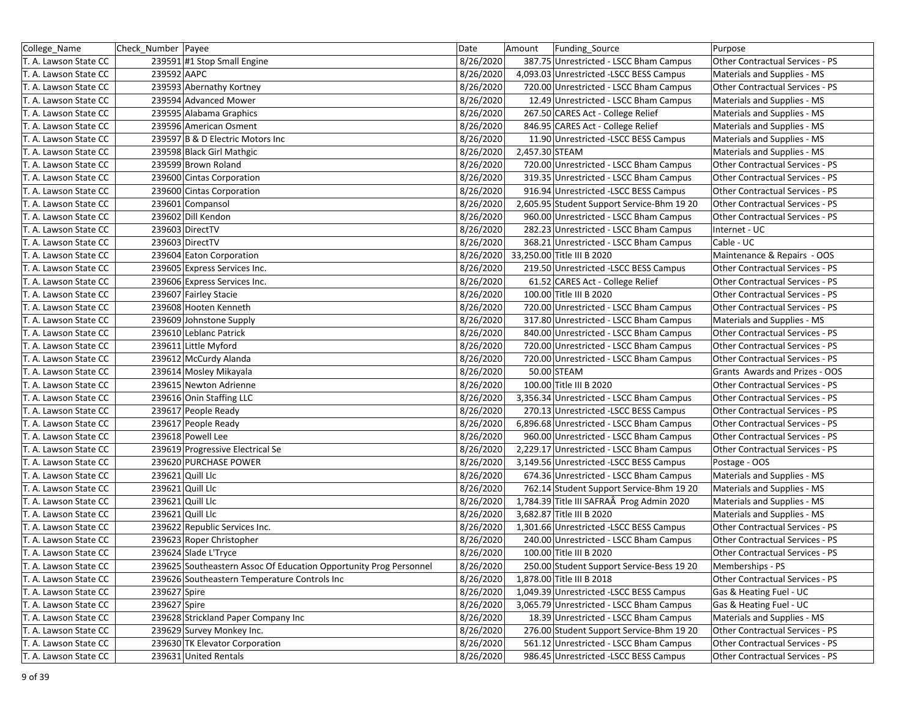| College_Name | Check_Number | Payee | Date | Amount | Funding_Source | Purpose |
|---|---|---|---|---|---|---|
| T. A. Lawson State CC | 239591 | #1 Stop Small Engine | 8/26/2020 | 387.75 | Unrestricted - LSCC Bham Campus | Other Contractual Services - PS |
| T. A. Lawson State CC | 239592 | AAPC | 8/26/2020 | 4,093.03 | Unrestricted -LSCC BESS Campus | Materials and Supplies - MS |
| T. A. Lawson State CC | 239593 | Abernathy Kortney | 8/26/2020 | 720.00 | Unrestricted - LSCC Bham Campus | Other Contractual Services - PS |
| T. A. Lawson State CC | 239594 | Advanced Mower | 8/26/2020 | 12.49 | Unrestricted - LSCC Bham Campus | Materials and Supplies - MS |
| T. A. Lawson State CC | 239595 | Alabama Graphics | 8/26/2020 | 267.50 | CARES Act - College Relief | Materials and Supplies - MS |
| T. A. Lawson State CC | 239596 | American Osment | 8/26/2020 | 846.95 | CARES Act - College Relief | Materials and Supplies - MS |
| T. A. Lawson State CC | 239597 | B & D Electric Motors Inc | 8/26/2020 | 11.90 | Unrestricted -LSCC BESS Campus | Materials and Supplies - MS |
| T. A. Lawson State CC | 239598 | Black Girl Mathgic | 8/26/2020 | 2,457.30 | STEAM | Materials and Supplies - MS |
| T. A. Lawson State CC | 239599 | Brown Roland | 8/26/2020 | 720.00 | Unrestricted - LSCC Bham Campus | Other Contractual Services - PS |
| T. A. Lawson State CC | 239600 | Cintas Corporation | 8/26/2020 | 319.35 | Unrestricted - LSCC Bham Campus | Other Contractual Services - PS |
| T. A. Lawson State CC | 239600 | Cintas Corporation | 8/26/2020 | 916.94 | Unrestricted -LSCC BESS Campus | Other Contractual Services - PS |
| T. A. Lawson State CC | 239601 | Compansol | 8/26/2020 | 2,605.95 | Student Support Service-Bhm 19 20 | Other Contractual Services - PS |
| T. A. Lawson State CC | 239602 | Dill Kendon | 8/26/2020 | 960.00 | Unrestricted - LSCC Bham Campus | Other Contractual Services - PS |
| T. A. Lawson State CC | 239603 | DirectTV | 8/26/2020 | 282.23 | Unrestricted - LSCC Bham Campus | Internet - UC |
| T. A. Lawson State CC | 239603 | DirectTV | 8/26/2020 | 368.21 | Unrestricted - LSCC Bham Campus | Cable - UC |
| T. A. Lawson State CC | 239604 | Eaton Corporation | 8/26/2020 | 33,250.00 | Title III B 2020 | Maintenance & Repairs - OOS |
| T. A. Lawson State CC | 239605 | Express Services Inc. | 8/26/2020 | 219.50 | Unrestricted -LSCC BESS Campus | Other Contractual Services - PS |
| T. A. Lawson State CC | 239606 | Express Services Inc. | 8/26/2020 | 61.52 | CARES Act - College Relief | Other Contractual Services - PS |
| T. A. Lawson State CC | 239607 | Fairley Stacie | 8/26/2020 | 100.00 | Title III B 2020 | Other Contractual Services - PS |
| T. A. Lawson State CC | 239608 | Hooten Kenneth | 8/26/2020 | 720.00 | Unrestricted - LSCC Bham Campus | Other Contractual Services - PS |
| T. A. Lawson State CC | 239609 | Johnstone Supply | 8/26/2020 | 317.80 | Unrestricted - LSCC Bham Campus | Materials and Supplies - MS |
| T. A. Lawson State CC | 239610 | Leblanc Patrick | 8/26/2020 | 840.00 | Unrestricted - LSCC Bham Campus | Other Contractual Services - PS |
| T. A. Lawson State CC | 239611 | Little Myford | 8/26/2020 | 720.00 | Unrestricted - LSCC Bham Campus | Other Contractual Services - PS |
| T. A. Lawson State CC | 239612 | McCurdy Alanda | 8/26/2020 | 720.00 | Unrestricted - LSCC Bham Campus | Other Contractual Services - PS |
| T. A. Lawson State CC | 239614 | Mosley Mikayala | 8/26/2020 | 50.00 | STEAM | Grants Awards and Prizes - OOS |
| T. A. Lawson State CC | 239615 | Newton Adrienne | 8/26/2020 | 100.00 | Title III B 2020 | Other Contractual Services - PS |
| T. A. Lawson State CC | 239616 | Onin Staffing LLC | 8/26/2020 | 3,356.34 | Unrestricted - LSCC Bham Campus | Other Contractual Services - PS |
| T. A. Lawson State CC | 239617 | People Ready | 8/26/2020 | 270.13 | Unrestricted -LSCC BESS Campus | Other Contractual Services - PS |
| T. A. Lawson State CC | 239617 | People Ready | 8/26/2020 | 6,896.68 | Unrestricted - LSCC Bham Campus | Other Contractual Services - PS |
| T. A. Lawson State CC | 239618 | Powell Lee | 8/26/2020 | 960.00 | Unrestricted - LSCC Bham Campus | Other Contractual Services - PS |
| T. A. Lawson State CC | 239619 | Progressive Electrical Se | 8/26/2020 | 2,229.17 | Unrestricted - LSCC Bham Campus | Other Contractual Services - PS |
| T. A. Lawson State CC | 239620 | PURCHASE POWER | 8/26/2020 | 3,149.56 | Unrestricted -LSCC BESS Campus | Postage - OOS |
| T. A. Lawson State CC | 239621 | Quill Llc | 8/26/2020 | 674.36 | Unrestricted - LSCC Bham Campus | Materials and Supplies - MS |
| T. A. Lawson State CC | 239621 | Quill Llc | 8/26/2020 | 762.14 | Student Support Service-Bhm 19 20 | Materials and Supplies - MS |
| T. A. Lawson State CC | 239621 | Quill Llc | 8/26/2020 | 1,784.39 | Title III SAFRAÂ Prog Admin 2020 | Materials and Supplies - MS |
| T. A. Lawson State CC | 239621 | Quill Llc | 8/26/2020 | 3,682.87 | Title III B 2020 | Materials and Supplies - MS |
| T. A. Lawson State CC | 239622 | Republic Services Inc. | 8/26/2020 | 1,301.66 | Unrestricted -LSCC BESS Campus | Other Contractual Services - PS |
| T. A. Lawson State CC | 239623 | Roper Christopher | 8/26/2020 | 240.00 | Unrestricted - LSCC Bham Campus | Other Contractual Services - PS |
| T. A. Lawson State CC | 239624 | Slade L'Tryce | 8/26/2020 | 100.00 | Title III B 2020 | Other Contractual Services - PS |
| T. A. Lawson State CC | 239625 | Southeastern Assoc Of Education Opportunity Prog Personnel | 8/26/2020 | 250.00 | Student Support Service-Bess 19 20 | Memberships - PS |
| T. A. Lawson State CC | 239626 | Southeastern Temperature Controls Inc | 8/26/2020 | 1,878.00 | Title III B 2018 | Other Contractual Services - PS |
| T. A. Lawson State CC | 239627 | Spire | 8/26/2020 | 1,049.39 | Unrestricted -LSCC BESS Campus | Gas & Heating Fuel - UC |
| T. A. Lawson State CC | 239627 | Spire | 8/26/2020 | 3,065.79 | Unrestricted - LSCC Bham Campus | Gas & Heating Fuel - UC |
| T. A. Lawson State CC | 239628 | Strickland Paper Company Inc | 8/26/2020 | 18.39 | Unrestricted - LSCC Bham Campus | Materials and Supplies - MS |
| T. A. Lawson State CC | 239629 | Survey Monkey Inc. | 8/26/2020 | 276.00 | Student Support Service-Bhm 19 20 | Other Contractual Services - PS |
| T. A. Lawson State CC | 239630 | TK Elevator Corporation | 8/26/2020 | 561.12 | Unrestricted - LSCC Bham Campus | Other Contractual Services - PS |
| T. A. Lawson State CC | 239631 | United Rentals | 8/26/2020 | 986.45 | Unrestricted -LSCC BESS Campus | Other Contractual Services - PS |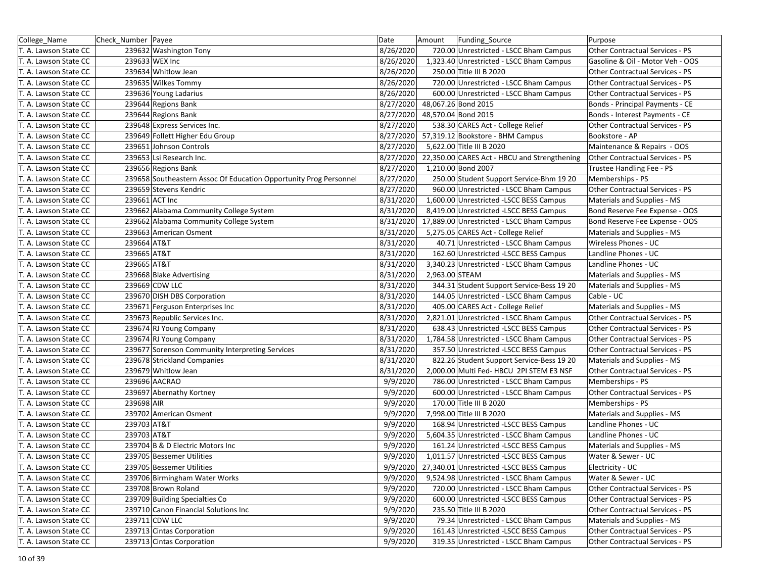| College_Name | Check_Number | Payee | Date | Amount | Funding_Source | Purpose |
|---|---|---|---|---|---|---|
| T. A. Lawson State CC | 239632 | Washington Tony | 8/26/2020 | 720.00 | Unrestricted - LSCC Bham Campus | Other Contractual Services - PS |
| T. A. Lawson State CC | 239633 | WEX Inc | 8/26/2020 | 1,323.40 | Unrestricted - LSCC Bham Campus | Gasoline & Oil - Motor Veh - OOS |
| T. A. Lawson State CC | 239634 | Whitlow Jean | 8/26/2020 | 250.00 | Title III B 2020 | Other Contractual Services - PS |
| T. A. Lawson State CC | 239635 | Wilkes Tommy | 8/26/2020 | 720.00 | Unrestricted - LSCC Bham Campus | Other Contractual Services - PS |
| T. A. Lawson State CC | 239636 | Young Ladarius | 8/26/2020 | 600.00 | Unrestricted - LSCC Bham Campus | Other Contractual Services - PS |
| T. A. Lawson State CC | 239644 | Regions Bank | 8/27/2020 | 48,067.26 | Bond 2015 | Bonds - Principal Payments - CE |
| T. A. Lawson State CC | 239644 | Regions Bank | 8/27/2020 | 48,570.04 | Bond 2015 | Bonds - Interest Payments - CE |
| T. A. Lawson State CC | 239648 | Express Services Inc. | 8/27/2020 | 538.30 | CARES Act - College Relief | Other Contractual Services - PS |
| T. A. Lawson State CC | 239649 | Follett Higher Edu Group | 8/27/2020 | 57,319.12 | Bookstore - BHM Campus | Bookstore - AP |
| T. A. Lawson State CC | 239651 | Johnson Controls | 8/27/2020 | 5,622.00 | Title III B 2020 | Maintenance & Repairs - OOS |
| T. A. Lawson State CC | 239653 | Lsi Research Inc. | 8/27/2020 | 22,350.00 | CARES Act - HBCU and Strengthening | Other Contractual Services - PS |
| T. A. Lawson State CC | 239656 | Regions Bank | 8/27/2020 | 1,210.00 | Bond 2007 | Trustee Handling Fee - PS |
| T. A. Lawson State CC | 239658 | Southeastern Assoc Of Education Opportunity Prog Personnel | 8/27/2020 | 250.00 | Student Support Service-Bhm 19 20 | Memberships - PS |
| T. A. Lawson State CC | 239659 | Stevens Kendric | 8/27/2020 | 960.00 | Unrestricted - LSCC Bham Campus | Other Contractual Services - PS |
| T. A. Lawson State CC | 239661 | ACT Inc | 8/31/2020 | 1,600.00 | Unrestricted -LSCC BESS Campus | Materials and Supplies - MS |
| T. A. Lawson State CC | 239662 | Alabama Community College System | 8/31/2020 | 8,419.00 | Unrestricted -LSCC BESS Campus | Bond Reserve Fee Expense - OOS |
| T. A. Lawson State CC | 239662 | Alabama Community College System | 8/31/2020 | 17,889.00 | Unrestricted - LSCC Bham Campus | Bond Reserve Fee Expense - OOS |
| T. A. Lawson State CC | 239663 | American Osment | 8/31/2020 | 5,275.05 | CARES Act - College Relief | Materials and Supplies - MS |
| T. A. Lawson State CC | 239664 | AT&T | 8/31/2020 | 40.71 | Unrestricted - LSCC Bham Campus | Wireless Phones - UC |
| T. A. Lawson State CC | 239665 | AT&T | 8/31/2020 | 162.60 | Unrestricted -LSCC BESS Campus | Landline Phones - UC |
| T. A. Lawson State CC | 239665 | AT&T | 8/31/2020 | 3,340.23 | Unrestricted - LSCC Bham Campus | Landline Phones - UC |
| T. A. Lawson State CC | 239668 | Blake Advertising | 8/31/2020 | 2,963.00 | STEAM | Materials and Supplies - MS |
| T. A. Lawson State CC | 239669 | CDW LLC | 8/31/2020 | 344.31 | Student Support Service-Bess 19 20 | Materials and Supplies - MS |
| T. A. Lawson State CC | 239670 | DISH DBS Corporation | 8/31/2020 | 144.05 | Unrestricted - LSCC Bham Campus | Cable - UC |
| T. A. Lawson State CC | 239671 | Ferguson Enterprises Inc | 8/31/2020 | 405.00 | CARES Act - College Relief | Materials and Supplies - MS |
| T. A. Lawson State CC | 239673 | Republic Services Inc. | 8/31/2020 | 2,821.01 | Unrestricted - LSCC Bham Campus | Other Contractual Services - PS |
| T. A. Lawson State CC | 239674 | RJ Young Company | 8/31/2020 | 638.43 | Unrestricted -LSCC BESS Campus | Other Contractual Services - PS |
| T. A. Lawson State CC | 239674 | RJ Young Company | 8/31/2020 | 1,784.58 | Unrestricted - LSCC Bham Campus | Other Contractual Services - PS |
| T. A. Lawson State CC | 239677 | Sorenson Community Interpreting Services | 8/31/2020 | 357.50 | Unrestricted -LSCC BESS Campus | Other Contractual Services - PS |
| T. A. Lawson State CC | 239678 | Strickland Companies | 8/31/2020 | 822.26 | Student Support Service-Bess 19 20 | Materials and Supplies - MS |
| T. A. Lawson State CC | 239679 | Whitlow Jean | 8/31/2020 | 2,000.00 | Multi Fed- HBCU 2PI STEM E3 NSF | Other Contractual Services - PS |
| T. A. Lawson State CC | 239696 | AACRAO | 9/9/2020 | 786.00 | Unrestricted - LSCC Bham Campus | Memberships - PS |
| T. A. Lawson State CC | 239697 | Abernathy Kortney | 9/9/2020 | 600.00 | Unrestricted - LSCC Bham Campus | Other Contractual Services - PS |
| T. A. Lawson State CC | 239698 | AIR | 9/9/2020 | 170.00 | Title III B 2020 | Memberships - PS |
| T. A. Lawson State CC | 239702 | American Osment | 9/9/2020 | 7,998.00 | Title III B 2020 | Materials and Supplies - MS |
| T. A. Lawson State CC | 239703 | AT&T | 9/9/2020 | 168.94 | Unrestricted -LSCC BESS Campus | Landline Phones - UC |
| T. A. Lawson State CC | 239703 | AT&T | 9/9/2020 | 5,604.35 | Unrestricted - LSCC Bham Campus | Landline Phones - UC |
| T. A. Lawson State CC | 239704 | B & D Electric Motors Inc | 9/9/2020 | 161.24 | Unrestricted -LSCC BESS Campus | Materials and Supplies - MS |
| T. A. Lawson State CC | 239705 | Bessemer Utilities | 9/9/2020 | 1,011.57 | Unrestricted -LSCC BESS Campus | Water & Sewer - UC |
| T. A. Lawson State CC | 239705 | Bessemer Utilities | 9/9/2020 | 27,340.01 | Unrestricted -LSCC BESS Campus | Electricity - UC |
| T. A. Lawson State CC | 239706 | Birmingham Water Works | 9/9/2020 | 9,524.98 | Unrestricted - LSCC Bham Campus | Water & Sewer - UC |
| T. A. Lawson State CC | 239708 | Brown Roland | 9/9/2020 | 720.00 | Unrestricted - LSCC Bham Campus | Other Contractual Services - PS |
| T. A. Lawson State CC | 239709 | Building Specialties Co | 9/9/2020 | 600.00 | Unrestricted -LSCC BESS Campus | Other Contractual Services - PS |
| T. A. Lawson State CC | 239710 | Canon Financial Solutions Inc | 9/9/2020 | 235.50 | Title III B 2020 | Other Contractual Services - PS |
| T. A. Lawson State CC | 239711 | CDW LLC | 9/9/2020 | 79.34 | Unrestricted - LSCC Bham Campus | Materials and Supplies - MS |
| T. A. Lawson State CC | 239713 | Cintas Corporation | 9/9/2020 | 161.43 | Unrestricted -LSCC BESS Campus | Other Contractual Services - PS |
| T. A. Lawson State CC | 239713 | Cintas Corporation | 9/9/2020 | 319.35 | Unrestricted - LSCC Bham Campus | Other Contractual Services - PS |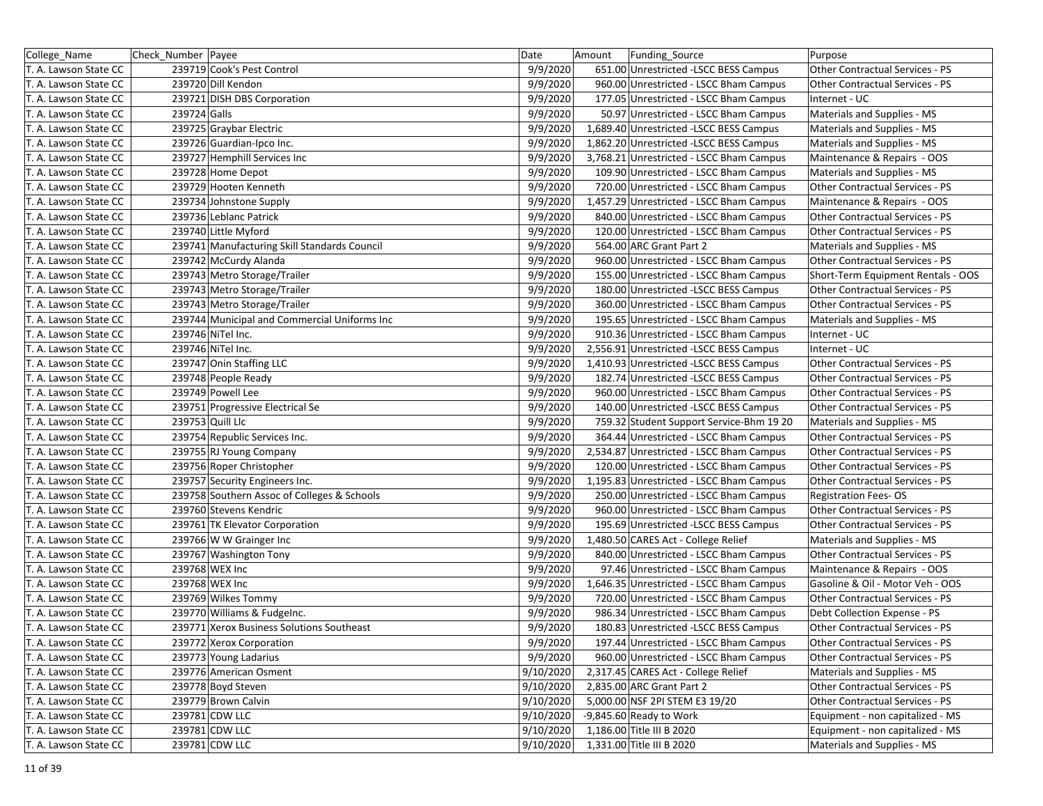| College_Name | Check_Number | Payee | Date | Amount | Funding_Source | Purpose |
|---|---|---|---|---|---|---|
| T. A. Lawson State CC | 239719 | Cook's Pest Control | 9/9/2020 | 651.00 | Unrestricted -LSCC BESS Campus | Other Contractual Services - PS |
| T. A. Lawson State CC | 239720 | Dill Kendon | 9/9/2020 | 960.00 | Unrestricted - LSCC Bham Campus | Other Contractual Services - PS |
| T. A. Lawson State CC | 239721 | DISH DBS Corporation | 9/9/2020 | 177.05 | Unrestricted - LSCC Bham Campus | Internet - UC |
| T. A. Lawson State CC | 239724 | Galls | 9/9/2020 | 50.97 | Unrestricted - LSCC Bham Campus | Materials and Supplies - MS |
| T. A. Lawson State CC | 239725 | Graybar Electric | 9/9/2020 | 1,689.40 | Unrestricted -LSCC BESS Campus | Materials and Supplies - MS |
| T. A. Lawson State CC | 239726 | Guardian-Ipco Inc. | 9/9/2020 | 1,862.20 | Unrestricted -LSCC BESS Campus | Materials and Supplies - MS |
| T. A. Lawson State CC | 239727 | Hemphill Services Inc | 9/9/2020 | 3,768.21 | Unrestricted - LSCC Bham Campus | Maintenance & Repairs - OOS |
| T. A. Lawson State CC | 239728 | Home Depot | 9/9/2020 | 109.90 | Unrestricted - LSCC Bham Campus | Materials and Supplies - MS |
| T. A. Lawson State CC | 239729 | Hooten Kenneth | 9/9/2020 | 720.00 | Unrestricted - LSCC Bham Campus | Other Contractual Services - PS |
| T. A. Lawson State CC | 239734 | Johnstone Supply | 9/9/2020 | 1,457.29 | Unrestricted - LSCC Bham Campus | Maintenance & Repairs - OOS |
| T. A. Lawson State CC | 239736 | Leblanc Patrick | 9/9/2020 | 840.00 | Unrestricted - LSCC Bham Campus | Other Contractual Services - PS |
| T. A. Lawson State CC | 239740 | Little Myford | 9/9/2020 | 120.00 | Unrestricted - LSCC Bham Campus | Other Contractual Services - PS |
| T. A. Lawson State CC | 239741 | Manufacturing Skill Standards Council | 9/9/2020 | 564.00 | ARC Grant Part 2 | Materials and Supplies - MS |
| T. A. Lawson State CC | 239742 | McCurdy Alanda | 9/9/2020 | 960.00 | Unrestricted - LSCC Bham Campus | Other Contractual Services - PS |
| T. A. Lawson State CC | 239743 | Metro Storage/Trailer | 9/9/2020 | 155.00 | Unrestricted - LSCC Bham Campus | Short-Term Equipment Rentals - OOS |
| T. A. Lawson State CC | 239743 | Metro Storage/Trailer | 9/9/2020 | 180.00 | Unrestricted -LSCC BESS Campus | Other Contractual Services - PS |
| T. A. Lawson State CC | 239743 | Metro Storage/Trailer | 9/9/2020 | 360.00 | Unrestricted - LSCC Bham Campus | Other Contractual Services - PS |
| T. A. Lawson State CC | 239744 | Municipal and Commercial Uniforms Inc | 9/9/2020 | 195.65 | Unrestricted - LSCC Bham Campus | Materials and Supplies - MS |
| T. A. Lawson State CC | 239746 | NiTel Inc. | 9/9/2020 | 910.36 | Unrestricted - LSCC Bham Campus | Internet - UC |
| T. A. Lawson State CC | 239746 | NiTel Inc. | 9/9/2020 | 2,556.91 | Unrestricted -LSCC BESS Campus | Internet - UC |
| T. A. Lawson State CC | 239747 | Onin Staffing LLC | 9/9/2020 | 1,410.93 | Unrestricted -LSCC BESS Campus | Other Contractual Services - PS |
| T. A. Lawson State CC | 239748 | People Ready | 9/9/2020 | 182.74 | Unrestricted -LSCC BESS Campus | Other Contractual Services - PS |
| T. A. Lawson State CC | 239749 | Powell Lee | 9/9/2020 | 960.00 | Unrestricted - LSCC Bham Campus | Other Contractual Services - PS |
| T. A. Lawson State CC | 239751 | Progressive Electrical Se | 9/9/2020 | 140.00 | Unrestricted -LSCC BESS Campus | Other Contractual Services - PS |
| T. A. Lawson State CC | 239753 | Quill Llc | 9/9/2020 | 759.32 | Student Support Service-Bhm 19 20 | Materials and Supplies - MS |
| T. A. Lawson State CC | 239754 | Republic Services Inc. | 9/9/2020 | 364.44 | Unrestricted - LSCC Bham Campus | Other Contractual Services - PS |
| T. A. Lawson State CC | 239755 | RJ Young Company | 9/9/2020 | 2,534.87 | Unrestricted - LSCC Bham Campus | Other Contractual Services - PS |
| T. A. Lawson State CC | 239756 | Roper Christopher | 9/9/2020 | 120.00 | Unrestricted - LSCC Bham Campus | Other Contractual Services - PS |
| T. A. Lawson State CC | 239757 | Security Engineers Inc. | 9/9/2020 | 1,195.83 | Unrestricted - LSCC Bham Campus | Other Contractual Services - PS |
| T. A. Lawson State CC | 239758 | Southern Assoc of Colleges & Schools | 9/9/2020 | 250.00 | Unrestricted - LSCC Bham Campus | Registration Fees- OS |
| T. A. Lawson State CC | 239760 | Stevens Kendric | 9/9/2020 | 960.00 | Unrestricted - LSCC Bham Campus | Other Contractual Services - PS |
| T. A. Lawson State CC | 239761 | TK Elevator Corporation | 9/9/2020 | 195.69 | Unrestricted -LSCC BESS Campus | Other Contractual Services - PS |
| T. A. Lawson State CC | 239766 | W W Grainger Inc | 9/9/2020 | 1,480.50 | CARES Act - College Relief | Materials and Supplies - MS |
| T. A. Lawson State CC | 239767 | Washington Tony | 9/9/2020 | 840.00 | Unrestricted - LSCC Bham Campus | Other Contractual Services - PS |
| T. A. Lawson State CC | 239768 | WEX Inc | 9/9/2020 | 97.46 | Unrestricted - LSCC Bham Campus | Maintenance & Repairs - OOS |
| T. A. Lawson State CC | 239768 | WEX Inc | 9/9/2020 | 1,646.35 | Unrestricted - LSCC Bham Campus | Gasoline & Oil - Motor Veh - OOS |
| T. A. Lawson State CC | 239769 | Wilkes Tommy | 9/9/2020 | 720.00 | Unrestricted - LSCC Bham Campus | Other Contractual Services - PS |
| T. A. Lawson State CC | 239770 | Williams & FudgeInc. | 9/9/2020 | 986.34 | Unrestricted - LSCC Bham Campus | Debt Collection Expense - PS |
| T. A. Lawson State CC | 239771 | Xerox Business Solutions Southeast | 9/9/2020 | 180.83 | Unrestricted -LSCC BESS Campus | Other Contractual Services - PS |
| T. A. Lawson State CC | 239772 | Xerox Corporation | 9/9/2020 | 197.44 | Unrestricted - LSCC Bham Campus | Other Contractual Services - PS |
| T. A. Lawson State CC | 239773 | Young Ladarius | 9/9/2020 | 960.00 | Unrestricted - LSCC Bham Campus | Other Contractual Services - PS |
| T. A. Lawson State CC | 239776 | American Osment | 9/10/2020 | 2,317.45 | CARES Act - College Relief | Materials and Supplies - MS |
| T. A. Lawson State CC | 239778 | Boyd Steven | 9/10/2020 | 2,835.00 | ARC Grant Part 2 | Other Contractual Services - PS |
| T. A. Lawson State CC | 239779 | Brown Calvin | 9/10/2020 | 5,000.00 | NSF 2PI STEM E3 19/20 | Other Contractual Services - PS |
| T. A. Lawson State CC | 239781 | CDW LLC | 9/10/2020 | -9,845.60 | Ready to Work | Equipment - non capitalized - MS |
| T. A. Lawson State CC | 239781 | CDW LLC | 9/10/2020 | 1,186.00 | Title III B 2020 | Equipment - non capitalized - MS |
| T. A. Lawson State CC | 239781 | CDW LLC | 9/10/2020 | 1,331.00 | Title III B 2020 | Materials and Supplies - MS |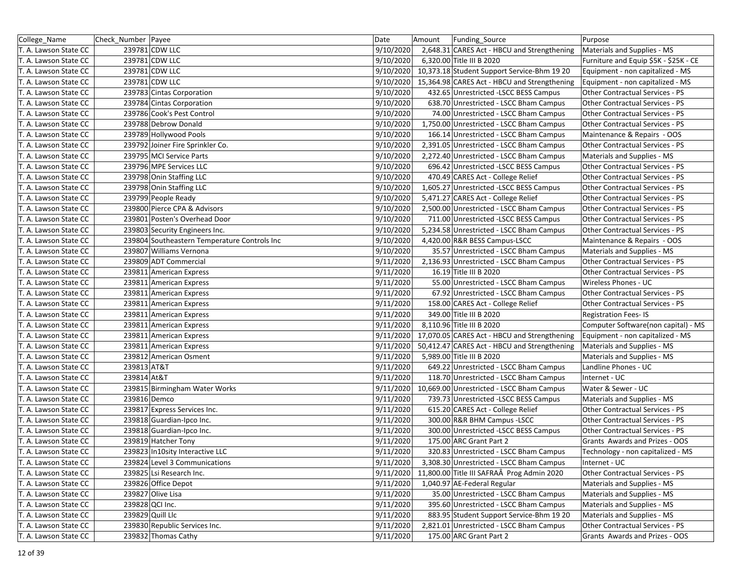| College_Name | Check_Number | Payee | Date | Amount | Funding_Source | Purpose |
|---|---|---|---|---|---|---|
| T. A. Lawson State CC | 239781 | CDW LLC | 9/10/2020 | 2,648.31 | CARES Act - HBCU and Strengthening | Materials and Supplies - MS |
| T. A. Lawson State CC | 239781 | CDW LLC | 9/10/2020 | 6,320.00 | Title III B 2020 | Furniture and Equip $5K - $25K - CE |
| T. A. Lawson State CC | 239781 | CDW LLC | 9/10/2020 | 10,373.18 | Student Support Service-Bhm 19 20 | Equipment - non capitalized - MS |
| T. A. Lawson State CC | 239781 | CDW LLC | 9/10/2020 | 15,364.98 | CARES Act - HBCU and Strengthening | Equipment - non capitalized - MS |
| T. A. Lawson State CC | 239783 | Cintas Corporation | 9/10/2020 | 432.65 | Unrestricted -LSCC BESS Campus | Other Contractual Services - PS |
| T. A. Lawson State CC | 239784 | Cintas Corporation | 9/10/2020 | 638.70 | Unrestricted - LSCC Bham Campus | Other Contractual Services - PS |
| T. A. Lawson State CC | 239786 | Cook's Pest Control | 9/10/2020 | 74.00 | Unrestricted - LSCC Bham Campus | Other Contractual Services - PS |
| T. A. Lawson State CC | 239788 | Debrow Donald | 9/10/2020 | 1,750.00 | Unrestricted - LSCC Bham Campus | Other Contractual Services - PS |
| T. A. Lawson State CC | 239789 | Hollywood Pools | 9/10/2020 | 166.14 | Unrestricted - LSCC Bham Campus | Maintenance & Repairs - OOS |
| T. A. Lawson State CC | 239792 | Joiner Fire Sprinkler Co. | 9/10/2020 | 2,391.05 | Unrestricted - LSCC Bham Campus | Other Contractual Services - PS |
| T. A. Lawson State CC | 239795 | MCI Service Parts | 9/10/2020 | 2,272.40 | Unrestricted - LSCC Bham Campus | Materials and Supplies - MS |
| T. A. Lawson State CC | 239796 | MPE Services LLC | 9/10/2020 | 696.42 | Unrestricted -LSCC BESS Campus | Other Contractual Services - PS |
| T. A. Lawson State CC | 239798 | Onin Staffing LLC | 9/10/2020 | 470.49 | CARES Act - College Relief | Other Contractual Services - PS |
| T. A. Lawson State CC | 239798 | Onin Staffing LLC | 9/10/2020 | 1,605.27 | Unrestricted -LSCC BESS Campus | Other Contractual Services - PS |
| T. A. Lawson State CC | 239799 | People Ready | 9/10/2020 | 5,471.27 | CARES Act - College Relief | Other Contractual Services - PS |
| T. A. Lawson State CC | 239800 | Pierce CPA & Advisors | 9/10/2020 | 2,500.00 | Unrestricted - LSCC Bham Campus | Other Contractual Services - PS |
| T. A. Lawson State CC | 239801 | Posten's Overhead Door | 9/10/2020 | 711.00 | Unrestricted -LSCC BESS Campus | Other Contractual Services - PS |
| T. A. Lawson State CC | 239803 | Security Engineers Inc. | 9/10/2020 | 5,234.58 | Unrestricted - LSCC Bham Campus | Other Contractual Services - PS |
| T. A. Lawson State CC | 239804 | Southeastern Temperature Controls Inc | 9/10/2020 | 4,420.00 | R&R BESS Campus-LSCC | Maintenance & Repairs - OOS |
| T. A. Lawson State CC | 239807 | Williams Vernona | 9/10/2020 | 35.57 | Unrestricted - LSCC Bham Campus | Materials and Supplies - MS |
| T. A. Lawson State CC | 239809 | ADT Commercial | 9/11/2020 | 2,136.93 | Unrestricted - LSCC Bham Campus | Other Contractual Services - PS |
| T. A. Lawson State CC | 239811 | American Express | 9/11/2020 | 16.19 | Title III B 2020 | Other Contractual Services - PS |
| T. A. Lawson State CC | 239811 | American Express | 9/11/2020 | 55.00 | Unrestricted - LSCC Bham Campus | Wireless Phones - UC |
| T. A. Lawson State CC | 239811 | American Express | 9/11/2020 | 67.92 | Unrestricted - LSCC Bham Campus | Other Contractual Services - PS |
| T. A. Lawson State CC | 239811 | American Express | 9/11/2020 | 158.00 | CARES Act - College Relief | Other Contractual Services - PS |
| T. A. Lawson State CC | 239811 | American Express | 9/11/2020 | 349.00 | Title III B 2020 | Registration Fees- IS |
| T. A. Lawson State CC | 239811 | American Express | 9/11/2020 | 8,110.96 | Title III B 2020 | Computer Software(non capital) - MS |
| T. A. Lawson State CC | 239811 | American Express | 9/11/2020 | 17,070.05 | CARES Act - HBCU and Strengthening | Equipment - non capitalized - MS |
| T. A. Lawson State CC | 239811 | American Express | 9/11/2020 | 50,412.47 | CARES Act - HBCU and Strengthening | Materials and Supplies - MS |
| T. A. Lawson State CC | 239812 | American Osment | 9/11/2020 | 5,989.00 | Title III B 2020 | Materials and Supplies - MS |
| T. A. Lawson State CC | 239813 | AT&T | 9/11/2020 | 649.22 | Unrestricted - LSCC Bham Campus | Landline Phones - UC |
| T. A. Lawson State CC | 239814 | At&T | 9/11/2020 | 118.70 | Unrestricted - LSCC Bham Campus | Internet - UC |
| T. A. Lawson State CC | 239815 | Birmingham Water Works | 9/11/2020 | 10,669.00 | Unrestricted - LSCC Bham Campus | Water & Sewer - UC |
| T. A. Lawson State CC | 239816 | Demco | 9/11/2020 | 739.73 | Unrestricted -LSCC BESS Campus | Materials and Supplies - MS |
| T. A. Lawson State CC | 239817 | Express Services Inc. | 9/11/2020 | 615.20 | CARES Act - College Relief | Other Contractual Services - PS |
| T. A. Lawson State CC | 239818 | Guardian-Ipco Inc. | 9/11/2020 | 300.00 | R&R BHM Campus -LSCC | Other Contractual Services - PS |
| T. A. Lawson State CC | 239818 | Guardian-Ipco Inc. | 9/11/2020 | 300.00 | Unrestricted -LSCC BESS Campus | Other Contractual Services - PS |
| T. A. Lawson State CC | 239819 | Hatcher Tony | 9/11/2020 | 175.00 | ARC Grant Part 2 | Grants Awards and Prizes - OOS |
| T. A. Lawson State CC | 239823 | In10sity Interactive LLC | 9/11/2020 | 320.83 | Unrestricted - LSCC Bham Campus | Technology - non capitalized - MS |
| T. A. Lawson State CC | 239824 | Level 3 Communications | 9/11/2020 | 3,308.30 | Unrestricted - LSCC Bham Campus | Internet - UC |
| T. A. Lawson State CC | 239825 | Lsi Research Inc. | 9/11/2020 | 11,800.00 | Title III SAFRAÂ Prog Admin 2020 | Other Contractual Services - PS |
| T. A. Lawson State CC | 239826 | Office Depot | 9/11/2020 | 1,040.97 | AE-Federal Regular | Materials and Supplies - MS |
| T. A. Lawson State CC | 239827 | Olive Lisa | 9/11/2020 | 35.00 | Unrestricted - LSCC Bham Campus | Materials and Supplies - MS |
| T. A. Lawson State CC | 239828 | QCI Inc. | 9/11/2020 | 395.60 | Unrestricted - LSCC Bham Campus | Materials and Supplies - MS |
| T. A. Lawson State CC | 239829 | Quill Llc | 9/11/2020 | 883.95 | Student Support Service-Bhm 19 20 | Materials and Supplies - MS |
| T. A. Lawson State CC | 239830 | Republic Services Inc. | 9/11/2020 | 2,821.01 | Unrestricted - LSCC Bham Campus | Other Contractual Services - PS |
| T. A. Lawson State CC | 239832 | Thomas Cathy | 9/11/2020 | 175.00 | ARC Grant Part 2 | Grants Awards and Prizes - OOS |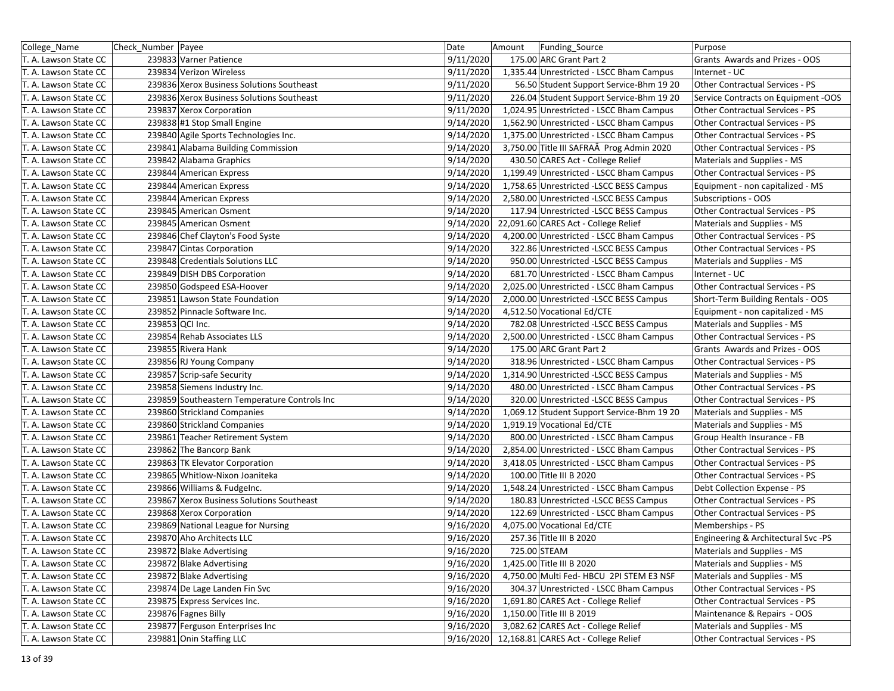| College_Name | Check_Number | Payee | Date | Amount | Funding_Source | Purpose |
|---|---|---|---|---|---|---|
| T. A. Lawson State CC | 239833 | Varner Patience | 9/11/2020 | 175.00 | ARC Grant Part 2 | Grants Awards and Prizes - OOS |
| T. A. Lawson State CC | 239834 | Verizon Wireless | 9/11/2020 | 1,335.44 | Unrestricted - LSCC Bham Campus | Internet - UC |
| T. A. Lawson State CC | 239836 | Xerox Business Solutions Southeast | 9/11/2020 | 56.50 | Student Support Service-Bhm 19 20 | Other Contractual Services - PS |
| T. A. Lawson State CC | 239836 | Xerox Business Solutions Southeast | 9/11/2020 | 226.04 | Student Support Service-Bhm 19 20 | Service Contracts on Equipment -OOS |
| T. A. Lawson State CC | 239837 | Xerox Corporation | 9/11/2020 | 1,024.95 | Unrestricted - LSCC Bham Campus | Other Contractual Services - PS |
| T. A. Lawson State CC | 239838 | #1 Stop Small Engine | 9/14/2020 | 1,562.90 | Unrestricted - LSCC Bham Campus | Other Contractual Services - PS |
| T. A. Lawson State CC | 239840 | Agile Sports Technologies Inc. | 9/14/2020 | 1,375.00 | Unrestricted - LSCC Bham Campus | Other Contractual Services - PS |
| T. A. Lawson State CC | 239841 | Alabama Building Commission | 9/14/2020 | 3,750.00 | Title III SAFRAÂ Prog Admin 2020 | Other Contractual Services - PS |
| T. A. Lawson State CC | 239842 | Alabama Graphics | 9/14/2020 | 430.50 | CARES Act - College Relief | Materials and Supplies - MS |
| T. A. Lawson State CC | 239844 | American Express | 9/14/2020 | 1,199.49 | Unrestricted - LSCC Bham Campus | Other Contractual Services - PS |
| T. A. Lawson State CC | 239844 | American Express | 9/14/2020 | 1,758.65 | Unrestricted -LSCC BESS Campus | Equipment - non capitalized - MS |
| T. A. Lawson State CC | 239844 | American Express | 9/14/2020 | 2,580.00 | Unrestricted -LSCC BESS Campus | Subscriptions - OOS |
| T. A. Lawson State CC | 239845 | American Osment | 9/14/2020 | 117.94 | Unrestricted -LSCC BESS Campus | Other Contractual Services - PS |
| T. A. Lawson State CC | 239845 | American Osment | 9/14/2020 | 22,091.60 | CARES Act - College Relief | Materials and Supplies - MS |
| T. A. Lawson State CC | 239846 | Chef Clayton's Food Syste | 9/14/2020 | 4,200.00 | Unrestricted - LSCC Bham Campus | Other Contractual Services - PS |
| T. A. Lawson State CC | 239847 | Cintas Corporation | 9/14/2020 | 322.86 | Unrestricted -LSCC BESS Campus | Other Contractual Services - PS |
| T. A. Lawson State CC | 239848 | Credentials Solutions LLC | 9/14/2020 | 950.00 | Unrestricted -LSCC BESS Campus | Materials and Supplies - MS |
| T. A. Lawson State CC | 239849 | DISH DBS Corporation | 9/14/2020 | 681.70 | Unrestricted - LSCC Bham Campus | Internet - UC |
| T. A. Lawson State CC | 239850 | Godspeed ESA-Hoover | 9/14/2020 | 2,025.00 | Unrestricted - LSCC Bham Campus | Other Contractual Services - PS |
| T. A. Lawson State CC | 239851 | Lawson State Foundation | 9/14/2020 | 2,000.00 | Unrestricted -LSCC BESS Campus | Short-Term Building Rentals - OOS |
| T. A. Lawson State CC | 239852 | Pinnacle Software Inc. | 9/14/2020 | 4,512.50 | Vocational Ed/CTE | Equipment - non capitalized - MS |
| T. A. Lawson State CC | 239853 | QCI Inc. | 9/14/2020 | 782.08 | Unrestricted -LSCC BESS Campus | Materials and Supplies - MS |
| T. A. Lawson State CC | 239854 | Rehab Associates LLS | 9/14/2020 | 2,500.00 | Unrestricted - LSCC Bham Campus | Other Contractual Services - PS |
| T. A. Lawson State CC | 239855 | Rivera Hank | 9/14/2020 | 175.00 | ARC Grant Part 2 | Grants Awards and Prizes - OOS |
| T. A. Lawson State CC | 239856 | RJ Young Company | 9/14/2020 | 318.96 | Unrestricted - LSCC Bham Campus | Other Contractual Services - PS |
| T. A. Lawson State CC | 239857 | Scrip-safe Security | 9/14/2020 | 1,314.90 | Unrestricted -LSCC BESS Campus | Materials and Supplies - MS |
| T. A. Lawson State CC | 239858 | Siemens Industry Inc. | 9/14/2020 | 480.00 | Unrestricted - LSCC Bham Campus | Other Contractual Services - PS |
| T. A. Lawson State CC | 239859 | Southeastern Temperature Controls Inc | 9/14/2020 | 320.00 | Unrestricted -LSCC BESS Campus | Other Contractual Services - PS |
| T. A. Lawson State CC | 239860 | Strickland Companies | 9/14/2020 | 1,069.12 | Student Support Service-Bhm 19 20 | Materials and Supplies - MS |
| T. A. Lawson State CC | 239860 | Strickland Companies | 9/14/2020 | 1,919.19 | Vocational Ed/CTE | Materials and Supplies - MS |
| T. A. Lawson State CC | 239861 | Teacher Retirement System | 9/14/2020 | 800.00 | Unrestricted - LSCC Bham Campus | Group Health Insurance - FB |
| T. A. Lawson State CC | 239862 | The Bancorp Bank | 9/14/2020 | 2,854.00 | Unrestricted - LSCC Bham Campus | Other Contractual Services - PS |
| T. A. Lawson State CC | 239863 | TK Elevator Corporation | 9/14/2020 | 3,418.05 | Unrestricted - LSCC Bham Campus | Other Contractual Services - PS |
| T. A. Lawson State CC | 239865 | Whitlow-Nixon Joaniteka | 9/14/2020 | 100.00 | Title III B 2020 | Other Contractual Services - PS |
| T. A. Lawson State CC | 239866 | Williams & FudgeInc. | 9/14/2020 | 1,548.24 | Unrestricted - LSCC Bham Campus | Debt Collection Expense - PS |
| T. A. Lawson State CC | 239867 | Xerox Business Solutions Southeast | 9/14/2020 | 180.83 | Unrestricted -LSCC BESS Campus | Other Contractual Services - PS |
| T. A. Lawson State CC | 239868 | Xerox Corporation | 9/14/2020 | 122.69 | Unrestricted - LSCC Bham Campus | Other Contractual Services - PS |
| T. A. Lawson State CC | 239869 | National League for Nursing | 9/16/2020 | 4,075.00 | Vocational Ed/CTE | Memberships - PS |
| T. A. Lawson State CC | 239870 | Aho Architects LLC | 9/16/2020 | 257.36 | Title III B 2020 | Engineering & Architectural Svc -PS |
| T. A. Lawson State CC | 239872 | Blake Advertising | 9/16/2020 | 725.00 | STEAM | Materials and Supplies - MS |
| T. A. Lawson State CC | 239872 | Blake Advertising | 9/16/2020 | 1,425.00 | Title III B 2020 | Materials and Supplies - MS |
| T. A. Lawson State CC | 239872 | Blake Advertising | 9/16/2020 | 4,750.00 | Multi Fed- HBCU 2PI STEM E3 NSF | Materials and Supplies - MS |
| T. A. Lawson State CC | 239874 | De Lage Landen Fin Svc | 9/16/2020 | 304.37 | Unrestricted - LSCC Bham Campus | Other Contractual Services - PS |
| T. A. Lawson State CC | 239875 | Express Services Inc. | 9/16/2020 | 1,691.80 | CARES Act - College Relief | Other Contractual Services - PS |
| T. A. Lawson State CC | 239876 | Fagnes Billy | 9/16/2020 | 1,150.00 | Title III B 2019 | Maintenance & Repairs - OOS |
| T. A. Lawson State CC | 239877 | Ferguson Enterprises Inc | 9/16/2020 | 3,082.62 | CARES Act - College Relief | Materials and Supplies - MS |
| T. A. Lawson State CC | 239881 | Onin Staffing LLC | 9/16/2020 | 12,168.81 | CARES Act - College Relief | Other Contractual Services - PS |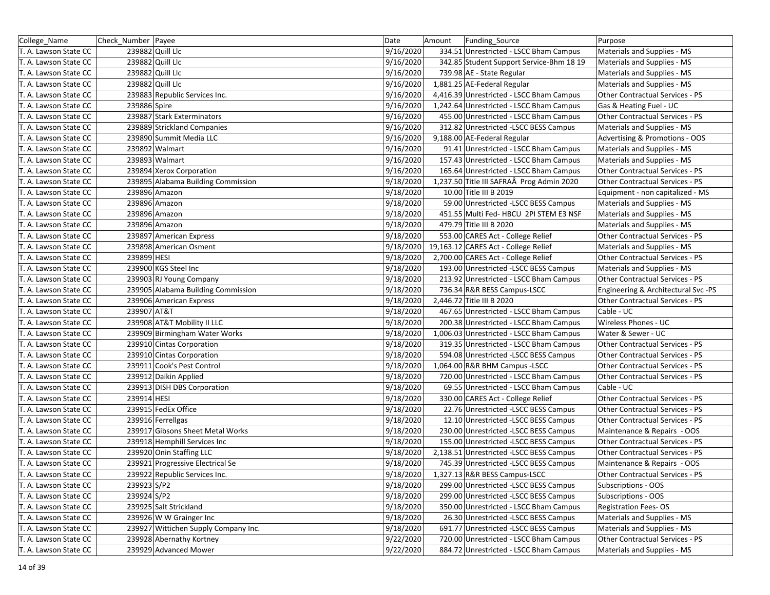| College_Name | Check_Number | Payee | Date | Amount | Funding_Source | Purpose |
|---|---|---|---|---|---|---|
| T. A. Lawson State CC | 239882 | Quill Llc | 9/16/2020 | 334.51 | Unrestricted - LSCC Bham Campus | Materials and Supplies - MS |
| T. A. Lawson State CC | 239882 | Quill Llc | 9/16/2020 | 342.85 | Student Support Service-Bhm 18 19 | Materials and Supplies - MS |
| T. A. Lawson State CC | 239882 | Quill Llc | 9/16/2020 | 739.98 | AE - State Regular | Materials and Supplies - MS |
| T. A. Lawson State CC | 239882 | Quill Llc | 9/16/2020 | 1,881.25 | AE-Federal Regular | Materials and Supplies - MS |
| T. A. Lawson State CC | 239883 | Republic Services Inc. | 9/16/2020 | 4,416.39 | Unrestricted - LSCC Bham Campus | Other Contractual Services - PS |
| T. A. Lawson State CC | 239886 | Spire | 9/16/2020 | 1,242.64 | Unrestricted - LSCC Bham Campus | Gas & Heating Fuel - UC |
| T. A. Lawson State CC | 239887 | Stark Exterminators | 9/16/2020 | 455.00 | Unrestricted - LSCC Bham Campus | Other Contractual Services - PS |
| T. A. Lawson State CC | 239889 | Strickland Companies | 9/16/2020 | 312.82 | Unrestricted -LSCC BESS Campus | Materials and Supplies - MS |
| T. A. Lawson State CC | 239890 | Summit Media LLC | 9/16/2020 | 9,188.00 | AE-Federal Regular | Advertising & Promotions - OOS |
| T. A. Lawson State CC | 239892 | Walmart | 9/16/2020 | 91.41 | Unrestricted - LSCC Bham Campus | Materials and Supplies - MS |
| T. A. Lawson State CC | 239893 | Walmart | 9/16/2020 | 157.43 | Unrestricted - LSCC Bham Campus | Materials and Supplies - MS |
| T. A. Lawson State CC | 239894 | Xerox Corporation | 9/16/2020 | 165.64 | Unrestricted - LSCC Bham Campus | Other Contractual Services - PS |
| T. A. Lawson State CC | 239895 | Alabama Building Commission | 9/18/2020 | 1,237.50 | Title III SAFRAÂ Prog Admin 2020 | Other Contractual Services - PS |
| T. A. Lawson State CC | 239896 | Amazon | 9/18/2020 | 10.00 | Title III B 2019 | Equipment - non capitalized - MS |
| T. A. Lawson State CC | 239896 | Amazon | 9/18/2020 | 59.00 | Unrestricted -LSCC BESS Campus | Materials and Supplies - MS |
| T. A. Lawson State CC | 239896 | Amazon | 9/18/2020 | 451.55 | Multi Fed- HBCU 2PI STEM E3 NSF | Materials and Supplies - MS |
| T. A. Lawson State CC | 239896 | Amazon | 9/18/2020 | 479.79 | Title III B 2020 | Materials and Supplies - MS |
| T. A. Lawson State CC | 239897 | American Express | 9/18/2020 | 553.00 | CARES Act - College Relief | Other Contractual Services - PS |
| T. A. Lawson State CC | 239898 | American Osment | 9/18/2020 | 19,163.12 | CARES Act - College Relief | Materials and Supplies - MS |
| T. A. Lawson State CC | 239899 | HESI | 9/18/2020 | 2,700.00 | CARES Act - College Relief | Other Contractual Services - PS |
| T. A. Lawson State CC | 239900 | KGS Steel Inc | 9/18/2020 | 193.00 | Unrestricted -LSCC BESS Campus | Materials and Supplies - MS |
| T. A. Lawson State CC | 239903 | RJ Young Company | 9/18/2020 | 213.92 | Unrestricted - LSCC Bham Campus | Other Contractual Services - PS |
| T. A. Lawson State CC | 239905 | Alabama Building Commission | 9/18/2020 | 736.34 | R&R BESS Campus-LSCC | Engineering & Architectural Svc -PS |
| T. A. Lawson State CC | 239906 | American Express | 9/18/2020 | 2,446.72 | Title III B 2020 | Other Contractual Services - PS |
| T. A. Lawson State CC | 239907 | AT&T | 9/18/2020 | 467.65 | Unrestricted - LSCC Bham Campus | Cable - UC |
| T. A. Lawson State CC | 239908 | AT&T Mobility II LLC | 9/18/2020 | 200.38 | Unrestricted - LSCC Bham Campus | Wireless Phones - UC |
| T. A. Lawson State CC | 239909 | Birmingham Water Works | 9/18/2020 | 1,006.03 | Unrestricted - LSCC Bham Campus | Water & Sewer - UC |
| T. A. Lawson State CC | 239910 | Cintas Corporation | 9/18/2020 | 319.35 | Unrestricted - LSCC Bham Campus | Other Contractual Services - PS |
| T. A. Lawson State CC | 239910 | Cintas Corporation | 9/18/2020 | 594.08 | Unrestricted -LSCC BESS Campus | Other Contractual Services - PS |
| T. A. Lawson State CC | 239911 | Cook's Pest Control | 9/18/2020 | 1,064.00 | R&R BHM Campus -LSCC | Other Contractual Services - PS |
| T. A. Lawson State CC | 239912 | Daikin Applied | 9/18/2020 | 720.00 | Unrestricted - LSCC Bham Campus | Other Contractual Services - PS |
| T. A. Lawson State CC | 239913 | DISH DBS Corporation | 9/18/2020 | 69.55 | Unrestricted - LSCC Bham Campus | Cable - UC |
| T. A. Lawson State CC | 239914 | HESI | 9/18/2020 | 330.00 | CARES Act - College Relief | Other Contractual Services - PS |
| T. A. Lawson State CC | 239915 | FedEx Office | 9/18/2020 | 22.76 | Unrestricted -LSCC BESS Campus | Other Contractual Services - PS |
| T. A. Lawson State CC | 239916 | Ferrellgas | 9/18/2020 | 12.10 | Unrestricted -LSCC BESS Campus | Other Contractual Services - PS |
| T. A. Lawson State CC | 239917 | Gibsons Sheet Metal Works | 9/18/2020 | 230.00 | Unrestricted -LSCC BESS Campus | Maintenance & Repairs - OOS |
| T. A. Lawson State CC | 239918 | Hemphill Services Inc | 9/18/2020 | 155.00 | Unrestricted -LSCC BESS Campus | Other Contractual Services - PS |
| T. A. Lawson State CC | 239920 | Onin Staffing LLC | 9/18/2020 | 2,138.51 | Unrestricted -LSCC BESS Campus | Other Contractual Services - PS |
| T. A. Lawson State CC | 239921 | Progressive Electrical Se | 9/18/2020 | 745.39 | Unrestricted -LSCC BESS Campus | Maintenance & Repairs - OOS |
| T. A. Lawson State CC | 239922 | Republic Services Inc. | 9/18/2020 | 1,327.13 | R&R BESS Campus-LSCC | Other Contractual Services - PS |
| T. A. Lawson State CC | 239923 | S/P2 | 9/18/2020 | 299.00 | Unrestricted -LSCC BESS Campus | Subscriptions - OOS |
| T. A. Lawson State CC | 239924 | S/P2 | 9/18/2020 | 299.00 | Unrestricted -LSCC BESS Campus | Subscriptions - OOS |
| T. A. Lawson State CC | 239925 | Salt Strickland | 9/18/2020 | 350.00 | Unrestricted - LSCC Bham Campus | Registration Fees- OS |
| T. A. Lawson State CC | 239926 | W W Grainger Inc | 9/18/2020 | 26.30 | Unrestricted -LSCC BESS Campus | Materials and Supplies - MS |
| T. A. Lawson State CC | 239927 | Wittichen Supply Company Inc. | 9/18/2020 | 691.77 | Unrestricted -LSCC BESS Campus | Materials and Supplies - MS |
| T. A. Lawson State CC | 239928 | Abernathy Kortney | 9/22/2020 | 720.00 | Unrestricted - LSCC Bham Campus | Other Contractual Services - PS |
| T. A. Lawson State CC | 239929 | Advanced Mower | 9/22/2020 | 884.72 | Unrestricted - LSCC Bham Campus | Materials and Supplies - MS |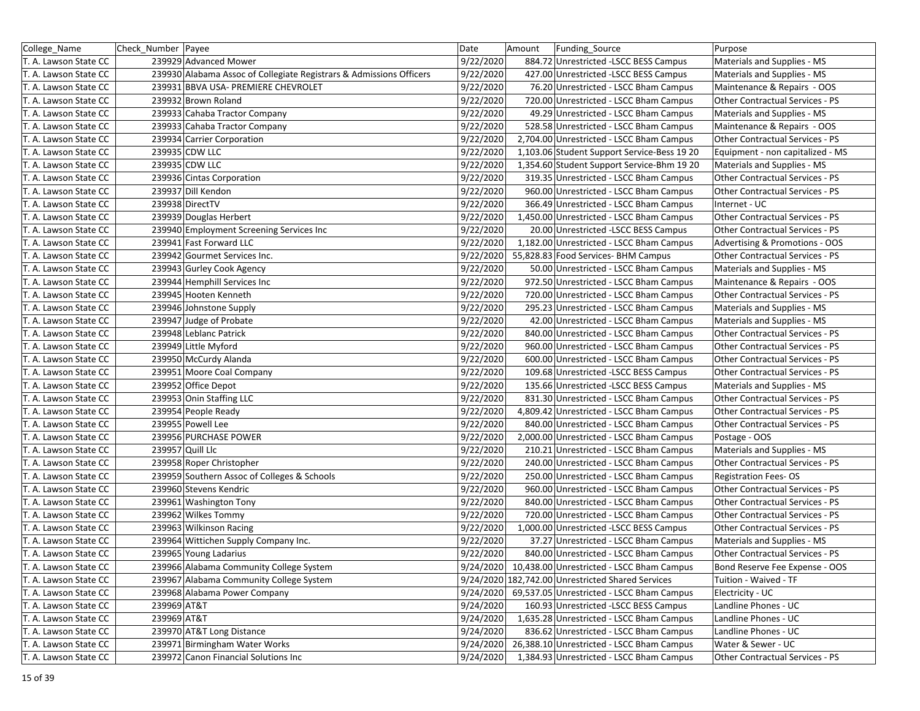| College_Name | Check_Number | Payee | Date | Amount | Funding_Source | Purpose |
|---|---|---|---|---|---|---|
| T. A. Lawson State CC | 239929 | Advanced Mower | 9/22/2020 | 884.72 | Unrestricted -LSCC BESS Campus | Materials and Supplies - MS |
| T. A. Lawson State CC | 239930 | Alabama Assoc of Collegiate Registrars & Admissions Officers | 9/22/2020 | 427.00 | Unrestricted -LSCC BESS Campus | Materials and Supplies - MS |
| T. A. Lawson State CC | 239931 | BBVA USA- PREMIERE CHEVROLET | 9/22/2020 | 76.20 | Unrestricted - LSCC Bham Campus | Maintenance & Repairs - OOS |
| T. A. Lawson State CC | 239932 | Brown Roland | 9/22/2020 | 720.00 | Unrestricted - LSCC Bham Campus | Other Contractual Services - PS |
| T. A. Lawson State CC | 239933 | Cahaba Tractor Company | 9/22/2020 | 49.29 | Unrestricted - LSCC Bham Campus | Materials and Supplies - MS |
| T. A. Lawson State CC | 239933 | Cahaba Tractor Company | 9/22/2020 | 528.58 | Unrestricted - LSCC Bham Campus | Maintenance & Repairs - OOS |
| T. A. Lawson State CC | 239934 | Carrier Corporation | 9/22/2020 | 2,704.00 | Unrestricted - LSCC Bham Campus | Other Contractual Services - PS |
| T. A. Lawson State CC | 239935 | CDW LLC | 9/22/2020 | 1,103.06 | Student Support Service-Bess 19 20 | Equipment - non capitalized - MS |
| T. A. Lawson State CC | 239935 | CDW LLC | 9/22/2020 | 1,354.60 | Student Support Service-Bhm 19 20 | Materials and Supplies - MS |
| T. A. Lawson State CC | 239936 | Cintas Corporation | 9/22/2020 | 319.35 | Unrestricted - LSCC Bham Campus | Other Contractual Services - PS |
| T. A. Lawson State CC | 239937 | Dill Kendon | 9/22/2020 | 960.00 | Unrestricted - LSCC Bham Campus | Other Contractual Services - PS |
| T. A. Lawson State CC | 239938 | DirectTV | 9/22/2020 | 366.49 | Unrestricted - LSCC Bham Campus | Internet - UC |
| T. A. Lawson State CC | 239939 | Douglas Herbert | 9/22/2020 | 1,450.00 | Unrestricted - LSCC Bham Campus | Other Contractual Services - PS |
| T. A. Lawson State CC | 239940 | Employment Screening Services Inc | 9/22/2020 | 20.00 | Unrestricted -LSCC BESS Campus | Other Contractual Services - PS |
| T. A. Lawson State CC | 239941 | Fast Forward LLC | 9/22/2020 | 1,182.00 | Unrestricted - LSCC Bham Campus | Advertising & Promotions - OOS |
| T. A. Lawson State CC | 239942 | Gourmet Services Inc. | 9/22/2020 | 55,828.83 | Food Services- BHM Campus | Other Contractual Services - PS |
| T. A. Lawson State CC | 239943 | Gurley Cook Agency | 9/22/2020 | 50.00 | Unrestricted - LSCC Bham Campus | Materials and Supplies - MS |
| T. A. Lawson State CC | 239944 | Hemphill Services Inc | 9/22/2020 | 972.50 | Unrestricted - LSCC Bham Campus | Maintenance & Repairs - OOS |
| T. A. Lawson State CC | 239945 | Hooten Kenneth | 9/22/2020 | 720.00 | Unrestricted - LSCC Bham Campus | Other Contractual Services - PS |
| T. A. Lawson State CC | 239946 | Johnstone Supply | 9/22/2020 | 295.23 | Unrestricted - LSCC Bham Campus | Materials and Supplies - MS |
| T. A. Lawson State CC | 239947 | Judge of Probate | 9/22/2020 | 42.00 | Unrestricted - LSCC Bham Campus | Materials and Supplies - MS |
| T. A. Lawson State CC | 239948 | Leblanc Patrick | 9/22/2020 | 840.00 | Unrestricted - LSCC Bham Campus | Other Contractual Services - PS |
| T. A. Lawson State CC | 239949 | Little Myford | 9/22/2020 | 960.00 | Unrestricted - LSCC Bham Campus | Other Contractual Services - PS |
| T. A. Lawson State CC | 239950 | McCurdy Alanda | 9/22/2020 | 600.00 | Unrestricted - LSCC Bham Campus | Other Contractual Services - PS |
| T. A. Lawson State CC | 239951 | Moore Coal Company | 9/22/2020 | 109.68 | Unrestricted -LSCC BESS Campus | Other Contractual Services - PS |
| T. A. Lawson State CC | 239952 | Office Depot | 9/22/2020 | 135.66 | Unrestricted -LSCC BESS Campus | Materials and Supplies - MS |
| T. A. Lawson State CC | 239953 | Onin Staffing LLC | 9/22/2020 | 831.30 | Unrestricted - LSCC Bham Campus | Other Contractual Services - PS |
| T. A. Lawson State CC | 239954 | People Ready | 9/22/2020 | 4,809.42 | Unrestricted - LSCC Bham Campus | Other Contractual Services - PS |
| T. A. Lawson State CC | 239955 | Powell Lee | 9/22/2020 | 840.00 | Unrestricted - LSCC Bham Campus | Other Contractual Services - PS |
| T. A. Lawson State CC | 239956 | PURCHASE POWER | 9/22/2020 | 2,000.00 | Unrestricted - LSCC Bham Campus | Postage - OOS |
| T. A. Lawson State CC | 239957 | Quill Llc | 9/22/2020 | 210.21 | Unrestricted - LSCC Bham Campus | Materials and Supplies - MS |
| T. A. Lawson State CC | 239958 | Roper Christopher | 9/22/2020 | 240.00 | Unrestricted - LSCC Bham Campus | Other Contractual Services - PS |
| T. A. Lawson State CC | 239959 | Southern Assoc of Colleges & Schools | 9/22/2020 | 250.00 | Unrestricted - LSCC Bham Campus | Registration Fees- OS |
| T. A. Lawson State CC | 239960 | Stevens Kendric | 9/22/2020 | 960.00 | Unrestricted - LSCC Bham Campus | Other Contractual Services - PS |
| T. A. Lawson State CC | 239961 | Washington Tony | 9/22/2020 | 840.00 | Unrestricted - LSCC Bham Campus | Other Contractual Services - PS |
| T. A. Lawson State CC | 239962 | Wilkes Tommy | 9/22/2020 | 720.00 | Unrestricted - LSCC Bham Campus | Other Contractual Services - PS |
| T. A. Lawson State CC | 239963 | Wilkinson Racing | 9/22/2020 | 1,000.00 | Unrestricted -LSCC BESS Campus | Other Contractual Services - PS |
| T. A. Lawson State CC | 239964 | Wittichen Supply Company Inc. | 9/22/2020 | 37.27 | Unrestricted - LSCC Bham Campus | Materials and Supplies - MS |
| T. A. Lawson State CC | 239965 | Young Ladarius | 9/22/2020 | 840.00 | Unrestricted - LSCC Bham Campus | Other Contractual Services - PS |
| T. A. Lawson State CC | 239966 | Alabama Community College System | 9/24/2020 | 10,438.00 | Unrestricted - LSCC Bham Campus | Bond Reserve Fee Expense - OOS |
| T. A. Lawson State CC | 239967 | Alabama Community College System | 9/24/2020 | 182,742.00 | Unrestricted Shared Services | Tuition - Waived - TF |
| T. A. Lawson State CC | 239968 | Alabama Power Company | 9/24/2020 | 69,537.05 | Unrestricted - LSCC Bham Campus | Electricity - UC |
| T. A. Lawson State CC | 239969 | AT&T | 9/24/2020 | 160.93 | Unrestricted -LSCC BESS Campus | Landline Phones - UC |
| T. A. Lawson State CC | 239969 | AT&T | 9/24/2020 | 1,635.28 | Unrestricted - LSCC Bham Campus | Landline Phones - UC |
| T. A. Lawson State CC | 239970 | AT&T Long Distance | 9/24/2020 | 836.62 | Unrestricted - LSCC Bham Campus | Landline Phones - UC |
| T. A. Lawson State CC | 239971 | Birmingham Water Works | 9/24/2020 | 26,388.10 | Unrestricted - LSCC Bham Campus | Water & Sewer - UC |
| T. A. Lawson State CC | 239972 | Canon Financial Solutions Inc | 9/24/2020 | 1,384.93 | Unrestricted - LSCC Bham Campus | Other Contractual Services - PS |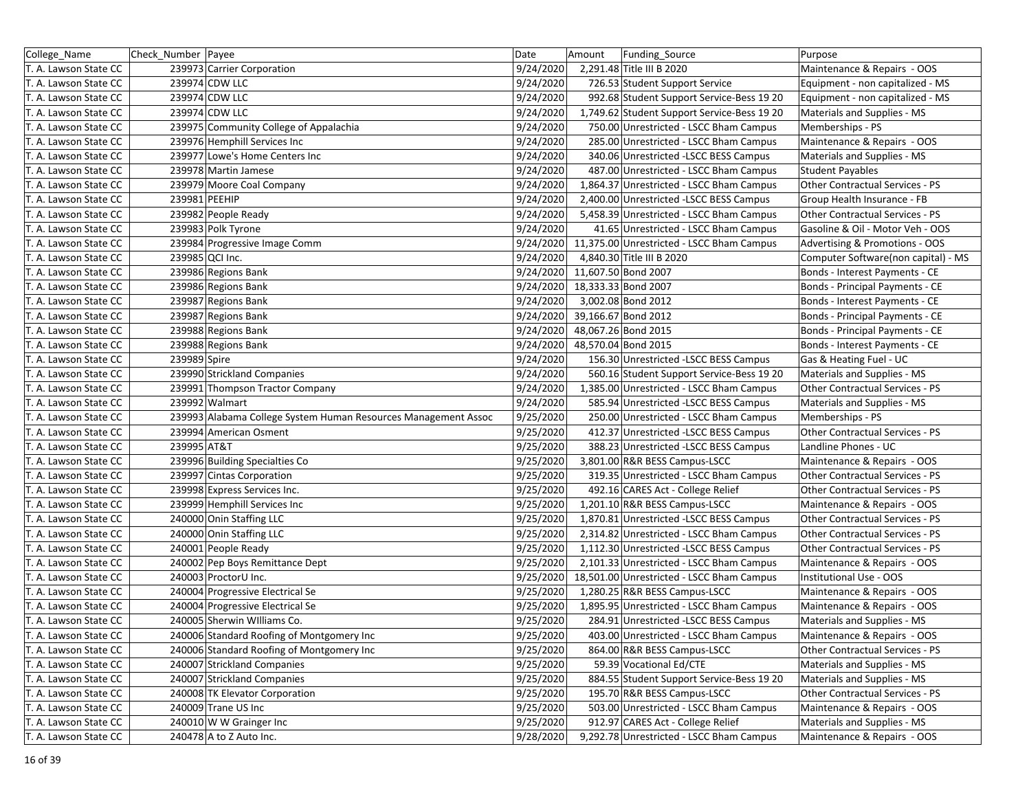| College_Name | Check_Number | Payee | Date | Amount | Funding_Source | Purpose |
|---|---|---|---|---|---|---|
| T. A. Lawson State CC | 239973 | Carrier Corporation | 9/24/2020 | 2,291.48 | Title III B 2020 | Maintenance & Repairs - OOS |
| T. A. Lawson State CC | 239974 | CDW LLC | 9/24/2020 | 726.53 | Student Support Service | Equipment - non capitalized - MS |
| T. A. Lawson State CC | 239974 | CDW LLC | 9/24/2020 | 992.68 | Student Support Service-Bess 19 20 | Equipment - non capitalized - MS |
| T. A. Lawson State CC | 239974 | CDW LLC | 9/24/2020 | 1,749.62 | Student Support Service-Bess 19 20 | Materials and Supplies - MS |
| T. A. Lawson State CC | 239975 | Community College of Appalachia | 9/24/2020 | 750.00 | Unrestricted - LSCC Bham Campus | Memberships - PS |
| T. A. Lawson State CC | 239976 | Hemphill Services Inc | 9/24/2020 | 285.00 | Unrestricted - LSCC Bham Campus | Maintenance & Repairs - OOS |
| T. A. Lawson State CC | 239977 | Lowe's Home Centers Inc | 9/24/2020 | 340.06 | Unrestricted -LSCC BESS Campus | Materials and Supplies - MS |
| T. A. Lawson State CC | 239978 | Martin Jamese | 9/24/2020 | 487.00 | Unrestricted - LSCC Bham Campus | Student Payables |
| T. A. Lawson State CC | 239979 | Moore Coal Company | 9/24/2020 | 1,864.37 | Unrestricted - LSCC Bham Campus | Other Contractual Services - PS |
| T. A. Lawson State CC | 239981 | PEEHIP | 9/24/2020 | 2,400.00 | Unrestricted -LSCC BESS Campus | Group Health Insurance - FB |
| T. A. Lawson State CC | 239982 | People Ready | 9/24/2020 | 5,458.39 | Unrestricted - LSCC Bham Campus | Other Contractual Services - PS |
| T. A. Lawson State CC | 239983 | Polk Tyrone | 9/24/2020 | 41.65 | Unrestricted - LSCC Bham Campus | Gasoline & Oil - Motor Veh - OOS |
| T. A. Lawson State CC | 239984 | Progressive Image Comm | 9/24/2020 | 11,375.00 | Unrestricted - LSCC Bham Campus | Advertising & Promotions - OOS |
| T. A. Lawson State CC | 239985 | QCI Inc. | 9/24/2020 | 4,840.30 | Title III B 2020 | Computer Software(non capital) - MS |
| T. A. Lawson State CC | 239986 | Regions Bank | 9/24/2020 | 11,607.50 | Bond 2007 | Bonds - Interest Payments - CE |
| T. A. Lawson State CC | 239986 | Regions Bank | 9/24/2020 | 18,333.33 | Bond 2007 | Bonds - Principal Payments - CE |
| T. A. Lawson State CC | 239987 | Regions Bank | 9/24/2020 | 3,002.08 | Bond 2012 | Bonds - Interest Payments - CE |
| T. A. Lawson State CC | 239987 | Regions Bank | 9/24/2020 | 39,166.67 | Bond 2012 | Bonds - Principal Payments - CE |
| T. A. Lawson State CC | 239988 | Regions Bank | 9/24/2020 | 48,067.26 | Bond 2015 | Bonds - Principal Payments - CE |
| T. A. Lawson State CC | 239988 | Regions Bank | 9/24/2020 | 48,570.04 | Bond 2015 | Bonds - Interest Payments - CE |
| T. A. Lawson State CC | 239989 | Spire | 9/24/2020 | 156.30 | Unrestricted -LSCC BESS Campus | Gas & Heating Fuel - UC |
| T. A. Lawson State CC | 239990 | Strickland Companies | 9/24/2020 | 560.16 | Student Support Service-Bess 19 20 | Materials and Supplies - MS |
| T. A. Lawson State CC | 239991 | Thompson Tractor Company | 9/24/2020 | 1,385.00 | Unrestricted - LSCC Bham Campus | Other Contractual Services - PS |
| T. A. Lawson State CC | 239992 | Walmart | 9/24/2020 | 585.94 | Unrestricted -LSCC BESS Campus | Materials and Supplies - MS |
| T. A. Lawson State CC | 239993 | Alabama College System Human Resources Management Assoc | 9/25/2020 | 250.00 | Unrestricted - LSCC Bham Campus | Memberships - PS |
| T. A. Lawson State CC | 239994 | American Osment | 9/25/2020 | 412.37 | Unrestricted -LSCC BESS Campus | Other Contractual Services - PS |
| T. A. Lawson State CC | 239995 | AT&T | 9/25/2020 | 388.23 | Unrestricted -LSCC BESS Campus | Landline Phones - UC |
| T. A. Lawson State CC | 239996 | Building Specialties Co | 9/25/2020 | 3,801.00 | R&R BESS Campus-LSCC | Maintenance & Repairs - OOS |
| T. A. Lawson State CC | 239997 | Cintas Corporation | 9/25/2020 | 319.35 | Unrestricted - LSCC Bham Campus | Other Contractual Services - PS |
| T. A. Lawson State CC | 239998 | Express Services Inc. | 9/25/2020 | 492.16 | CARES Act - College Relief | Other Contractual Services - PS |
| T. A. Lawson State CC | 239999 | Hemphill Services Inc | 9/25/2020 | 1,201.10 | R&R BESS Campus-LSCC | Maintenance & Repairs - OOS |
| T. A. Lawson State CC | 240000 | Onin Staffing LLC | 9/25/2020 | 1,870.81 | Unrestricted -LSCC BESS Campus | Other Contractual Services - PS |
| T. A. Lawson State CC | 240000 | Onin Staffing LLC | 9/25/2020 | 2,314.82 | Unrestricted - LSCC Bham Campus | Other Contractual Services - PS |
| T. A. Lawson State CC | 240001 | People Ready | 9/25/2020 | 1,112.30 | Unrestricted -LSCC BESS Campus | Other Contractual Services - PS |
| T. A. Lawson State CC | 240002 | Pep Boys Remittance Dept | 9/25/2020 | 2,101.33 | Unrestricted - LSCC Bham Campus | Maintenance & Repairs - OOS |
| T. A. Lawson State CC | 240003 | ProctorU Inc. | 9/25/2020 | 18,501.00 | Unrestricted - LSCC Bham Campus | Institutional Use - OOS |
| T. A. Lawson State CC | 240004 | Progressive Electrical Se | 9/25/2020 | 1,280.25 | R&R BESS Campus-LSCC | Maintenance & Repairs - OOS |
| T. A. Lawson State CC | 240004 | Progressive Electrical Se | 9/25/2020 | 1,895.95 | Unrestricted - LSCC Bham Campus | Maintenance & Repairs - OOS |
| T. A. Lawson State CC | 240005 | Sherwin WIlliams Co. | 9/25/2020 | 284.91 | Unrestricted -LSCC BESS Campus | Materials and Supplies - MS |
| T. A. Lawson State CC | 240006 | Standard Roofing of Montgomery Inc | 9/25/2020 | 403.00 | Unrestricted - LSCC Bham Campus | Maintenance & Repairs - OOS |
| T. A. Lawson State CC | 240006 | Standard Roofing of Montgomery Inc | 9/25/2020 | 864.00 | R&R BESS Campus-LSCC | Other Contractual Services - PS |
| T. A. Lawson State CC | 240007 | Strickland Companies | 9/25/2020 | 59.39 | Vocational Ed/CTE | Materials and Supplies - MS |
| T. A. Lawson State CC | 240007 | Strickland Companies | 9/25/2020 | 884.55 | Student Support Service-Bess 19 20 | Materials and Supplies - MS |
| T. A. Lawson State CC | 240008 | TK Elevator Corporation | 9/25/2020 | 195.70 | R&R BESS Campus-LSCC | Other Contractual Services - PS |
| T. A. Lawson State CC | 240009 | Trane US Inc | 9/25/2020 | 503.00 | Unrestricted - LSCC Bham Campus | Maintenance & Repairs - OOS |
| T. A. Lawson State CC | 240010 | W W Grainger Inc | 9/25/2020 | 912.97 | CARES Act - College Relief | Materials and Supplies - MS |
| T. A. Lawson State CC | 240478 | A to Z Auto Inc. | 9/28/2020 | 9,292.78 | Unrestricted - LSCC Bham Campus | Maintenance & Repairs - OOS |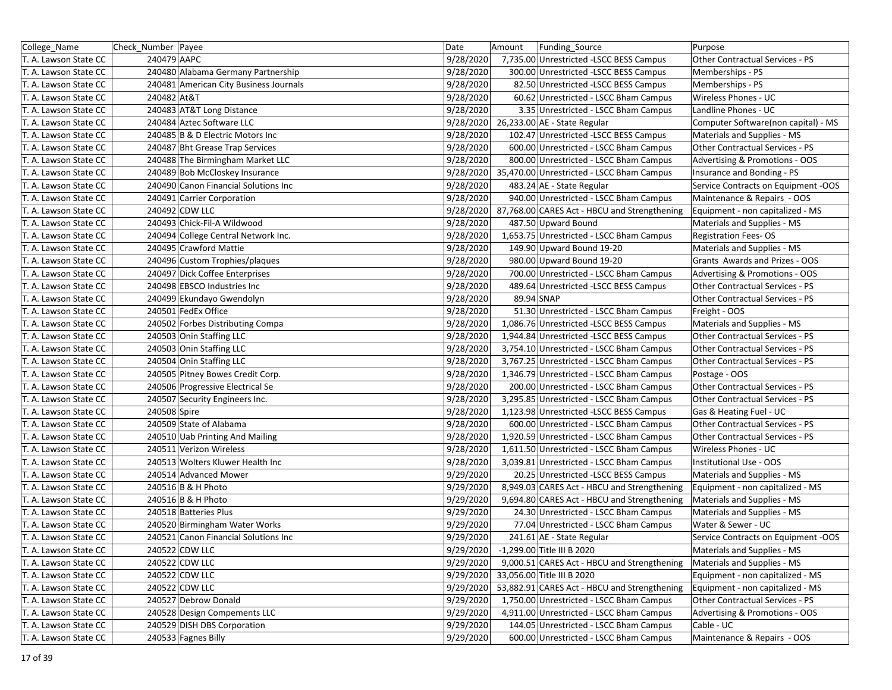| College_Name | Check_Number | Payee | Date | Amount | Funding_Source | Purpose |
|---|---|---|---|---|---|---|
| T. A. Lawson State CC | 240479 | AAPC | 9/28/2020 | 7,735.00 | Unrestricted -LSCC BESS Campus | Other Contractual Services - PS |
| T. A. Lawson State CC | 240480 | Alabama Germany Partnership | 9/28/2020 | 300.00 | Unrestricted -LSCC BESS Campus | Memberships - PS |
| T. A. Lawson State CC | 240481 | American City Business Journals | 9/28/2020 | 82.50 | Unrestricted -LSCC BESS Campus | Memberships - PS |
| T. A. Lawson State CC | 240482 | At&T | 9/28/2020 | 60.62 | Unrestricted - LSCC Bham Campus | Wireless Phones - UC |
| T. A. Lawson State CC | 240483 | AT&T Long Distance | 9/28/2020 | 3.35 | Unrestricted - LSCC Bham Campus | Landline Phones - UC |
| T. A. Lawson State CC | 240484 | Aztec Software LLC | 9/28/2020 | 26,233.00 | AE - State Regular | Computer Software(non capital) - MS |
| T. A. Lawson State CC | 240485 | B & D Electric Motors Inc | 9/28/2020 | 102.47 | Unrestricted -LSCC BESS Campus | Materials and Supplies - MS |
| T. A. Lawson State CC | 240487 | Bht Grease Trap Services | 9/28/2020 | 600.00 | Unrestricted - LSCC Bham Campus | Other Contractual Services - PS |
| T. A. Lawson State CC | 240488 | The Birmingham Market LLC | 9/28/2020 | 800.00 | Unrestricted - LSCC Bham Campus | Advertising & Promotions - OOS |
| T. A. Lawson State CC | 240489 | Bob McCloskey Insurance | 9/28/2020 | 35,470.00 | Unrestricted - LSCC Bham Campus | Insurance and Bonding - PS |
| T. A. Lawson State CC | 240490 | Canon Financial Solutions Inc | 9/28/2020 | 483.24 | AE - State Regular | Service Contracts on Equipment -OOS |
| T. A. Lawson State CC | 240491 | Carrier Corporation | 9/28/2020 | 940.00 | Unrestricted - LSCC Bham Campus | Maintenance & Repairs - OOS |
| T. A. Lawson State CC | 240492 | CDW LLC | 9/28/2020 | 87,768.00 | CARES Act - HBCU and Strengthening | Equipment - non capitalized - MS |
| T. A. Lawson State CC | 240493 | Chick-Fil-A Wildwood | 9/28/2020 | 487.50 | Upward Bound | Materials and Supplies - MS |
| T. A. Lawson State CC | 240494 | College Central Network Inc. | 9/28/2020 | 1,653.75 | Unrestricted - LSCC Bham Campus | Registration Fees- OS |
| T. A. Lawson State CC | 240495 | Crawford Mattie | 9/28/2020 | 149.90 | Upward Bound 19-20 | Materials and Supplies - MS |
| T. A. Lawson State CC | 240496 | Custom Trophies/plaques | 9/28/2020 | 980.00 | Upward Bound 19-20 | Grants Awards and Prizes - OOS |
| T. A. Lawson State CC | 240497 | Dick Coffee Enterprises | 9/28/2020 | 700.00 | Unrestricted - LSCC Bham Campus | Advertising & Promotions - OOS |
| T. A. Lawson State CC | 240498 | EBSCO Industries Inc | 9/28/2020 | 489.64 | Unrestricted -LSCC BESS Campus | Other Contractual Services - PS |
| T. A. Lawson State CC | 240499 | Ekundayo Gwendolyn | 9/28/2020 | 89.94 | SNAP | Other Contractual Services - PS |
| T. A. Lawson State CC | 240501 | FedEx Office | 9/28/2020 | 51.30 | Unrestricted - LSCC Bham Campus | Freight - OOS |
| T. A. Lawson State CC | 240502 | Forbes Distributing Compa | 9/28/2020 | 1,086.76 | Unrestricted -LSCC BESS Campus | Materials and Supplies - MS |
| T. A. Lawson State CC | 240503 | Onin Staffing LLC | 9/28/2020 | 1,944.84 | Unrestricted -LSCC BESS Campus | Other Contractual Services - PS |
| T. A. Lawson State CC | 240503 | Onin Staffing LLC | 9/28/2020 | 3,754.10 | Unrestricted - LSCC Bham Campus | Other Contractual Services - PS |
| T. A. Lawson State CC | 240504 | Onin Staffing LLC | 9/28/2020 | 3,767.25 | Unrestricted - LSCC Bham Campus | Other Contractual Services - PS |
| T. A. Lawson State CC | 240505 | Pitney Bowes Credit Corp. | 9/28/2020 | 1,346.79 | Unrestricted - LSCC Bham Campus | Postage - OOS |
| T. A. Lawson State CC | 240506 | Progressive Electrical Se | 9/28/2020 | 200.00 | Unrestricted - LSCC Bham Campus | Other Contractual Services - PS |
| T. A. Lawson State CC | 240507 | Security Engineers Inc. | 9/28/2020 | 3,295.85 | Unrestricted - LSCC Bham Campus | Other Contractual Services - PS |
| T. A. Lawson State CC | 240508 | Spire | 9/28/2020 | 1,123.98 | Unrestricted -LSCC BESS Campus | Gas & Heating Fuel - UC |
| T. A. Lawson State CC | 240509 | State of Alabama | 9/28/2020 | 600.00 | Unrestricted - LSCC Bham Campus | Other Contractual Services - PS |
| T. A. Lawson State CC | 240510 | Uab Printing And Mailing | 9/28/2020 | 1,920.59 | Unrestricted - LSCC Bham Campus | Other Contractual Services - PS |
| T. A. Lawson State CC | 240511 | Verizon Wireless | 9/28/2020 | 1,611.50 | Unrestricted - LSCC Bham Campus | Wireless Phones - UC |
| T. A. Lawson State CC | 240513 | Wolters Kluwer Health Inc | 9/28/2020 | 3,039.81 | Unrestricted - LSCC Bham Campus | Institutional Use - OOS |
| T. A. Lawson State CC | 240514 | Advanced Mower | 9/29/2020 | 20.25 | Unrestricted -LSCC BESS Campus | Materials and Supplies - MS |
| T. A. Lawson State CC | 240516 | B & H Photo | 9/29/2020 | 8,949.03 | CARES Act - HBCU and Strengthening | Equipment - non capitalized - MS |
| T. A. Lawson State CC | 240516 | B & H Photo | 9/29/2020 | 9,694.80 | CARES Act - HBCU and Strengthening | Materials and Supplies - MS |
| T. A. Lawson State CC | 240518 | Batteries Plus | 9/29/2020 | 24.30 | Unrestricted - LSCC Bham Campus | Materials and Supplies - MS |
| T. A. Lawson State CC | 240520 | Birmingham Water Works | 9/29/2020 | 77.04 | Unrestricted - LSCC Bham Campus | Water & Sewer - UC |
| T. A. Lawson State CC | 240521 | Canon Financial Solutions Inc | 9/29/2020 | 241.61 | AE - State Regular | Service Contracts on Equipment -OOS |
| T. A. Lawson State CC | 240522 | CDW LLC | 9/29/2020 | -1,299.00 | Title III B 2020 | Materials and Supplies - MS |
| T. A. Lawson State CC | 240522 | CDW LLC | 9/29/2020 | 9,000.51 | CARES Act - HBCU and Strengthening | Materials and Supplies - MS |
| T. A. Lawson State CC | 240522 | CDW LLC | 9/29/2020 | 33,056.00 | Title III B 2020 | Equipment - non capitalized - MS |
| T. A. Lawson State CC | 240522 | CDW LLC | 9/29/2020 | 53,882.91 | CARES Act - HBCU and Strengthening | Equipment - non capitalized - MS |
| T. A. Lawson State CC | 240527 | Debrow Donald | 9/29/2020 | 1,750.00 | Unrestricted - LSCC Bham Campus | Other Contractual Services - PS |
| T. A. Lawson State CC | 240528 | Design Compements LLC | 9/29/2020 | 4,911.00 | Unrestricted - LSCC Bham Campus | Advertising & Promotions - OOS |
| T. A. Lawson State CC | 240529 | DISH DBS Corporation | 9/29/2020 | 144.05 | Unrestricted - LSCC Bham Campus | Cable - UC |
| T. A. Lawson State CC | 240533 | Fagnes Billy | 9/29/2020 | 600.00 | Unrestricted - LSCC Bham Campus | Maintenance & Repairs - OOS |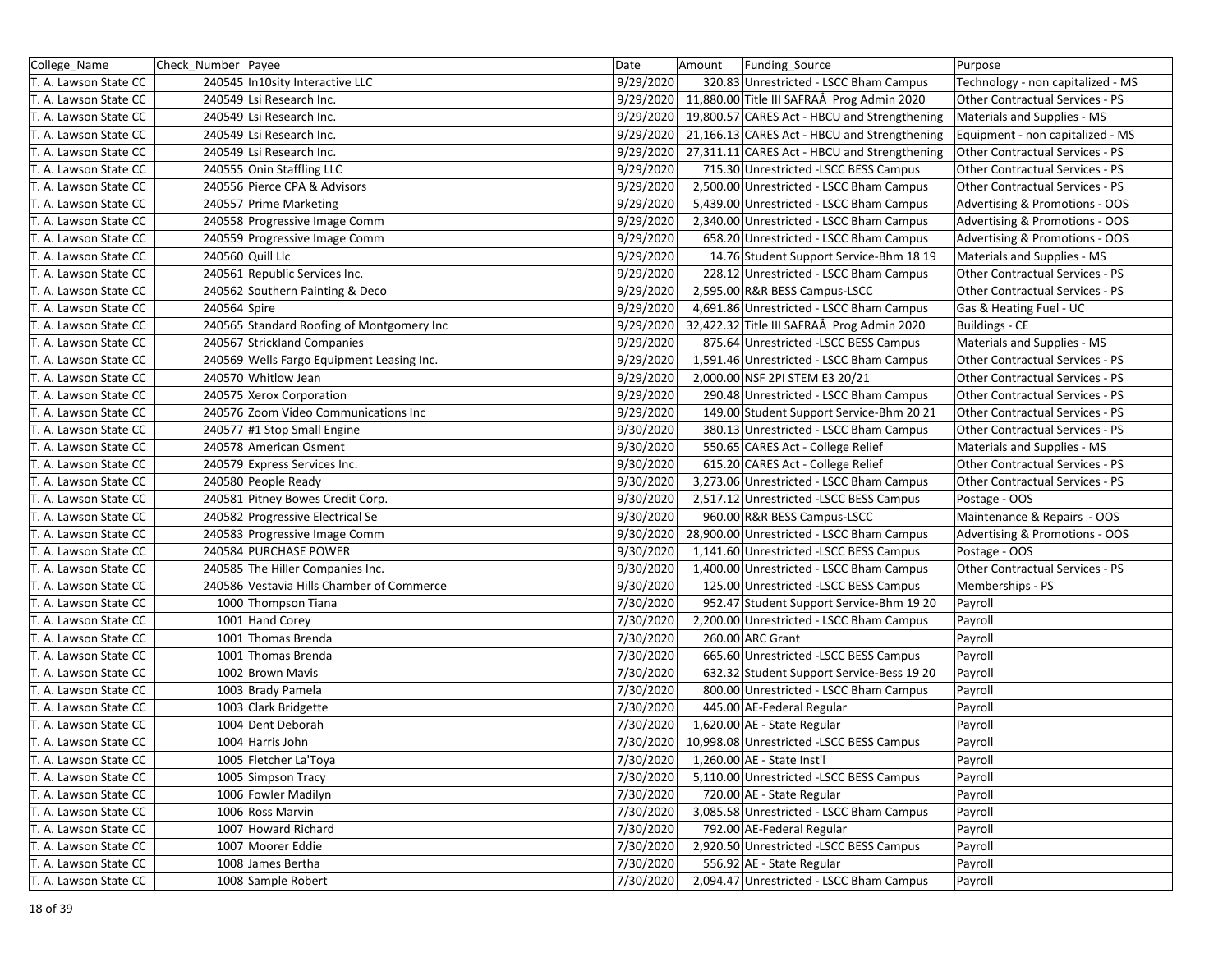| College_Name | Check_Number | Payee | Date | Amount | Funding_Source | Purpose |
|---|---|---|---|---|---|---|
| T. A. Lawson State CC | 240545 | In10sity Interactive LLC | 9/29/2020 | 320.83 | Unrestricted - LSCC Bham Campus | Technology - non capitalized - MS |
| T. A. Lawson State CC | 240549 | Lsi Research Inc. | 9/29/2020 | 11,880.00 | Title III SAFRAÂ Prog Admin 2020 | Other Contractual Services - PS |
| T. A. Lawson State CC | 240549 | Lsi Research Inc. | 9/29/2020 | 19,800.57 | CARES Act - HBCU and Strengthening | Materials and Supplies - MS |
| T. A. Lawson State CC | 240549 | Lsi Research Inc. | 9/29/2020 | 21,166.13 | CARES Act - HBCU and Strengthening | Equipment - non capitalized - MS |
| T. A. Lawson State CC | 240549 | Lsi Research Inc. | 9/29/2020 | 27,311.11 | CARES Act - HBCU and Strengthening | Other Contractual Services - PS |
| T. A. Lawson State CC | 240555 | Onin Staffling LLC | 9/29/2020 | 715.30 | Unrestricted -LSCC BESS Campus | Other Contractual Services - PS |
| T. A. Lawson State CC | 240556 | Pierce CPA & Advisors | 9/29/2020 | 2,500.00 | Unrestricted - LSCC Bham Campus | Other Contractual Services - PS |
| T. A. Lawson State CC | 240557 | Prime Marketing | 9/29/2020 | 5,439.00 | Unrestricted - LSCC Bham Campus | Advertising & Promotions - OOS |
| T. A. Lawson State CC | 240558 | Progressive Image Comm | 9/29/2020 | 2,340.00 | Unrestricted - LSCC Bham Campus | Advertising & Promotions - OOS |
| T. A. Lawson State CC | 240559 | Progressive Image Comm | 9/29/2020 | 658.20 | Unrestricted - LSCC Bham Campus | Advertising & Promotions - OOS |
| T. A. Lawson State CC | 240560 | Quill Llc | 9/29/2020 | 14.76 | Student Support Service-Bhm 18 19 | Materials and Supplies - MS |
| T. A. Lawson State CC | 240561 | Republic Services Inc. | 9/29/2020 | 228.12 | Unrestricted - LSCC Bham Campus | Other Contractual Services - PS |
| T. A. Lawson State CC | 240562 | Southern Painting & Deco | 9/29/2020 | 2,595.00 | R&R BESS Campus-LSCC | Other Contractual Services - PS |
| T. A. Lawson State CC | 240564 | Spire | 9/29/2020 | 4,691.86 | Unrestricted - LSCC Bham Campus | Gas & Heating Fuel - UC |
| T. A. Lawson State CC | 240565 | Standard Roofing of Montgomery Inc | 9/29/2020 | 32,422.32 | Title III SAFRAÂ Prog Admin 2020 | Buildings - CE |
| T. A. Lawson State CC | 240567 | Strickland Companies | 9/29/2020 | 875.64 | Unrestricted -LSCC BESS Campus | Materials and Supplies - MS |
| T. A. Lawson State CC | 240569 | Wells Fargo Equipment Leasing Inc. | 9/29/2020 | 1,591.46 | Unrestricted - LSCC Bham Campus | Other Contractual Services - PS |
| T. A. Lawson State CC | 240570 | Whitlow Jean | 9/29/2020 | 2,000.00 | NSF 2PI STEM E3 20/21 | Other Contractual Services - PS |
| T. A. Lawson State CC | 240575 | Xerox Corporation | 9/29/2020 | 290.48 | Unrestricted - LSCC Bham Campus | Other Contractual Services - PS |
| T. A. Lawson State CC | 240576 | Zoom Video Communications Inc | 9/29/2020 | 149.00 | Student Support Service-Bhm 20 21 | Other Contractual Services - PS |
| T. A. Lawson State CC | 240577 | #1 Stop Small Engine | 9/30/2020 | 380.13 | Unrestricted - LSCC Bham Campus | Other Contractual Services - PS |
| T. A. Lawson State CC | 240578 | American Osment | 9/30/2020 | 550.65 | CARES Act - College Relief | Materials and Supplies - MS |
| T. A. Lawson State CC | 240579 | Express Services Inc. | 9/30/2020 | 615.20 | CARES Act - College Relief | Other Contractual Services - PS |
| T. A. Lawson State CC | 240580 | People Ready | 9/30/2020 | 3,273.06 | Unrestricted - LSCC Bham Campus | Other Contractual Services - PS |
| T. A. Lawson State CC | 240581 | Pitney Bowes Credit Corp. | 9/30/2020 | 2,517.12 | Unrestricted -LSCC BESS Campus | Postage - OOS |
| T. A. Lawson State CC | 240582 | Progressive Electrical Se | 9/30/2020 | 960.00 | R&R BESS Campus-LSCC | Maintenance & Repairs - OOS |
| T. A. Lawson State CC | 240583 | Progressive Image Comm | 9/30/2020 | 28,900.00 | Unrestricted - LSCC Bham Campus | Advertising & Promotions - OOS |
| T. A. Lawson State CC | 240584 | PURCHASE POWER | 9/30/2020 | 1,141.60 | Unrestricted -LSCC BESS Campus | Postage - OOS |
| T. A. Lawson State CC | 240585 | The Hiller Companies Inc. | 9/30/2020 | 1,400.00 | Unrestricted - LSCC Bham Campus | Other Contractual Services - PS |
| T. A. Lawson State CC | 240586 | Vestavia Hills Chamber of Commerce | 9/30/2020 | 125.00 | Unrestricted -LSCC BESS Campus | Memberships - PS |
| T. A. Lawson State CC | 1000 | Thompson Tiana | 7/30/2020 | 952.47 | Student Support Service-Bhm 19 20 | Payroll |
| T. A. Lawson State CC | 1001 | Hand Corey | 7/30/2020 | 2,200.00 | Unrestricted - LSCC Bham Campus | Payroll |
| T. A. Lawson State CC | 1001 | Thomas Brenda | 7/30/2020 | 260.00 | ARC Grant | Payroll |
| T. A. Lawson State CC | 1001 | Thomas Brenda | 7/30/2020 | 665.60 | Unrestricted -LSCC BESS Campus | Payroll |
| T. A. Lawson State CC | 1002 | Brown Mavis | 7/30/2020 | 632.32 | Student Support Service-Bess 19 20 | Payroll |
| T. A. Lawson State CC | 1003 | Brady Pamela | 7/30/2020 | 800.00 | Unrestricted - LSCC Bham Campus | Payroll |
| T. A. Lawson State CC | 1003 | Clark Bridgette | 7/30/2020 | 445.00 | AE-Federal Regular | Payroll |
| T. A. Lawson State CC | 1004 | Dent Deborah | 7/30/2020 | 1,620.00 | AE - State Regular | Payroll |
| T. A. Lawson State CC | 1004 | Harris John | 7/30/2020 | 10,998.08 | Unrestricted -LSCC BESS Campus | Payroll |
| T. A. Lawson State CC | 1005 | Fletcher La'Toya | 7/30/2020 | 1,260.00 | AE - State Inst'l | Payroll |
| T. A. Lawson State CC | 1005 | Simpson Tracy | 7/30/2020 | 5,110.00 | Unrestricted -LSCC BESS Campus | Payroll |
| T. A. Lawson State CC | 1006 | Fowler Madilyn | 7/30/2020 | 720.00 | AE - State Regular | Payroll |
| T. A. Lawson State CC | 1006 | Ross Marvin | 7/30/2020 | 3,085.58 | Unrestricted - LSCC Bham Campus | Payroll |
| T. A. Lawson State CC | 1007 | Howard Richard | 7/30/2020 | 792.00 | AE-Federal Regular | Payroll |
| T. A. Lawson State CC | 1007 | Moorer Eddie | 7/30/2020 | 2,920.50 | Unrestricted -LSCC BESS Campus | Payroll |
| T. A. Lawson State CC | 1008 | James Bertha | 7/30/2020 | 556.92 | AE - State Regular | Payroll |
| T. A. Lawson State CC | 1008 | Sample Robert | 7/30/2020 | 2,094.47 | Unrestricted - LSCC Bham Campus | Payroll |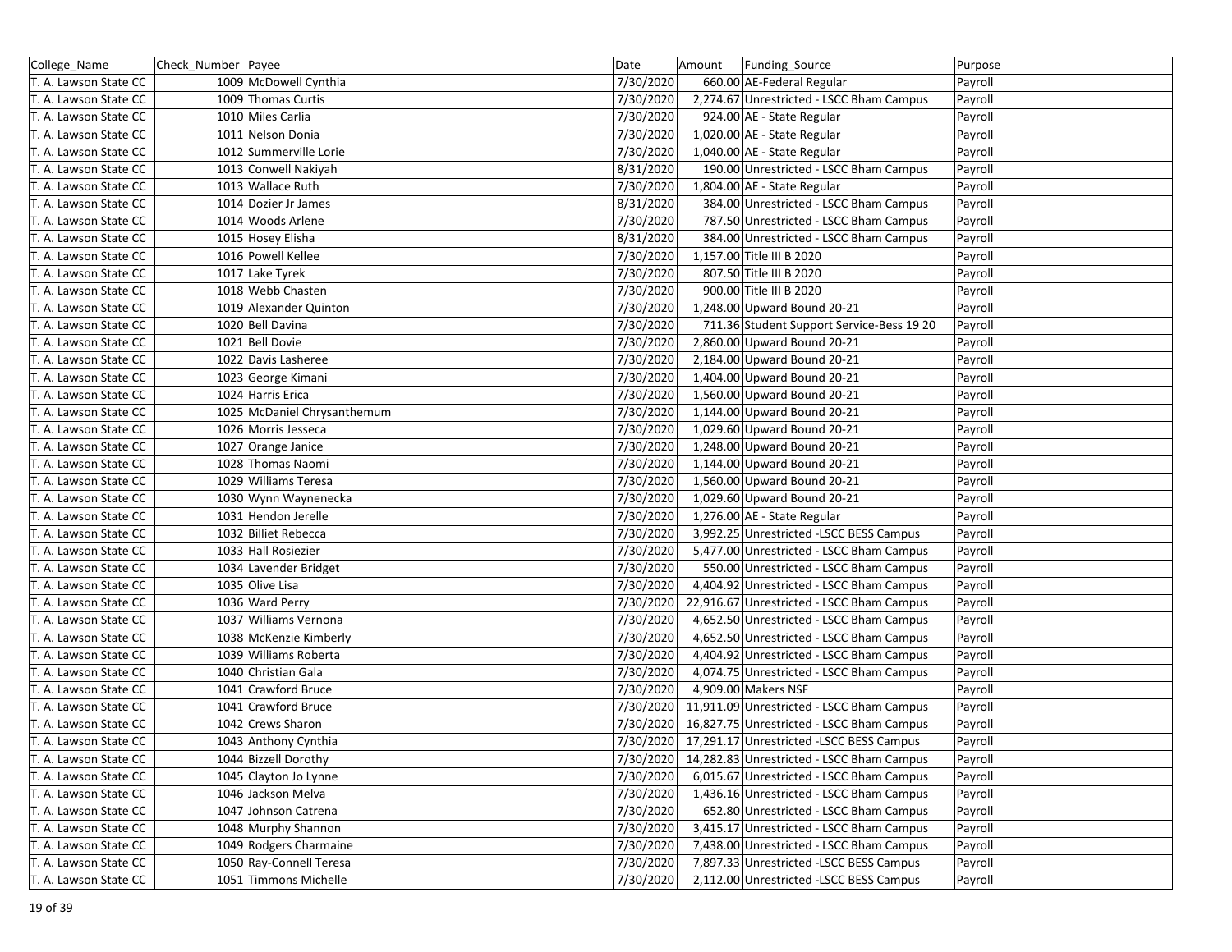| College_Name | Check_Number | Payee | Date | Amount | Funding_Source | Purpose |
|---|---|---|---|---|---|---|
| T. A. Lawson State CC | 1009 | McDowell Cynthia | 7/30/2020 | 660.00 | AE-Federal Regular | Payroll |
| T. A. Lawson State CC | 1009 | Thomas Curtis | 7/30/2020 | 2,274.67 | Unrestricted - LSCC Bham Campus | Payroll |
| T. A. Lawson State CC | 1010 | Miles Carlia | 7/30/2020 | 924.00 | AE - State Regular | Payroll |
| T. A. Lawson State CC | 1011 | Nelson Donia | 7/30/2020 | 1,020.00 | AE - State Regular | Payroll |
| T. A. Lawson State CC | 1012 | Summerville Lorie | 7/30/2020 | 1,040.00 | AE - State Regular | Payroll |
| T. A. Lawson State CC | 1013 | Conwell Nakiyah | 8/31/2020 | 190.00 | Unrestricted - LSCC Bham Campus | Payroll |
| T. A. Lawson State CC | 1013 | Wallace Ruth | 7/30/2020 | 1,804.00 | AE - State Regular | Payroll |
| T. A. Lawson State CC | 1014 | Dozier Jr James | 8/31/2020 | 384.00 | Unrestricted - LSCC Bham Campus | Payroll |
| T. A. Lawson State CC | 1014 | Woods Arlene | 7/30/2020 | 787.50 | Unrestricted - LSCC Bham Campus | Payroll |
| T. A. Lawson State CC | 1015 | Hosey Elisha | 8/31/2020 | 384.00 | Unrestricted - LSCC Bham Campus | Payroll |
| T. A. Lawson State CC | 1016 | Powell Kellee | 7/30/2020 | 1,157.00 | Title III B 2020 | Payroll |
| T. A. Lawson State CC | 1017 | Lake Tyrek | 7/30/2020 | 807.50 | Title III B 2020 | Payroll |
| T. A. Lawson State CC | 1018 | Webb Chasten | 7/30/2020 | 900.00 | Title III B 2020 | Payroll |
| T. A. Lawson State CC | 1019 | Alexander Quinton | 7/30/2020 | 1,248.00 | Upward Bound 20-21 | Payroll |
| T. A. Lawson State CC | 1020 | Bell Davina | 7/30/2020 | 711.36 | Student Support Service-Bess 19 20 | Payroll |
| T. A. Lawson State CC | 1021 | Bell Dovie | 7/30/2020 | 2,860.00 | Upward Bound 20-21 | Payroll |
| T. A. Lawson State CC | 1022 | Davis Lasheree | 7/30/2020 | 2,184.00 | Upward Bound 20-21 | Payroll |
| T. A. Lawson State CC | 1023 | George Kimani | 7/30/2020 | 1,404.00 | Upward Bound 20-21 | Payroll |
| T. A. Lawson State CC | 1024 | Harris Erica | 7/30/2020 | 1,560.00 | Upward Bound 20-21 | Payroll |
| T. A. Lawson State CC | 1025 | McDaniel Chrysanthemum | 7/30/2020 | 1,144.00 | Upward Bound 20-21 | Payroll |
| T. A. Lawson State CC | 1026 | Morris Jesseca | 7/30/2020 | 1,029.60 | Upward Bound 20-21 | Payroll |
| T. A. Lawson State CC | 1027 | Orange Janice | 7/30/2020 | 1,248.00 | Upward Bound 20-21 | Payroll |
| T. A. Lawson State CC | 1028 | Thomas Naomi | 7/30/2020 | 1,144.00 | Upward Bound 20-21 | Payroll |
| T. A. Lawson State CC | 1029 | Williams Teresa | 7/30/2020 | 1,560.00 | Upward Bound 20-21 | Payroll |
| T. A. Lawson State CC | 1030 | Wynn Waynenecka | 7/30/2020 | 1,029.60 | Upward Bound 20-21 | Payroll |
| T. A. Lawson State CC | 1031 | Hendon Jerelle | 7/30/2020 | 1,276.00 | AE - State Regular | Payroll |
| T. A. Lawson State CC | 1032 | Billiet Rebecca | 7/30/2020 | 3,992.25 | Unrestricted -LSCC BESS Campus | Payroll |
| T. A. Lawson State CC | 1033 | Hall Rosiezier | 7/30/2020 | 5,477.00 | Unrestricted - LSCC Bham Campus | Payroll |
| T. A. Lawson State CC | 1034 | Lavender Bridget | 7/30/2020 | 550.00 | Unrestricted - LSCC Bham Campus | Payroll |
| T. A. Lawson State CC | 1035 | Olive Lisa | 7/30/2020 | 4,404.92 | Unrestricted - LSCC Bham Campus | Payroll |
| T. A. Lawson State CC | 1036 | Ward Perry | 7/30/2020 | 22,916.67 | Unrestricted - LSCC Bham Campus | Payroll |
| T. A. Lawson State CC | 1037 | Williams Vernona | 7/30/2020 | 4,652.50 | Unrestricted - LSCC Bham Campus | Payroll |
| T. A. Lawson State CC | 1038 | McKenzie Kimberly | 7/30/2020 | 4,652.50 | Unrestricted - LSCC Bham Campus | Payroll |
| T. A. Lawson State CC | 1039 | Williams Roberta | 7/30/2020 | 4,404.92 | Unrestricted - LSCC Bham Campus | Payroll |
| T. A. Lawson State CC | 1040 | Christian Gala | 7/30/2020 | 4,074.75 | Unrestricted - LSCC Bham Campus | Payroll |
| T. A. Lawson State CC | 1041 | Crawford Bruce | 7/30/2020 | 4,909.00 | Makers NSF | Payroll |
| T. A. Lawson State CC | 1041 | Crawford Bruce | 7/30/2020 | 11,911.09 | Unrestricted - LSCC Bham Campus | Payroll |
| T. A. Lawson State CC | 1042 | Crews Sharon | 7/30/2020 | 16,827.75 | Unrestricted - LSCC Bham Campus | Payroll |
| T. A. Lawson State CC | 1043 | Anthony Cynthia | 7/30/2020 | 17,291.17 | Unrestricted -LSCC BESS Campus | Payroll |
| T. A. Lawson State CC | 1044 | Bizzell Dorothy | 7/30/2020 | 14,282.83 | Unrestricted - LSCC Bham Campus | Payroll |
| T. A. Lawson State CC | 1045 | Clayton Jo Lynne | 7/30/2020 | 6,015.67 | Unrestricted - LSCC Bham Campus | Payroll |
| T. A. Lawson State CC | 1046 | Jackson Melva | 7/30/2020 | 1,436.16 | Unrestricted - LSCC Bham Campus | Payroll |
| T. A. Lawson State CC | 1047 | Johnson Catrena | 7/30/2020 | 652.80 | Unrestricted - LSCC Bham Campus | Payroll |
| T. A. Lawson State CC | 1048 | Murphy Shannon | 7/30/2020 | 3,415.17 | Unrestricted - LSCC Bham Campus | Payroll |
| T. A. Lawson State CC | 1049 | Rodgers Charmaine | 7/30/2020 | 7,438.00 | Unrestricted - LSCC Bham Campus | Payroll |
| T. A. Lawson State CC | 1050 | Ray-Connell Teresa | 7/30/2020 | 7,897.33 | Unrestricted -LSCC BESS Campus | Payroll |
| T. A. Lawson State CC | 1051 | Timmons Michelle | 7/30/2020 | 2,112.00 | Unrestricted -LSCC BESS Campus | Payroll |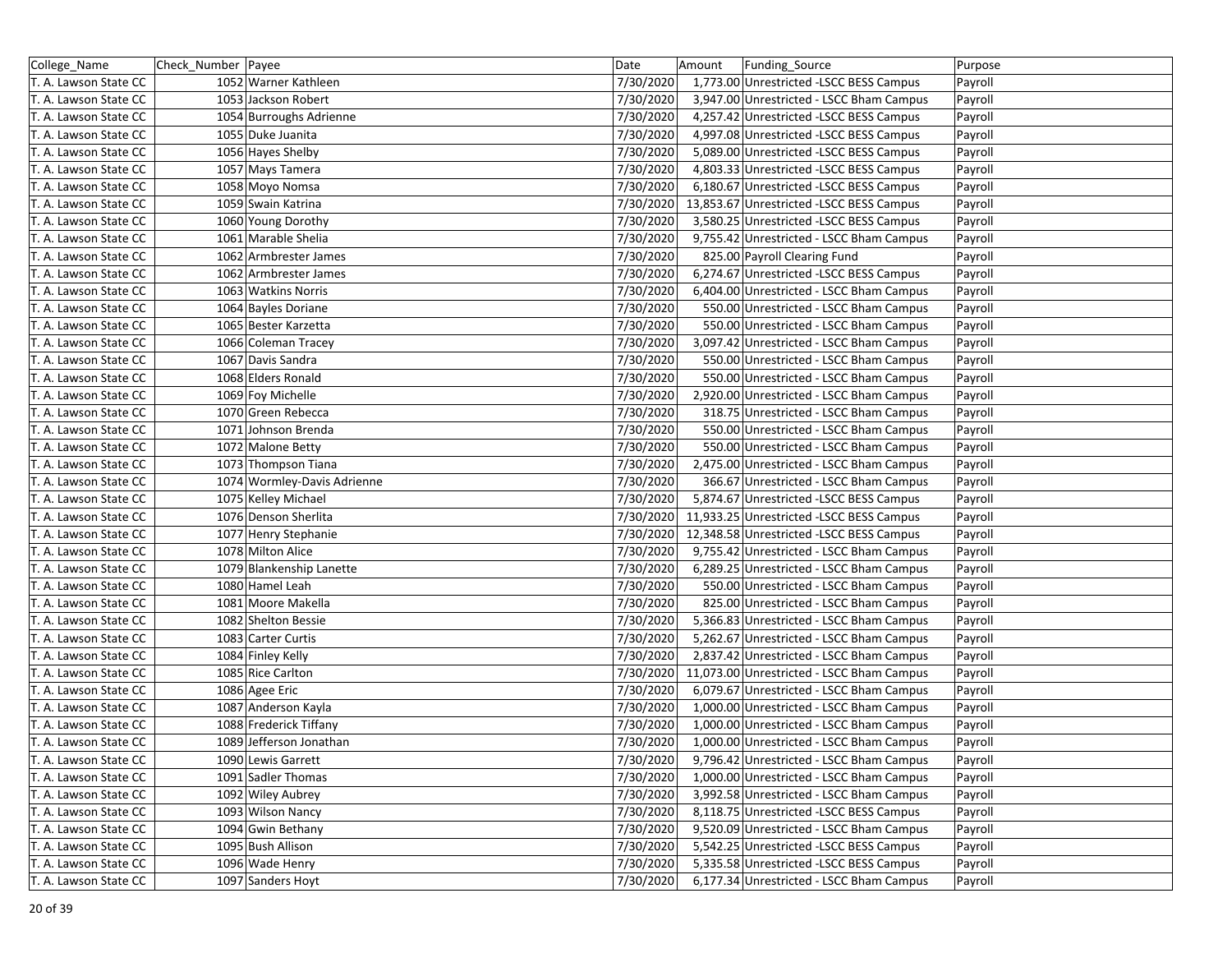| College_Name | Check_Number | Payee | Date | Amount | Funding_Source | Purpose |
|---|---|---|---|---|---|---|
| T. A. Lawson State CC | 1052 | Warner Kathleen | 7/30/2020 | 1,773.00 | Unrestricted -LSCC BESS Campus | Payroll |
| T. A. Lawson State CC | 1053 | Jackson Robert | 7/30/2020 | 3,947.00 | Unrestricted - LSCC Bham Campus | Payroll |
| T. A. Lawson State CC | 1054 | Burroughs Adrienne | 7/30/2020 | 4,257.42 | Unrestricted -LSCC BESS Campus | Payroll |
| T. A. Lawson State CC | 1055 | Duke Juanita | 7/30/2020 | 4,997.08 | Unrestricted -LSCC BESS Campus | Payroll |
| T. A. Lawson State CC | 1056 | Hayes Shelby | 7/30/2020 | 5,089.00 | Unrestricted -LSCC BESS Campus | Payroll |
| T. A. Lawson State CC | 1057 | Mays Tamera | 7/30/2020 | 4,803.33 | Unrestricted -LSCC BESS Campus | Payroll |
| T. A. Lawson State CC | 1058 | Moyo Nomsa | 7/30/2020 | 6,180.67 | Unrestricted -LSCC BESS Campus | Payroll |
| T. A. Lawson State CC | 1059 | Swain Katrina | 7/30/2020 | 13,853.67 | Unrestricted -LSCC BESS Campus | Payroll |
| T. A. Lawson State CC | 1060 | Young Dorothy | 7/30/2020 | 3,580.25 | Unrestricted -LSCC BESS Campus | Payroll |
| T. A. Lawson State CC | 1061 | Marable Shelia | 7/30/2020 | 9,755.42 | Unrestricted - LSCC Bham Campus | Payroll |
| T. A. Lawson State CC | 1062 | Armbrester James | 7/30/2020 | 825.00 | Payroll Clearing Fund | Payroll |
| T. A. Lawson State CC | 1062 | Armbrester James | 7/30/2020 | 6,274.67 | Unrestricted -LSCC BESS Campus | Payroll |
| T. A. Lawson State CC | 1063 | Watkins Norris | 7/30/2020 | 6,404.00 | Unrestricted - LSCC Bham Campus | Payroll |
| T. A. Lawson State CC | 1064 | Bayles Doriane | 7/30/2020 | 550.00 | Unrestricted - LSCC Bham Campus | Payroll |
| T. A. Lawson State CC | 1065 | Bester Karzetta | 7/30/2020 | 550.00 | Unrestricted - LSCC Bham Campus | Payroll |
| T. A. Lawson State CC | 1066 | Coleman Tracey | 7/30/2020 | 3,097.42 | Unrestricted - LSCC Bham Campus | Payroll |
| T. A. Lawson State CC | 1067 | Davis Sandra | 7/30/2020 | 550.00 | Unrestricted - LSCC Bham Campus | Payroll |
| T. A. Lawson State CC | 1068 | Elders Ronald | 7/30/2020 | 550.00 | Unrestricted - LSCC Bham Campus | Payroll |
| T. A. Lawson State CC | 1069 | Foy Michelle | 7/30/2020 | 2,920.00 | Unrestricted - LSCC Bham Campus | Payroll |
| T. A. Lawson State CC | 1070 | Green Rebecca | 7/30/2020 | 318.75 | Unrestricted - LSCC Bham Campus | Payroll |
| T. A. Lawson State CC | 1071 | Johnson Brenda | 7/30/2020 | 550.00 | Unrestricted - LSCC Bham Campus | Payroll |
| T. A. Lawson State CC | 1072 | Malone Betty | 7/30/2020 | 550.00 | Unrestricted - LSCC Bham Campus | Payroll |
| T. A. Lawson State CC | 1073 | Thompson Tiana | 7/30/2020 | 2,475.00 | Unrestricted - LSCC Bham Campus | Payroll |
| T. A. Lawson State CC | 1074 | Wormley-Davis Adrienne | 7/30/2020 | 366.67 | Unrestricted - LSCC Bham Campus | Payroll |
| T. A. Lawson State CC | 1075 | Kelley Michael | 7/30/2020 | 5,874.67 | Unrestricted -LSCC BESS Campus | Payroll |
| T. A. Lawson State CC | 1076 | Denson Sherlita | 7/30/2020 | 11,933.25 | Unrestricted -LSCC BESS Campus | Payroll |
| T. A. Lawson State CC | 1077 | Henry Stephanie | 7/30/2020 | 12,348.58 | Unrestricted -LSCC BESS Campus | Payroll |
| T. A. Lawson State CC | 1078 | Milton Alice | 7/30/2020 | 9,755.42 | Unrestricted - LSCC Bham Campus | Payroll |
| T. A. Lawson State CC | 1079 | Blankenship Lanette | 7/30/2020 | 6,289.25 | Unrestricted - LSCC Bham Campus | Payroll |
| T. A. Lawson State CC | 1080 | Hamel Leah | 7/30/2020 | 550.00 | Unrestricted - LSCC Bham Campus | Payroll |
| T. A. Lawson State CC | 1081 | Moore Makella | 7/30/2020 | 825.00 | Unrestricted - LSCC Bham Campus | Payroll |
| T. A. Lawson State CC | 1082 | Shelton Bessie | 7/30/2020 | 5,366.83 | Unrestricted - LSCC Bham Campus | Payroll |
| T. A. Lawson State CC | 1083 | Carter Curtis | 7/30/2020 | 5,262.67 | Unrestricted - LSCC Bham Campus | Payroll |
| T. A. Lawson State CC | 1084 | Finley Kelly | 7/30/2020 | 2,837.42 | Unrestricted - LSCC Bham Campus | Payroll |
| T. A. Lawson State CC | 1085 | Rice Carlton | 7/30/2020 | 11,073.00 | Unrestricted - LSCC Bham Campus | Payroll |
| T. A. Lawson State CC | 1086 | Agee Eric | 7/30/2020 | 6,079.67 | Unrestricted - LSCC Bham Campus | Payroll |
| T. A. Lawson State CC | 1087 | Anderson Kayla | 7/30/2020 | 1,000.00 | Unrestricted - LSCC Bham Campus | Payroll |
| T. A. Lawson State CC | 1088 | Frederick Tiffany | 7/30/2020 | 1,000.00 | Unrestricted - LSCC Bham Campus | Payroll |
| T. A. Lawson State CC | 1089 | Jefferson Jonathan | 7/30/2020 | 1,000.00 | Unrestricted - LSCC Bham Campus | Payroll |
| T. A. Lawson State CC | 1090 | Lewis Garrett | 7/30/2020 | 9,796.42 | Unrestricted - LSCC Bham Campus | Payroll |
| T. A. Lawson State CC | 1091 | Sadler Thomas | 7/30/2020 | 1,000.00 | Unrestricted - LSCC Bham Campus | Payroll |
| T. A. Lawson State CC | 1092 | Wiley Aubrey | 7/30/2020 | 3,992.58 | Unrestricted - LSCC Bham Campus | Payroll |
| T. A. Lawson State CC | 1093 | Wilson Nancy | 7/30/2020 | 8,118.75 | Unrestricted -LSCC BESS Campus | Payroll |
| T. A. Lawson State CC | 1094 | Gwin Bethany | 7/30/2020 | 9,520.09 | Unrestricted - LSCC Bham Campus | Payroll |
| T. A. Lawson State CC | 1095 | Bush Allison | 7/30/2020 | 5,542.25 | Unrestricted -LSCC BESS Campus | Payroll |
| T. A. Lawson State CC | 1096 | Wade Henry | 7/30/2020 | 5,335.58 | Unrestricted -LSCC BESS Campus | Payroll |
| T. A. Lawson State CC | 1097 | Sanders Hoyt | 7/30/2020 | 6,177.34 | Unrestricted - LSCC Bham Campus | Payroll |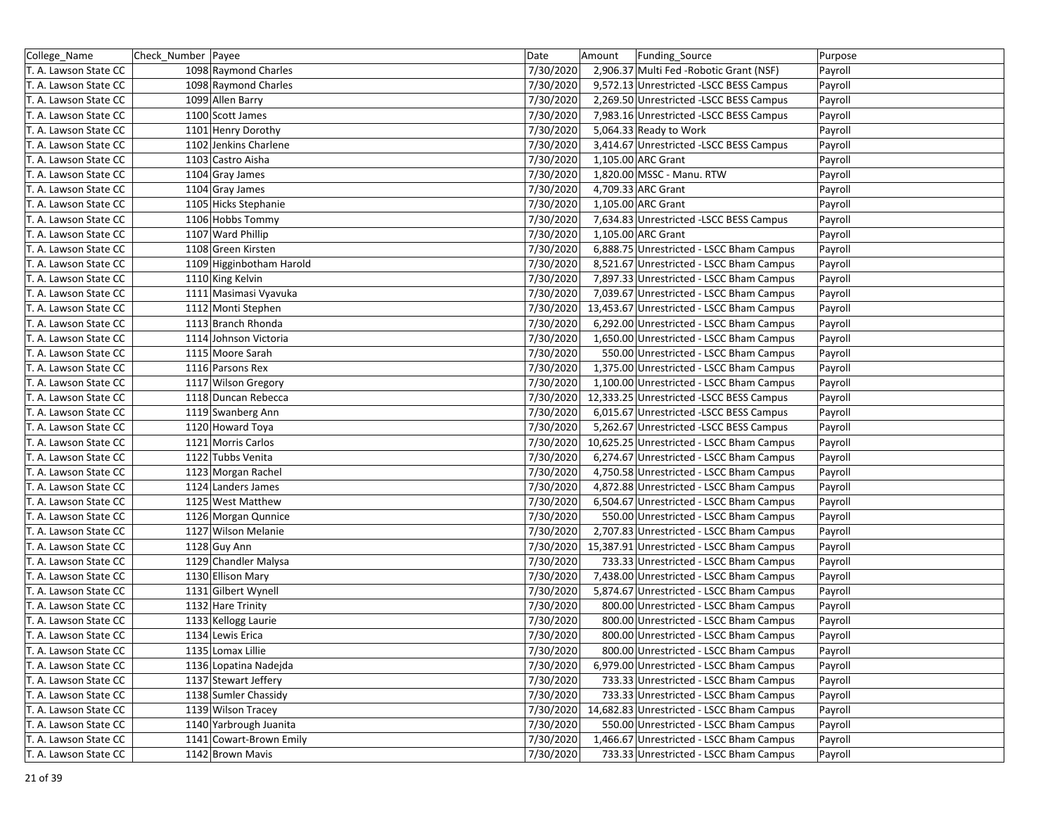| College_Name | Check_Number | Payee | Date | Amount | Funding_Source | Purpose |
|---|---|---|---|---|---|---|
| T. A. Lawson State CC | 1098 | Raymond Charles | 7/30/2020 | 2,906.37 | Multi Fed -Robotic Grant (NSF) | Payroll |
| T. A. Lawson State CC | 1098 | Raymond Charles | 7/30/2020 | 9,572.13 | Unrestricted -LSCC BESS Campus | Payroll |
| T. A. Lawson State CC | 1099 | Allen Barry | 7/30/2020 | 2,269.50 | Unrestricted -LSCC BESS Campus | Payroll |
| T. A. Lawson State CC | 1100 | Scott James | 7/30/2020 | 7,983.16 | Unrestricted -LSCC BESS Campus | Payroll |
| T. A. Lawson State CC | 1101 | Henry Dorothy | 7/30/2020 | 5,064.33 | Ready to Work | Payroll |
| T. A. Lawson State CC | 1102 | Jenkins Charlene | 7/30/2020 | 3,414.67 | Unrestricted -LSCC BESS Campus | Payroll |
| T. A. Lawson State CC | 1103 | Castro Aisha | 7/30/2020 | 1,105.00 | ARC Grant | Payroll |
| T. A. Lawson State CC | 1104 | Gray James | 7/30/2020 | 1,820.00 | MSSC - Manu. RTW | Payroll |
| T. A. Lawson State CC | 1104 | Gray James | 7/30/2020 | 4,709.33 | ARC Grant | Payroll |
| T. A. Lawson State CC | 1105 | Hicks Stephanie | 7/30/2020 | 1,105.00 | ARC Grant | Payroll |
| T. A. Lawson State CC | 1106 | Hobbs Tommy | 7/30/2020 | 7,634.83 | Unrestricted -LSCC BESS Campus | Payroll |
| T. A. Lawson State CC | 1107 | Ward Phillip | 7/30/2020 | 1,105.00 | ARC Grant | Payroll |
| T. A. Lawson State CC | 1108 | Green Kirsten | 7/30/2020 | 6,888.75 | Unrestricted - LSCC Bham Campus | Payroll |
| T. A. Lawson State CC | 1109 | Higginbotham Harold | 7/30/2020 | 8,521.67 | Unrestricted - LSCC Bham Campus | Payroll |
| T. A. Lawson State CC | 1110 | King Kelvin | 7/30/2020 | 7,897.33 | Unrestricted - LSCC Bham Campus | Payroll |
| T. A. Lawson State CC | 1111 | Masimasi Vyavuka | 7/30/2020 | 7,039.67 | Unrestricted - LSCC Bham Campus | Payroll |
| T. A. Lawson State CC | 1112 | Monti Stephen | 7/30/2020 | 13,453.67 | Unrestricted - LSCC Bham Campus | Payroll |
| T. A. Lawson State CC | 1113 | Branch Rhonda | 7/30/2020 | 6,292.00 | Unrestricted - LSCC Bham Campus | Payroll |
| T. A. Lawson State CC | 1114 | Johnson Victoria | 7/30/2020 | 1,650.00 | Unrestricted - LSCC Bham Campus | Payroll |
| T. A. Lawson State CC | 1115 | Moore Sarah | 7/30/2020 | 550.00 | Unrestricted - LSCC Bham Campus | Payroll |
| T. A. Lawson State CC | 1116 | Parsons Rex | 7/30/2020 | 1,375.00 | Unrestricted - LSCC Bham Campus | Payroll |
| T. A. Lawson State CC | 1117 | Wilson Gregory | 7/30/2020 | 1,100.00 | Unrestricted - LSCC Bham Campus | Payroll |
| T. A. Lawson State CC | 1118 | Duncan Rebecca | 7/30/2020 | 12,333.25 | Unrestricted -LSCC BESS Campus | Payroll |
| T. A. Lawson State CC | 1119 | Swanberg Ann | 7/30/2020 | 6,015.67 | Unrestricted -LSCC BESS Campus | Payroll |
| T. A. Lawson State CC | 1120 | Howard Toya | 7/30/2020 | 5,262.67 | Unrestricted -LSCC BESS Campus | Payroll |
| T. A. Lawson State CC | 1121 | Morris Carlos | 7/30/2020 | 10,625.25 | Unrestricted - LSCC Bham Campus | Payroll |
| T. A. Lawson State CC | 1122 | Tubbs Venita | 7/30/2020 | 6,274.67 | Unrestricted - LSCC Bham Campus | Payroll |
| T. A. Lawson State CC | 1123 | Morgan Rachel | 7/30/2020 | 4,750.58 | Unrestricted - LSCC Bham Campus | Payroll |
| T. A. Lawson State CC | 1124 | Landers James | 7/30/2020 | 4,872.88 | Unrestricted - LSCC Bham Campus | Payroll |
| T. A. Lawson State CC | 1125 | West Matthew | 7/30/2020 | 6,504.67 | Unrestricted - LSCC Bham Campus | Payroll |
| T. A. Lawson State CC | 1126 | Morgan Qunnice | 7/30/2020 | 550.00 | Unrestricted - LSCC Bham Campus | Payroll |
| T. A. Lawson State CC | 1127 | Wilson Melanie | 7/30/2020 | 2,707.83 | Unrestricted - LSCC Bham Campus | Payroll |
| T. A. Lawson State CC | 1128 | Guy Ann | 7/30/2020 | 15,387.91 | Unrestricted - LSCC Bham Campus | Payroll |
| T. A. Lawson State CC | 1129 | Chandler Malysa | 7/30/2020 | 733.33 | Unrestricted - LSCC Bham Campus | Payroll |
| T. A. Lawson State CC | 1130 | Ellison Mary | 7/30/2020 | 7,438.00 | Unrestricted - LSCC Bham Campus | Payroll |
| T. A. Lawson State CC | 1131 | Gilbert Wynell | 7/30/2020 | 5,874.67 | Unrestricted - LSCC Bham Campus | Payroll |
| T. A. Lawson State CC | 1132 | Hare Trinity | 7/30/2020 | 800.00 | Unrestricted - LSCC Bham Campus | Payroll |
| T. A. Lawson State CC | 1133 | Kellogg Laurie | 7/30/2020 | 800.00 | Unrestricted - LSCC Bham Campus | Payroll |
| T. A. Lawson State CC | 1134 | Lewis Erica | 7/30/2020 | 800.00 | Unrestricted - LSCC Bham Campus | Payroll |
| T. A. Lawson State CC | 1135 | Lomax Lillie | 7/30/2020 | 800.00 | Unrestricted - LSCC Bham Campus | Payroll |
| T. A. Lawson State CC | 1136 | Lopatina Nadejda | 7/30/2020 | 6,979.00 | Unrestricted - LSCC Bham Campus | Payroll |
| T. A. Lawson State CC | 1137 | Stewart Jeffery | 7/30/2020 | 733.33 | Unrestricted - LSCC Bham Campus | Payroll |
| T. A. Lawson State CC | 1138 | Sumler Chassidy | 7/30/2020 | 733.33 | Unrestricted - LSCC Bham Campus | Payroll |
| T. A. Lawson State CC | 1139 | Wilson Tracey | 7/30/2020 | 14,682.83 | Unrestricted - LSCC Bham Campus | Payroll |
| T. A. Lawson State CC | 1140 | Yarbrough Juanita | 7/30/2020 | 550.00 | Unrestricted - LSCC Bham Campus | Payroll |
| T. A. Lawson State CC | 1141 | Cowart-Brown Emily | 7/30/2020 | 1,466.67 | Unrestricted - LSCC Bham Campus | Payroll |
| T. A. Lawson State CC | 1142 | Brown Mavis | 7/30/2020 | 733.33 | Unrestricted - LSCC Bham Campus | Payroll |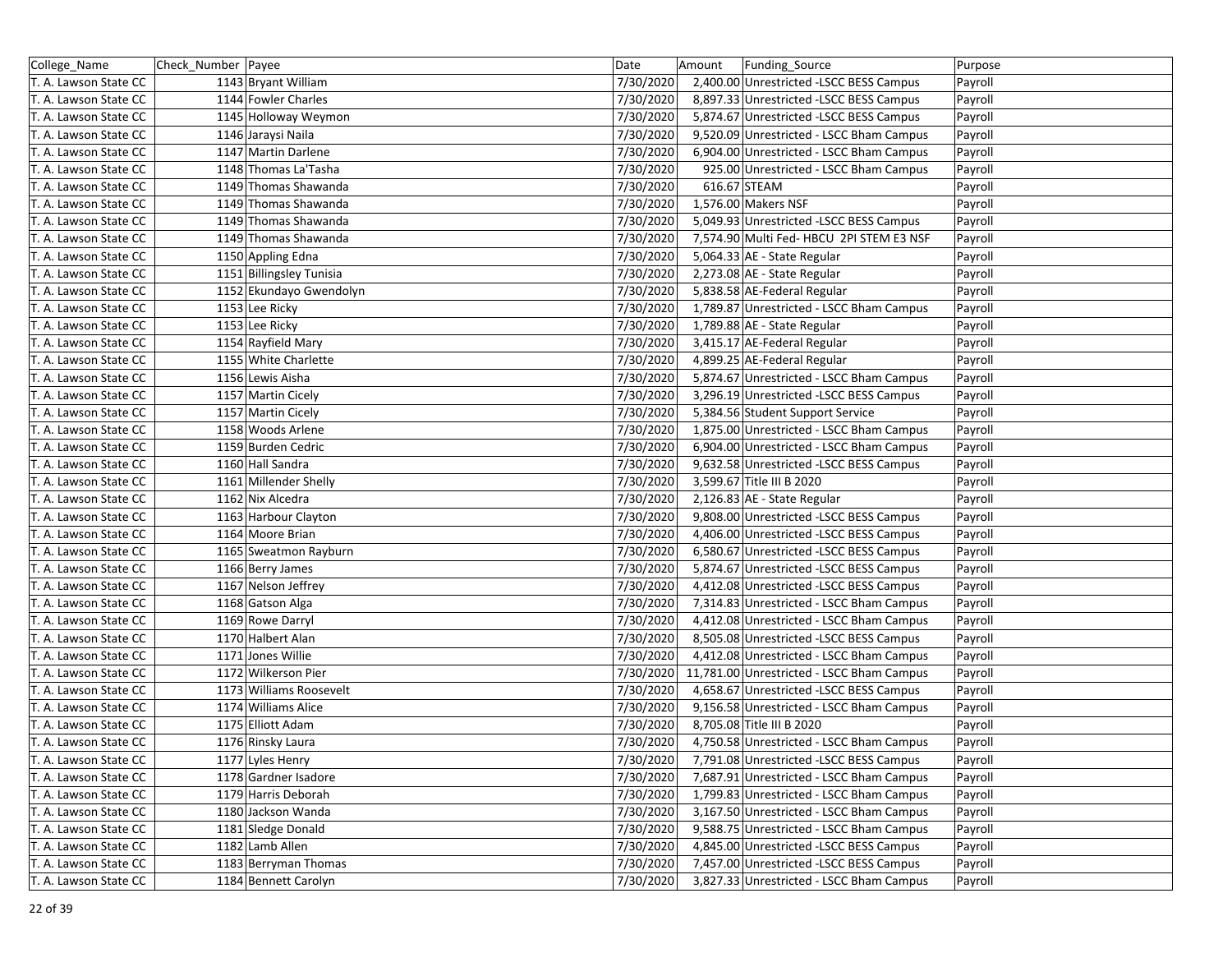| College_Name | Check_Number | Payee | Date | Amount | Funding_Source | Purpose |
|---|---|---|---|---|---|---|
| T. A. Lawson State CC | 1143 | Bryant William | 7/30/2020 | 2,400.00 | Unrestricted -LSCC BESS Campus | Payroll |
| T. A. Lawson State CC | 1144 | Fowler Charles | 7/30/2020 | 8,897.33 | Unrestricted -LSCC BESS Campus | Payroll |
| T. A. Lawson State CC | 1145 | Holloway Weymon | 7/30/2020 | 5,874.67 | Unrestricted -LSCC BESS Campus | Payroll |
| T. A. Lawson State CC | 1146 | Jaraysi Naila | 7/30/2020 | 9,520.09 | Unrestricted - LSCC Bham Campus | Payroll |
| T. A. Lawson State CC | 1147 | Martin Darlene | 7/30/2020 | 6,904.00 | Unrestricted - LSCC Bham Campus | Payroll |
| T. A. Lawson State CC | 1148 | Thomas La'Tasha | 7/30/2020 | 925.00 | Unrestricted - LSCC Bham Campus | Payroll |
| T. A. Lawson State CC | 1149 | Thomas Shawanda | 7/30/2020 | 616.67 | STEAM | Payroll |
| T. A. Lawson State CC | 1149 | Thomas Shawanda | 7/30/2020 | 1,576.00 | Makers NSF | Payroll |
| T. A. Lawson State CC | 1149 | Thomas Shawanda | 7/30/2020 | 5,049.93 | Unrestricted -LSCC BESS Campus | Payroll |
| T. A. Lawson State CC | 1149 | Thomas Shawanda | 7/30/2020 | 7,574.90 | Multi Fed- HBCU 2PI STEM E3 NSF | Payroll |
| T. A. Lawson State CC | 1150 | Appling Edna | 7/30/2020 | 5,064.33 | AE - State Regular | Payroll |
| T. A. Lawson State CC | 1151 | Billingsley Tunisia | 7/30/2020 | 2,273.08 | AE - State Regular | Payroll |
| T. A. Lawson State CC | 1152 | Ekundayo Gwendolyn | 7/30/2020 | 5,838.58 | AE-Federal Regular | Payroll |
| T. A. Lawson State CC | 1153 | Lee Ricky | 7/30/2020 | 1,789.87 | Unrestricted - LSCC Bham Campus | Payroll |
| T. A. Lawson State CC | 1153 | Lee Ricky | 7/30/2020 | 1,789.88 | AE - State Regular | Payroll |
| T. A. Lawson State CC | 1154 | Rayfield Mary | 7/30/2020 | 3,415.17 | AE-Federal Regular | Payroll |
| T. A. Lawson State CC | 1155 | White Charlette | 7/30/2020 | 4,899.25 | AE-Federal Regular | Payroll |
| T. A. Lawson State CC | 1156 | Lewis Aisha | 7/30/2020 | 5,874.67 | Unrestricted - LSCC Bham Campus | Payroll |
| T. A. Lawson State CC | 1157 | Martin Cicely | 7/30/2020 | 3,296.19 | Unrestricted -LSCC BESS Campus | Payroll |
| T. A. Lawson State CC | 1157 | Martin Cicely | 7/30/2020 | 5,384.56 | Student Support Service | Payroll |
| T. A. Lawson State CC | 1158 | Woods Arlene | 7/30/2020 | 1,875.00 | Unrestricted - LSCC Bham Campus | Payroll |
| T. A. Lawson State CC | 1159 | Burden Cedric | 7/30/2020 | 6,904.00 | Unrestricted - LSCC Bham Campus | Payroll |
| T. A. Lawson State CC | 1160 | Hall Sandra | 7/30/2020 | 9,632.58 | Unrestricted -LSCC BESS Campus | Payroll |
| T. A. Lawson State CC | 1161 | Millender Shelly | 7/30/2020 | 3,599.67 | Title III B 2020 | Payroll |
| T. A. Lawson State CC | 1162 | Nix Alcedra | 7/30/2020 | 2,126.83 | AE - State Regular | Payroll |
| T. A. Lawson State CC | 1163 | Harbour Clayton | 7/30/2020 | 9,808.00 | Unrestricted -LSCC BESS Campus | Payroll |
| T. A. Lawson State CC | 1164 | Moore Brian | 7/30/2020 | 4,406.00 | Unrestricted -LSCC BESS Campus | Payroll |
| T. A. Lawson State CC | 1165 | Sweatmon Rayburn | 7/30/2020 | 6,580.67 | Unrestricted -LSCC BESS Campus | Payroll |
| T. A. Lawson State CC | 1166 | Berry James | 7/30/2020 | 5,874.67 | Unrestricted -LSCC BESS Campus | Payroll |
| T. A. Lawson State CC | 1167 | Nelson Jeffrey | 7/30/2020 | 4,412.08 | Unrestricted -LSCC BESS Campus | Payroll |
| T. A. Lawson State CC | 1168 | Gatson Alga | 7/30/2020 | 7,314.83 | Unrestricted - LSCC Bham Campus | Payroll |
| T. A. Lawson State CC | 1169 | Rowe Darryl | 7/30/2020 | 4,412.08 | Unrestricted - LSCC Bham Campus | Payroll |
| T. A. Lawson State CC | 1170 | Halbert Alan | 7/30/2020 | 8,505.08 | Unrestricted -LSCC BESS Campus | Payroll |
| T. A. Lawson State CC | 1171 | Jones Willie | 7/30/2020 | 4,412.08 | Unrestricted - LSCC Bham Campus | Payroll |
| T. A. Lawson State CC | 1172 | Wilkerson Pier | 7/30/2020 | 11,781.00 | Unrestricted - LSCC Bham Campus | Payroll |
| T. A. Lawson State CC | 1173 | Williams Roosevelt | 7/30/2020 | 4,658.67 | Unrestricted -LSCC BESS Campus | Payroll |
| T. A. Lawson State CC | 1174 | Williams Alice | 7/30/2020 | 9,156.58 | Unrestricted - LSCC Bham Campus | Payroll |
| T. A. Lawson State CC | 1175 | Elliott Adam | 7/30/2020 | 8,705.08 | Title III B 2020 | Payroll |
| T. A. Lawson State CC | 1176 | Rinsky Laura | 7/30/2020 | 4,750.58 | Unrestricted - LSCC Bham Campus | Payroll |
| T. A. Lawson State CC | 1177 | Lyles Henry | 7/30/2020 | 7,791.08 | Unrestricted -LSCC BESS Campus | Payroll |
| T. A. Lawson State CC | 1178 | Gardner Isadore | 7/30/2020 | 7,687.91 | Unrestricted - LSCC Bham Campus | Payroll |
| T. A. Lawson State CC | 1179 | Harris Deborah | 7/30/2020 | 1,799.83 | Unrestricted - LSCC Bham Campus | Payroll |
| T. A. Lawson State CC | 1180 | Jackson Wanda | 7/30/2020 | 3,167.50 | Unrestricted - LSCC Bham Campus | Payroll |
| T. A. Lawson State CC | 1181 | Sledge Donald | 7/30/2020 | 9,588.75 | Unrestricted - LSCC Bham Campus | Payroll |
| T. A. Lawson State CC | 1182 | Lamb Allen | 7/30/2020 | 4,845.00 | Unrestricted -LSCC BESS Campus | Payroll |
| T. A. Lawson State CC | 1183 | Berryman Thomas | 7/30/2020 | 7,457.00 | Unrestricted -LSCC BESS Campus | Payroll |
| T. A. Lawson State CC | 1184 | Bennett Carolyn | 7/30/2020 | 3,827.33 | Unrestricted - LSCC Bham Campus | Payroll |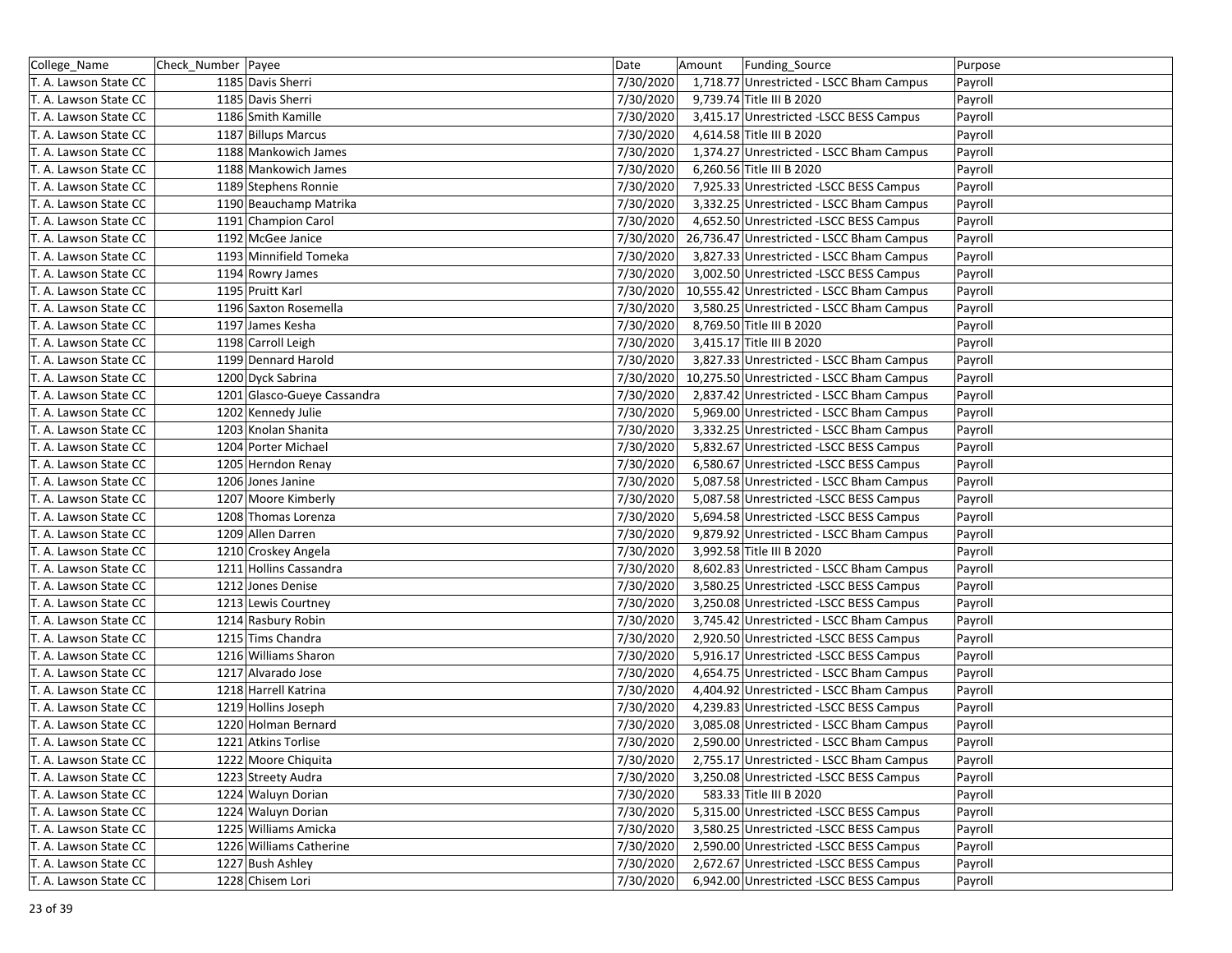| College_Name | Check_Number | Payee | Date | Amount | Funding_Source | Purpose |
|---|---|---|---|---|---|---|
| T. A. Lawson State CC | 1185 | Davis Sherri | 7/30/2020 | 1,718.77 | Unrestricted - LSCC Bham Campus | Payroll |
| T. A. Lawson State CC | 1185 | Davis Sherri | 7/30/2020 | 9,739.74 | Title III B 2020 | Payroll |
| T. A. Lawson State CC | 1186 | Smith Kamille | 7/30/2020 | 3,415.17 | Unrestricted -LSCC BESS Campus | Payroll |
| T. A. Lawson State CC | 1187 | Billups Marcus | 7/30/2020 | 4,614.58 | Title III B 2020 | Payroll |
| T. A. Lawson State CC | 1188 | Mankowich James | 7/30/2020 | 1,374.27 | Unrestricted - LSCC Bham Campus | Payroll |
| T. A. Lawson State CC | 1188 | Mankowich James | 7/30/2020 | 6,260.56 | Title III B 2020 | Payroll |
| T. A. Lawson State CC | 1189 | Stephens Ronnie | 7/30/2020 | 7,925.33 | Unrestricted -LSCC BESS Campus | Payroll |
| T. A. Lawson State CC | 1190 | Beauchamp Matrika | 7/30/2020 | 3,332.25 | Unrestricted - LSCC Bham Campus | Payroll |
| T. A. Lawson State CC | 1191 | Champion Carol | 7/30/2020 | 4,652.50 | Unrestricted -LSCC BESS Campus | Payroll |
| T. A. Lawson State CC | 1192 | McGee Janice | 7/30/2020 | 26,736.47 | Unrestricted - LSCC Bham Campus | Payroll |
| T. A. Lawson State CC | 1193 | Minnifield Tomeka | 7/30/2020 | 3,827.33 | Unrestricted - LSCC Bham Campus | Payroll |
| T. A. Lawson State CC | 1194 | Rowry James | 7/30/2020 | 3,002.50 | Unrestricted -LSCC BESS Campus | Payroll |
| T. A. Lawson State CC | 1195 | Pruitt Karl | 7/30/2020 | 10,555.42 | Unrestricted - LSCC Bham Campus | Payroll |
| T. A. Lawson State CC | 1196 | Saxton Rosemella | 7/30/2020 | 3,580.25 | Unrestricted - LSCC Bham Campus | Payroll |
| T. A. Lawson State CC | 1197 | James Kesha | 7/30/2020 | 8,769.50 | Title III B 2020 | Payroll |
| T. A. Lawson State CC | 1198 | Carroll Leigh | 7/30/2020 | 3,415.17 | Title III B 2020 | Payroll |
| T. A. Lawson State CC | 1199 | Dennard Harold | 7/30/2020 | 3,827.33 | Unrestricted - LSCC Bham Campus | Payroll |
| T. A. Lawson State CC | 1200 | Dyck Sabrina | 7/30/2020 | 10,275.50 | Unrestricted - LSCC Bham Campus | Payroll |
| T. A. Lawson State CC | 1201 | Glasco-Gueye Cassandra | 7/30/2020 | 2,837.42 | Unrestricted - LSCC Bham Campus | Payroll |
| T. A. Lawson State CC | 1202 | Kennedy Julie | 7/30/2020 | 5,969.00 | Unrestricted - LSCC Bham Campus | Payroll |
| T. A. Lawson State CC | 1203 | Knolan Shanita | 7/30/2020 | 3,332.25 | Unrestricted - LSCC Bham Campus | Payroll |
| T. A. Lawson State CC | 1204 | Porter Michael | 7/30/2020 | 5,832.67 | Unrestricted -LSCC BESS Campus | Payroll |
| T. A. Lawson State CC | 1205 | Herndon Renay | 7/30/2020 | 6,580.67 | Unrestricted -LSCC BESS Campus | Payroll |
| T. A. Lawson State CC | 1206 | Jones Janine | 7/30/2020 | 5,087.58 | Unrestricted - LSCC Bham Campus | Payroll |
| T. A. Lawson State CC | 1207 | Moore Kimberly | 7/30/2020 | 5,087.58 | Unrestricted -LSCC BESS Campus | Payroll |
| T. A. Lawson State CC | 1208 | Thomas Lorenza | 7/30/2020 | 5,694.58 | Unrestricted -LSCC BESS Campus | Payroll |
| T. A. Lawson State CC | 1209 | Allen Darren | 7/30/2020 | 9,879.92 | Unrestricted - LSCC Bham Campus | Payroll |
| T. A. Lawson State CC | 1210 | Croskey Angela | 7/30/2020 | 3,992.58 | Title III B 2020 | Payroll |
| T. A. Lawson State CC | 1211 | Hollins Cassandra | 7/30/2020 | 8,602.83 | Unrestricted - LSCC Bham Campus | Payroll |
| T. A. Lawson State CC | 1212 | Jones Denise | 7/30/2020 | 3,580.25 | Unrestricted -LSCC BESS Campus | Payroll |
| T. A. Lawson State CC | 1213 | Lewis Courtney | 7/30/2020 | 3,250.08 | Unrestricted -LSCC BESS Campus | Payroll |
| T. A. Lawson State CC | 1214 | Rasbury Robin | 7/30/2020 | 3,745.42 | Unrestricted - LSCC Bham Campus | Payroll |
| T. A. Lawson State CC | 1215 | Tims Chandra | 7/30/2020 | 2,920.50 | Unrestricted -LSCC BESS Campus | Payroll |
| T. A. Lawson State CC | 1216 | Williams Sharon | 7/30/2020 | 5,916.17 | Unrestricted -LSCC BESS Campus | Payroll |
| T. A. Lawson State CC | 1217 | Alvarado Jose | 7/30/2020 | 4,654.75 | Unrestricted - LSCC Bham Campus | Payroll |
| T. A. Lawson State CC | 1218 | Harrell Katrina | 7/30/2020 | 4,404.92 | Unrestricted - LSCC Bham Campus | Payroll |
| T. A. Lawson State CC | 1219 | Hollins Joseph | 7/30/2020 | 4,239.83 | Unrestricted -LSCC BESS Campus | Payroll |
| T. A. Lawson State CC | 1220 | Holman Bernard | 7/30/2020 | 3,085.08 | Unrestricted - LSCC Bham Campus | Payroll |
| T. A. Lawson State CC | 1221 | Atkins Torlise | 7/30/2020 | 2,590.00 | Unrestricted - LSCC Bham Campus | Payroll |
| T. A. Lawson State CC | 1222 | Moore Chiquita | 7/30/2020 | 2,755.17 | Unrestricted - LSCC Bham Campus | Payroll |
| T. A. Lawson State CC | 1223 | Streety Audra | 7/30/2020 | 3,250.08 | Unrestricted -LSCC BESS Campus | Payroll |
| T. A. Lawson State CC | 1224 | Waluyn Dorian | 7/30/2020 | 583.33 | Title III B 2020 | Payroll |
| T. A. Lawson State CC | 1224 | Waluyn Dorian | 7/30/2020 | 5,315.00 | Unrestricted -LSCC BESS Campus | Payroll |
| T. A. Lawson State CC | 1225 | Williams Amicka | 7/30/2020 | 3,580.25 | Unrestricted -LSCC BESS Campus | Payroll |
| T. A. Lawson State CC | 1226 | Williams Catherine | 7/30/2020 | 2,590.00 | Unrestricted -LSCC BESS Campus | Payroll |
| T. A. Lawson State CC | 1227 | Bush Ashley | 7/30/2020 | 2,672.67 | Unrestricted -LSCC BESS Campus | Payroll |
| T. A. Lawson State CC | 1228 | Chisem Lori | 7/30/2020 | 6,942.00 | Unrestricted -LSCC BESS Campus | Payroll |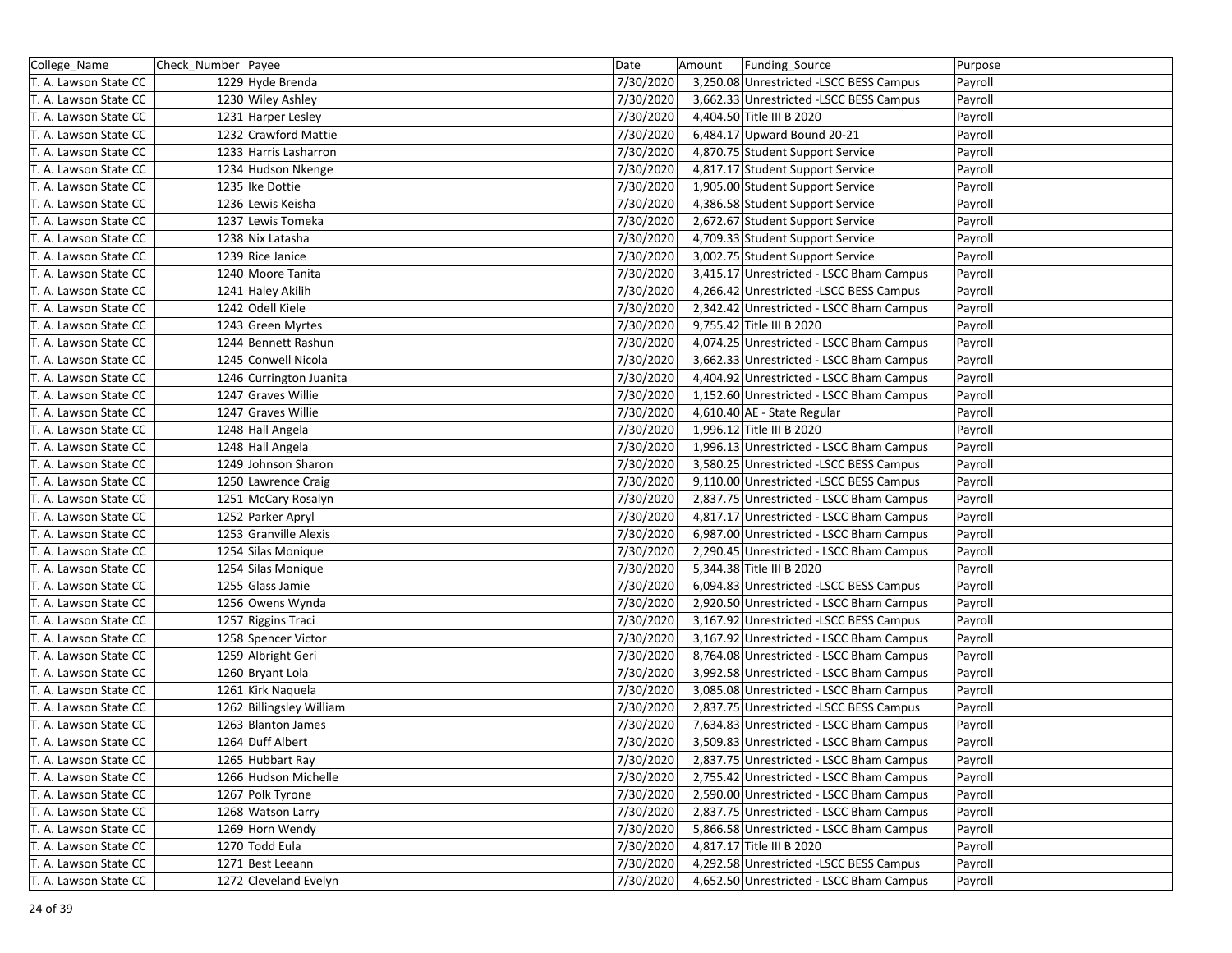| College_Name | Check_Number | Payee | Date | Amount | Funding_Source | Purpose |
|---|---|---|---|---|---|---|
| T. A. Lawson State CC | 1229 | Hyde Brenda | 7/30/2020 | 3,250.08 | Unrestricted -LSCC BESS Campus | Payroll |
| T. A. Lawson State CC | 1230 | Wiley Ashley | 7/30/2020 | 3,662.33 | Unrestricted -LSCC BESS Campus | Payroll |
| T. A. Lawson State CC | 1231 | Harper Lesley | 7/30/2020 | 4,404.50 | Title III B 2020 | Payroll |
| T. A. Lawson State CC | 1232 | Crawford Mattie | 7/30/2020 | 6,484.17 | Upward Bound 20-21 | Payroll |
| T. A. Lawson State CC | 1233 | Harris Lasharron | 7/30/2020 | 4,870.75 | Student Support Service | Payroll |
| T. A. Lawson State CC | 1234 | Hudson Nkenge | 7/30/2020 | 4,817.17 | Student Support Service | Payroll |
| T. A. Lawson State CC | 1235 | Ike Dottie | 7/30/2020 | 1,905.00 | Student Support Service | Payroll |
| T. A. Lawson State CC | 1236 | Lewis Keisha | 7/30/2020 | 4,386.58 | Student Support Service | Payroll |
| T. A. Lawson State CC | 1237 | Lewis Tomeka | 7/30/2020 | 2,672.67 | Student Support Service | Payroll |
| T. A. Lawson State CC | 1238 | Nix Latasha | 7/30/2020 | 4,709.33 | Student Support Service | Payroll |
| T. A. Lawson State CC | 1239 | Rice Janice | 7/30/2020 | 3,002.75 | Student Support Service | Payroll |
| T. A. Lawson State CC | 1240 | Moore Tanita | 7/30/2020 | 3,415.17 | Unrestricted - LSCC Bham Campus | Payroll |
| T. A. Lawson State CC | 1241 | Haley Akilih | 7/30/2020 | 4,266.42 | Unrestricted -LSCC BESS Campus | Payroll |
| T. A. Lawson State CC | 1242 | Odell Kiele | 7/30/2020 | 2,342.42 | Unrestricted - LSCC Bham Campus | Payroll |
| T. A. Lawson State CC | 1243 | Green Myrtes | 7/30/2020 | 9,755.42 | Title III B 2020 | Payroll |
| T. A. Lawson State CC | 1244 | Bennett Rashun | 7/30/2020 | 4,074.25 | Unrestricted - LSCC Bham Campus | Payroll |
| T. A. Lawson State CC | 1245 | Conwell Nicola | 7/30/2020 | 3,662.33 | Unrestricted - LSCC Bham Campus | Payroll |
| T. A. Lawson State CC | 1246 | Currington Juanita | 7/30/2020 | 4,404.92 | Unrestricted - LSCC Bham Campus | Payroll |
| T. A. Lawson State CC | 1247 | Graves Willie | 7/30/2020 | 1,152.60 | Unrestricted - LSCC Bham Campus | Payroll |
| T. A. Lawson State CC | 1247 | Graves Willie | 7/30/2020 | 4,610.40 | AE - State Regular | Payroll |
| T. A. Lawson State CC | 1248 | Hall Angela | 7/30/2020 | 1,996.12 | Title III B 2020 | Payroll |
| T. A. Lawson State CC | 1248 | Hall Angela | 7/30/2020 | 1,996.13 | Unrestricted - LSCC Bham Campus | Payroll |
| T. A. Lawson State CC | 1249 | Johnson Sharon | 7/30/2020 | 3,580.25 | Unrestricted -LSCC BESS Campus | Payroll |
| T. A. Lawson State CC | 1250 | Lawrence Craig | 7/30/2020 | 9,110.00 | Unrestricted -LSCC BESS Campus | Payroll |
| T. A. Lawson State CC | 1251 | McCary Rosalyn | 7/30/2020 | 2,837.75 | Unrestricted - LSCC Bham Campus | Payroll |
| T. A. Lawson State CC | 1252 | Parker Apryl | 7/30/2020 | 4,817.17 | Unrestricted - LSCC Bham Campus | Payroll |
| T. A. Lawson State CC | 1253 | Granville Alexis | 7/30/2020 | 6,987.00 | Unrestricted - LSCC Bham Campus | Payroll |
| T. A. Lawson State CC | 1254 | Silas Monique | 7/30/2020 | 2,290.45 | Unrestricted - LSCC Bham Campus | Payroll |
| T. A. Lawson State CC | 1254 | Silas Monique | 7/30/2020 | 5,344.38 | Title III B 2020 | Payroll |
| T. A. Lawson State CC | 1255 | Glass Jamie | 7/30/2020 | 6,094.83 | Unrestricted -LSCC BESS Campus | Payroll |
| T. A. Lawson State CC | 1256 | Owens Wynda | 7/30/2020 | 2,920.50 | Unrestricted - LSCC Bham Campus | Payroll |
| T. A. Lawson State CC | 1257 | Riggins Traci | 7/30/2020 | 3,167.92 | Unrestricted -LSCC BESS Campus | Payroll |
| T. A. Lawson State CC | 1258 | Spencer Victor | 7/30/2020 | 3,167.92 | Unrestricted - LSCC Bham Campus | Payroll |
| T. A. Lawson State CC | 1259 | Albright Geri | 7/30/2020 | 8,764.08 | Unrestricted - LSCC Bham Campus | Payroll |
| T. A. Lawson State CC | 1260 | Bryant Lola | 7/30/2020 | 3,992.58 | Unrestricted - LSCC Bham Campus | Payroll |
| T. A. Lawson State CC | 1261 | Kirk Naquela | 7/30/2020 | 3,085.08 | Unrestricted - LSCC Bham Campus | Payroll |
| T. A. Lawson State CC | 1262 | Billingsley William | 7/30/2020 | 2,837.75 | Unrestricted -LSCC BESS Campus | Payroll |
| T. A. Lawson State CC | 1263 | Blanton James | 7/30/2020 | 7,634.83 | Unrestricted - LSCC Bham Campus | Payroll |
| T. A. Lawson State CC | 1264 | Duff Albert | 7/30/2020 | 3,509.83 | Unrestricted - LSCC Bham Campus | Payroll |
| T. A. Lawson State CC | 1265 | Hubbart Ray | 7/30/2020 | 2,837.75 | Unrestricted - LSCC Bham Campus | Payroll |
| T. A. Lawson State CC | 1266 | Hudson Michelle | 7/30/2020 | 2,755.42 | Unrestricted - LSCC Bham Campus | Payroll |
| T. A. Lawson State CC | 1267 | Polk Tyrone | 7/30/2020 | 2,590.00 | Unrestricted - LSCC Bham Campus | Payroll |
| T. A. Lawson State CC | 1268 | Watson Larry | 7/30/2020 | 2,837.75 | Unrestricted - LSCC Bham Campus | Payroll |
| T. A. Lawson State CC | 1269 | Horn Wendy | 7/30/2020 | 5,866.58 | Unrestricted - LSCC Bham Campus | Payroll |
| T. A. Lawson State CC | 1270 | Todd Eula | 7/30/2020 | 4,817.17 | Title III B 2020 | Payroll |
| T. A. Lawson State CC | 1271 | Best Leeann | 7/30/2020 | 4,292.58 | Unrestricted -LSCC BESS Campus | Payroll |
| T. A. Lawson State CC | 1272 | Cleveland Evelyn | 7/30/2020 | 4,652.50 | Unrestricted - LSCC Bham Campus | Payroll |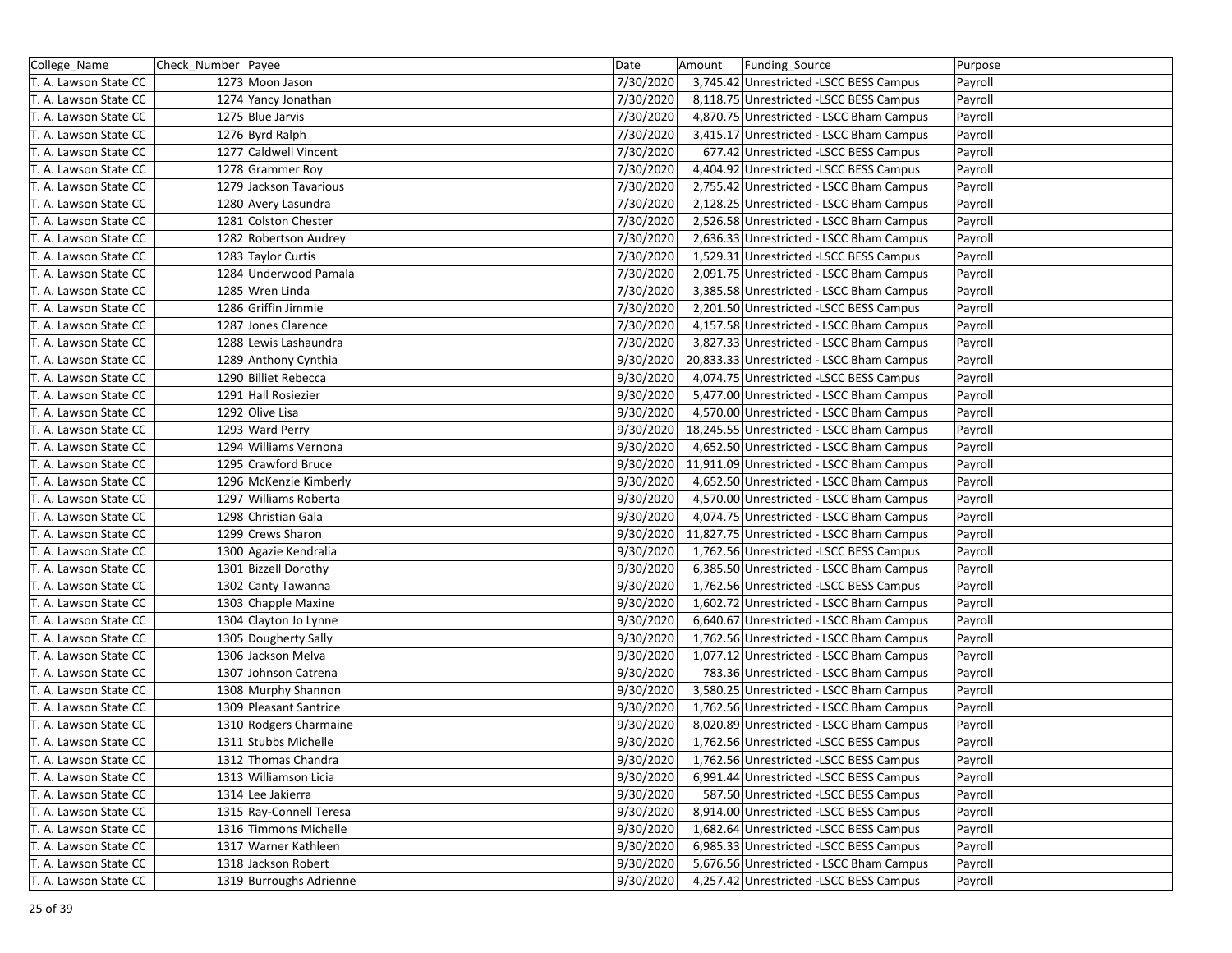| College_Name | Check_Number | Payee | Date | Amount | Funding_Source | Purpose |
|---|---|---|---|---|---|---|
| T. A. Lawson State CC | 1273 | Moon Jason | 7/30/2020 | 3,745.42 | Unrestricted -LSCC BESS Campus | Payroll |
| T. A. Lawson State CC | 1274 | Yancy Jonathan | 7/30/2020 | 8,118.75 | Unrestricted -LSCC BESS Campus | Payroll |
| T. A. Lawson State CC | 1275 | Blue Jarvis | 7/30/2020 | 4,870.75 | Unrestricted - LSCC Bham Campus | Payroll |
| T. A. Lawson State CC | 1276 | Byrd Ralph | 7/30/2020 | 3,415.17 | Unrestricted - LSCC Bham Campus | Payroll |
| T. A. Lawson State CC | 1277 | Caldwell Vincent | 7/30/2020 | 677.42 | Unrestricted -LSCC BESS Campus | Payroll |
| T. A. Lawson State CC | 1278 | Grammer Roy | 7/30/2020 | 4,404.92 | Unrestricted -LSCC BESS Campus | Payroll |
| T. A. Lawson State CC | 1279 | Jackson Tavarious | 7/30/2020 | 2,755.42 | Unrestricted - LSCC Bham Campus | Payroll |
| T. A. Lawson State CC | 1280 | Avery Lasundra | 7/30/2020 | 2,128.25 | Unrestricted - LSCC Bham Campus | Payroll |
| T. A. Lawson State CC | 1281 | Colston Chester | 7/30/2020 | 2,526.58 | Unrestricted - LSCC Bham Campus | Payroll |
| T. A. Lawson State CC | 1282 | Robertson Audrey | 7/30/2020 | 2,636.33 | Unrestricted - LSCC Bham Campus | Payroll |
| T. A. Lawson State CC | 1283 | Taylor Curtis | 7/30/2020 | 1,529.31 | Unrestricted -LSCC BESS Campus | Payroll |
| T. A. Lawson State CC | 1284 | Underwood Pamala | 7/30/2020 | 2,091.75 | Unrestricted - LSCC Bham Campus | Payroll |
| T. A. Lawson State CC | 1285 | Wren Linda | 7/30/2020 | 3,385.58 | Unrestricted - LSCC Bham Campus | Payroll |
| T. A. Lawson State CC | 1286 | Griffin Jimmie | 7/30/2020 | 2,201.50 | Unrestricted -LSCC BESS Campus | Payroll |
| T. A. Lawson State CC | 1287 | Jones Clarence | 7/30/2020 | 4,157.58 | Unrestricted - LSCC Bham Campus | Payroll |
| T. A. Lawson State CC | 1288 | Lewis Lashaundra | 7/30/2020 | 3,827.33 | Unrestricted - LSCC Bham Campus | Payroll |
| T. A. Lawson State CC | 1289 | Anthony Cynthia | 9/30/2020 | 20,833.33 | Unrestricted - LSCC Bham Campus | Payroll |
| T. A. Lawson State CC | 1290 | Billiet Rebecca | 9/30/2020 | 4,074.75 | Unrestricted -LSCC BESS Campus | Payroll |
| T. A. Lawson State CC | 1291 | Hall Rosiezier | 9/30/2020 | 5,477.00 | Unrestricted - LSCC Bham Campus | Payroll |
| T. A. Lawson State CC | 1292 | Olive Lisa | 9/30/2020 | 4,570.00 | Unrestricted - LSCC Bham Campus | Payroll |
| T. A. Lawson State CC | 1293 | Ward Perry | 9/30/2020 | 18,245.55 | Unrestricted - LSCC Bham Campus | Payroll |
| T. A. Lawson State CC | 1294 | Williams Vernona | 9/30/2020 | 4,652.50 | Unrestricted - LSCC Bham Campus | Payroll |
| T. A. Lawson State CC | 1295 | Crawford Bruce | 9/30/2020 | 11,911.09 | Unrestricted - LSCC Bham Campus | Payroll |
| T. A. Lawson State CC | 1296 | McKenzie Kimberly | 9/30/2020 | 4,652.50 | Unrestricted - LSCC Bham Campus | Payroll |
| T. A. Lawson State CC | 1297 | Williams Roberta | 9/30/2020 | 4,570.00 | Unrestricted - LSCC Bham Campus | Payroll |
| T. A. Lawson State CC | 1298 | Christian Gala | 9/30/2020 | 4,074.75 | Unrestricted - LSCC Bham Campus | Payroll |
| T. A. Lawson State CC | 1299 | Crews Sharon | 9/30/2020 | 11,827.75 | Unrestricted - LSCC Bham Campus | Payroll |
| T. A. Lawson State CC | 1300 | Agazie Kendralia | 9/30/2020 | 1,762.56 | Unrestricted -LSCC BESS Campus | Payroll |
| T. A. Lawson State CC | 1301 | Bizzell Dorothy | 9/30/2020 | 6,385.50 | Unrestricted - LSCC Bham Campus | Payroll |
| T. A. Lawson State CC | 1302 | Canty Tawanna | 9/30/2020 | 1,762.56 | Unrestricted -LSCC BESS Campus | Payroll |
| T. A. Lawson State CC | 1303 | Chapple Maxine | 9/30/2020 | 1,602.72 | Unrestricted - LSCC Bham Campus | Payroll |
| T. A. Lawson State CC | 1304 | Clayton Jo Lynne | 9/30/2020 | 6,640.67 | Unrestricted - LSCC Bham Campus | Payroll |
| T. A. Lawson State CC | 1305 | Dougherty Sally | 9/30/2020 | 1,762.56 | Unrestricted - LSCC Bham Campus | Payroll |
| T. A. Lawson State CC | 1306 | Jackson Melva | 9/30/2020 | 1,077.12 | Unrestricted - LSCC Bham Campus | Payroll |
| T. A. Lawson State CC | 1307 | Johnson Catrena | 9/30/2020 | 783.36 | Unrestricted - LSCC Bham Campus | Payroll |
| T. A. Lawson State CC | 1308 | Murphy Shannon | 9/30/2020 | 3,580.25 | Unrestricted - LSCC Bham Campus | Payroll |
| T. A. Lawson State CC | 1309 | Pleasant Santrice | 9/30/2020 | 1,762.56 | Unrestricted - LSCC Bham Campus | Payroll |
| T. A. Lawson State CC | 1310 | Rodgers Charmaine | 9/30/2020 | 8,020.89 | Unrestricted - LSCC Bham Campus | Payroll |
| T. A. Lawson State CC | 1311 | Stubbs Michelle | 9/30/2020 | 1,762.56 | Unrestricted -LSCC BESS Campus | Payroll |
| T. A. Lawson State CC | 1312 | Thomas Chandra | 9/30/2020 | 1,762.56 | Unrestricted -LSCC BESS Campus | Payroll |
| T. A. Lawson State CC | 1313 | Williamson Licia | 9/30/2020 | 6,991.44 | Unrestricted -LSCC BESS Campus | Payroll |
| T. A. Lawson State CC | 1314 | Lee Jakierra | 9/30/2020 | 587.50 | Unrestricted -LSCC BESS Campus | Payroll |
| T. A. Lawson State CC | 1315 | Ray-Connell Teresa | 9/30/2020 | 8,914.00 | Unrestricted -LSCC BESS Campus | Payroll |
| T. A. Lawson State CC | 1316 | Timmons Michelle | 9/30/2020 | 1,682.64 | Unrestricted -LSCC BESS Campus | Payroll |
| T. A. Lawson State CC | 1317 | Warner Kathleen | 9/30/2020 | 6,985.33 | Unrestricted -LSCC BESS Campus | Payroll |
| T. A. Lawson State CC | 1318 | Jackson Robert | 9/30/2020 | 5,676.56 | Unrestricted - LSCC Bham Campus | Payroll |
| T. A. Lawson State CC | 1319 | Burroughs Adrienne | 9/30/2020 | 4,257.42 | Unrestricted -LSCC BESS Campus | Payroll |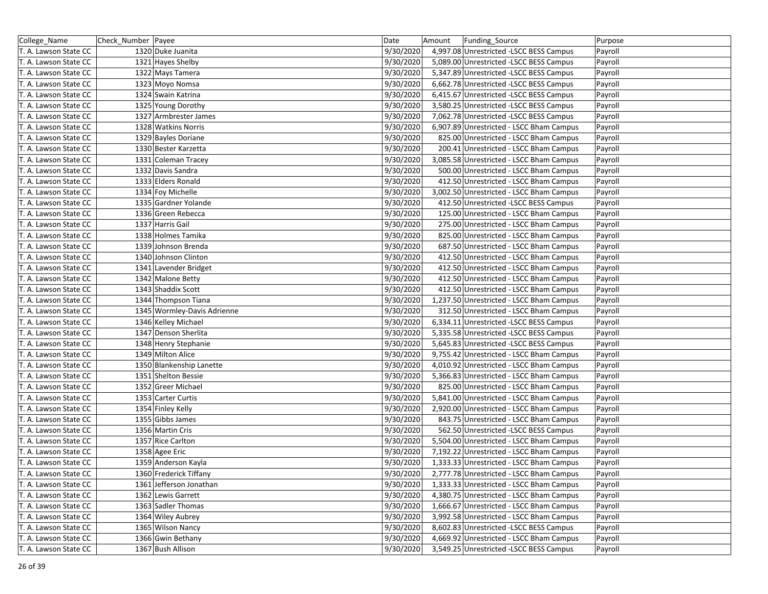| College_Name | Check_Number | Payee | Date | Amount | Funding_Source | Purpose |
|---|---|---|---|---|---|---|
| T. A. Lawson State CC | 1320 | Duke Juanita | 9/30/2020 | 4,997.08 | Unrestricted -LSCC BESS Campus | Payroll |
| T. A. Lawson State CC | 1321 | Hayes Shelby | 9/30/2020 | 5,089.00 | Unrestricted -LSCC BESS Campus | Payroll |
| T. A. Lawson State CC | 1322 | Mays Tamera | 9/30/2020 | 5,347.89 | Unrestricted -LSCC BESS Campus | Payroll |
| T. A. Lawson State CC | 1323 | Moyo Nomsa | 9/30/2020 | 6,662.78 | Unrestricted -LSCC BESS Campus | Payroll |
| T. A. Lawson State CC | 1324 | Swain Katrina | 9/30/2020 | 6,415.67 | Unrestricted -LSCC BESS Campus | Payroll |
| T. A. Lawson State CC | 1325 | Young Dorothy | 9/30/2020 | 3,580.25 | Unrestricted -LSCC BESS Campus | Payroll |
| T. A. Lawson State CC | 1327 | Armbrester James | 9/30/2020 | 7,062.78 | Unrestricted -LSCC BESS Campus | Payroll |
| T. A. Lawson State CC | 1328 | Watkins Norris | 9/30/2020 | 6,907.89 | Unrestricted - LSCC Bham Campus | Payroll |
| T. A. Lawson State CC | 1329 | Bayles Doriane | 9/30/2020 | 825.00 | Unrestricted - LSCC Bham Campus | Payroll |
| T. A. Lawson State CC | 1330 | Bester Karzetta | 9/30/2020 | 200.41 | Unrestricted - LSCC Bham Campus | Payroll |
| T. A. Lawson State CC | 1331 | Coleman Tracey | 9/30/2020 | 3,085.58 | Unrestricted - LSCC Bham Campus | Payroll |
| T. A. Lawson State CC | 1332 | Davis Sandra | 9/30/2020 | 500.00 | Unrestricted - LSCC Bham Campus | Payroll |
| T. A. Lawson State CC | 1333 | Elders Ronald | 9/30/2020 | 412.50 | Unrestricted - LSCC Bham Campus | Payroll |
| T. A. Lawson State CC | 1334 | Foy Michelle | 9/30/2020 | 3,002.50 | Unrestricted - LSCC Bham Campus | Payroll |
| T. A. Lawson State CC | 1335 | Gardner Yolande | 9/30/2020 | 412.50 | Unrestricted -LSCC BESS Campus | Payroll |
| T. A. Lawson State CC | 1336 | Green Rebecca | 9/30/2020 | 125.00 | Unrestricted - LSCC Bham Campus | Payroll |
| T. A. Lawson State CC | 1337 | Harris Gail | 9/30/2020 | 275.00 | Unrestricted - LSCC Bham Campus | Payroll |
| T. A. Lawson State CC | 1338 | Holmes Tamika | 9/30/2020 | 825.00 | Unrestricted - LSCC Bham Campus | Payroll |
| T. A. Lawson State CC | 1339 | Johnson Brenda | 9/30/2020 | 687.50 | Unrestricted - LSCC Bham Campus | Payroll |
| T. A. Lawson State CC | 1340 | Johnson Clinton | 9/30/2020 | 412.50 | Unrestricted - LSCC Bham Campus | Payroll |
| T. A. Lawson State CC | 1341 | Lavender Bridget | 9/30/2020 | 412.50 | Unrestricted - LSCC Bham Campus | Payroll |
| T. A. Lawson State CC | 1342 | Malone Betty | 9/30/2020 | 412.50 | Unrestricted - LSCC Bham Campus | Payroll |
| T. A. Lawson State CC | 1343 | Shaddix Scott | 9/30/2020 | 412.50 | Unrestricted - LSCC Bham Campus | Payroll |
| T. A. Lawson State CC | 1344 | Thompson Tiana | 9/30/2020 | 1,237.50 | Unrestricted - LSCC Bham Campus | Payroll |
| T. A. Lawson State CC | 1345 | Wormley-Davis Adrienne | 9/30/2020 | 312.50 | Unrestricted - LSCC Bham Campus | Payroll |
| T. A. Lawson State CC | 1346 | Kelley Michael | 9/30/2020 | 6,334.11 | Unrestricted -LSCC BESS Campus | Payroll |
| T. A. Lawson State CC | 1347 | Denson Sherlita | 9/30/2020 | 5,335.58 | Unrestricted -LSCC BESS Campus | Payroll |
| T. A. Lawson State CC | 1348 | Henry Stephanie | 9/30/2020 | 5,645.83 | Unrestricted -LSCC BESS Campus | Payroll |
| T. A. Lawson State CC | 1349 | Milton Alice | 9/30/2020 | 9,755.42 | Unrestricted - LSCC Bham Campus | Payroll |
| T. A. Lawson State CC | 1350 | Blankenship Lanette | 9/30/2020 | 4,010.92 | Unrestricted - LSCC Bham Campus | Payroll |
| T. A. Lawson State CC | 1351 | Shelton Bessie | 9/30/2020 | 5,366.83 | Unrestricted - LSCC Bham Campus | Payroll |
| T. A. Lawson State CC | 1352 | Greer Michael | 9/30/2020 | 825.00 | Unrestricted - LSCC Bham Campus | Payroll |
| T. A. Lawson State CC | 1353 | Carter Curtis | 9/30/2020 | 5,841.00 | Unrestricted - LSCC Bham Campus | Payroll |
| T. A. Lawson State CC | 1354 | Finley Kelly | 9/30/2020 | 2,920.00 | Unrestricted - LSCC Bham Campus | Payroll |
| T. A. Lawson State CC | 1355 | Gibbs James | 9/30/2020 | 843.75 | Unrestricted - LSCC Bham Campus | Payroll |
| T. A. Lawson State CC | 1356 | Martin Cris | 9/30/2020 | 562.50 | Unrestricted -LSCC BESS Campus | Payroll |
| T. A. Lawson State CC | 1357 | Rice Carlton | 9/30/2020 | 5,504.00 | Unrestricted - LSCC Bham Campus | Payroll |
| T. A. Lawson State CC | 1358 | Agee Eric | 9/30/2020 | 7,192.22 | Unrestricted - LSCC Bham Campus | Payroll |
| T. A. Lawson State CC | 1359 | Anderson Kayla | 9/30/2020 | 1,333.33 | Unrestricted - LSCC Bham Campus | Payroll |
| T. A. Lawson State CC | 1360 | Frederick Tiffany | 9/30/2020 | 2,777.78 | Unrestricted - LSCC Bham Campus | Payroll |
| T. A. Lawson State CC | 1361 | Jefferson Jonathan | 9/30/2020 | 1,333.33 | Unrestricted - LSCC Bham Campus | Payroll |
| T. A. Lawson State CC | 1362 | Lewis Garrett | 9/30/2020 | 4,380.75 | Unrestricted - LSCC Bham Campus | Payroll |
| T. A. Lawson State CC | 1363 | Sadler Thomas | 9/30/2020 | 1,666.67 | Unrestricted - LSCC Bham Campus | Payroll |
| T. A. Lawson State CC | 1364 | Wiley Aubrey | 9/30/2020 | 3,992.58 | Unrestricted - LSCC Bham Campus | Payroll |
| T. A. Lawson State CC | 1365 | Wilson Nancy | 9/30/2020 | 8,602.83 | Unrestricted -LSCC BESS Campus | Payroll |
| T. A. Lawson State CC | 1366 | Gwin Bethany | 9/30/2020 | 4,669.92 | Unrestricted - LSCC Bham Campus | Payroll |
| T. A. Lawson State CC | 1367 | Bush Allison | 9/30/2020 | 3,549.25 | Unrestricted -LSCC BESS Campus | Payroll |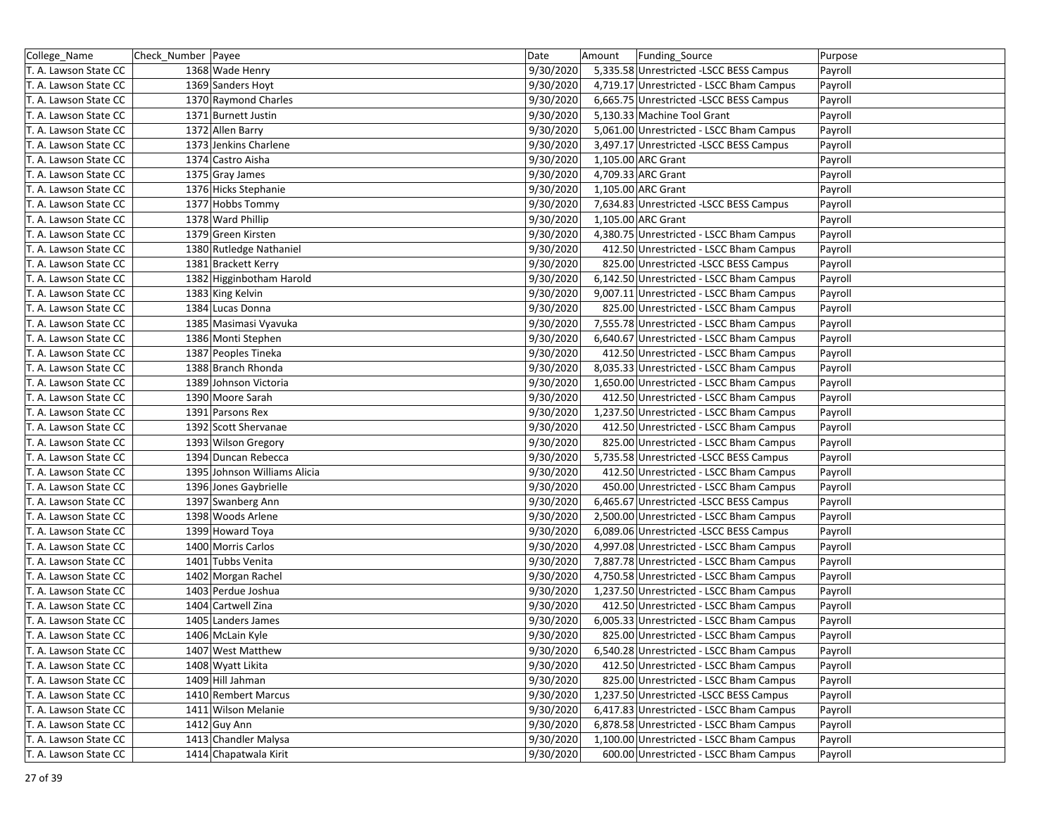| College_Name | Check_Number | Payee | Date | Amount | Funding_Source | Purpose |
|---|---|---|---|---|---|---|
| T. A. Lawson State CC | 1368 | Wade Henry | 9/30/2020 | 5,335.58 | Unrestricted -LSCC BESS Campus | Payroll |
| T. A. Lawson State CC | 1369 | Sanders Hoyt | 9/30/2020 | 4,719.17 | Unrestricted - LSCC Bham Campus | Payroll |
| T. A. Lawson State CC | 1370 | Raymond Charles | 9/30/2020 | 6,665.75 | Unrestricted -LSCC BESS Campus | Payroll |
| T. A. Lawson State CC | 1371 | Burnett Justin | 9/30/2020 | 5,130.33 | Machine Tool Grant | Payroll |
| T. A. Lawson State CC | 1372 | Allen Barry | 9/30/2020 | 5,061.00 | Unrestricted - LSCC Bham Campus | Payroll |
| T. A. Lawson State CC | 1373 | Jenkins Charlene | 9/30/2020 | 3,497.17 | Unrestricted -LSCC BESS Campus | Payroll |
| T. A. Lawson State CC | 1374 | Castro Aisha | 9/30/2020 | 1,105.00 | ARC Grant | Payroll |
| T. A. Lawson State CC | 1375 | Gray James | 9/30/2020 | 4,709.33 | ARC Grant | Payroll |
| T. A. Lawson State CC | 1376 | Hicks Stephanie | 9/30/2020 | 1,105.00 | ARC Grant | Payroll |
| T. A. Lawson State CC | 1377 | Hobbs Tommy | 9/30/2020 | 7,634.83 | Unrestricted -LSCC BESS Campus | Payroll |
| T. A. Lawson State CC | 1378 | Ward Phillip | 9/30/2020 | 1,105.00 | ARC Grant | Payroll |
| T. A. Lawson State CC | 1379 | Green Kirsten | 9/30/2020 | 4,380.75 | Unrestricted - LSCC Bham Campus | Payroll |
| T. A. Lawson State CC | 1380 | Rutledge Nathaniel | 9/30/2020 | 412.50 | Unrestricted - LSCC Bham Campus | Payroll |
| T. A. Lawson State CC | 1381 | Brackett Kerry | 9/30/2020 | 825.00 | Unrestricted -LSCC BESS Campus | Payroll |
| T. A. Lawson State CC | 1382 | Higginbotham Harold | 9/30/2020 | 6,142.50 | Unrestricted - LSCC Bham Campus | Payroll |
| T. A. Lawson State CC | 1383 | King Kelvin | 9/30/2020 | 9,007.11 | Unrestricted - LSCC Bham Campus | Payroll |
| T. A. Lawson State CC | 1384 | Lucas Donna | 9/30/2020 | 825.00 | Unrestricted - LSCC Bham Campus | Payroll |
| T. A. Lawson State CC | 1385 | Masimasi Vyavuka | 9/30/2020 | 7,555.78 | Unrestricted - LSCC Bham Campus | Payroll |
| T. A. Lawson State CC | 1386 | Monti Stephen | 9/30/2020 | 6,640.67 | Unrestricted - LSCC Bham Campus | Payroll |
| T. A. Lawson State CC | 1387 | Peoples Tineka | 9/30/2020 | 412.50 | Unrestricted - LSCC Bham Campus | Payroll |
| T. A. Lawson State CC | 1388 | Branch Rhonda | 9/30/2020 | 8,035.33 | Unrestricted - LSCC Bham Campus | Payroll |
| T. A. Lawson State CC | 1389 | Johnson Victoria | 9/30/2020 | 1,650.00 | Unrestricted - LSCC Bham Campus | Payroll |
| T. A. Lawson State CC | 1390 | Moore Sarah | 9/30/2020 | 412.50 | Unrestricted - LSCC Bham Campus | Payroll |
| T. A. Lawson State CC | 1391 | Parsons Rex | 9/30/2020 | 1,237.50 | Unrestricted - LSCC Bham Campus | Payroll |
| T. A. Lawson State CC | 1392 | Scott Shervanae | 9/30/2020 | 412.50 | Unrestricted - LSCC Bham Campus | Payroll |
| T. A. Lawson State CC | 1393 | Wilson Gregory | 9/30/2020 | 825.00 | Unrestricted - LSCC Bham Campus | Payroll |
| T. A. Lawson State CC | 1394 | Duncan Rebecca | 9/30/2020 | 5,735.58 | Unrestricted -LSCC BESS Campus | Payroll |
| T. A. Lawson State CC | 1395 | Johnson Williams Alicia | 9/30/2020 | 412.50 | Unrestricted - LSCC Bham Campus | Payroll |
| T. A. Lawson State CC | 1396 | Jones Gaybrielle | 9/30/2020 | 450.00 | Unrestricted - LSCC Bham Campus | Payroll |
| T. A. Lawson State CC | 1397 | Swanberg Ann | 9/30/2020 | 6,465.67 | Unrestricted -LSCC BESS Campus | Payroll |
| T. A. Lawson State CC | 1398 | Woods Arlene | 9/30/2020 | 2,500.00 | Unrestricted - LSCC Bham Campus | Payroll |
| T. A. Lawson State CC | 1399 | Howard Toya | 9/30/2020 | 6,089.06 | Unrestricted -LSCC BESS Campus | Payroll |
| T. A. Lawson State CC | 1400 | Morris Carlos | 9/30/2020 | 4,997.08 | Unrestricted - LSCC Bham Campus | Payroll |
| T. A. Lawson State CC | 1401 | Tubbs Venita | 9/30/2020 | 7,887.78 | Unrestricted - LSCC Bham Campus | Payroll |
| T. A. Lawson State CC | 1402 | Morgan Rachel | 9/30/2020 | 4,750.58 | Unrestricted - LSCC Bham Campus | Payroll |
| T. A. Lawson State CC | 1403 | Perdue Joshua | 9/30/2020 | 1,237.50 | Unrestricted - LSCC Bham Campus | Payroll |
| T. A. Lawson State CC | 1404 | Cartwell Zina | 9/30/2020 | 412.50 | Unrestricted - LSCC Bham Campus | Payroll |
| T. A. Lawson State CC | 1405 | Landers James | 9/30/2020 | 6,005.33 | Unrestricted - LSCC Bham Campus | Payroll |
| T. A. Lawson State CC | 1406 | McLain Kyle | 9/30/2020 | 825.00 | Unrestricted - LSCC Bham Campus | Payroll |
| T. A. Lawson State CC | 1407 | West Matthew | 9/30/2020 | 6,540.28 | Unrestricted - LSCC Bham Campus | Payroll |
| T. A. Lawson State CC | 1408 | Wyatt Likita | 9/30/2020 | 412.50 | Unrestricted - LSCC Bham Campus | Payroll |
| T. A. Lawson State CC | 1409 | Hill Jahman | 9/30/2020 | 825.00 | Unrestricted - LSCC Bham Campus | Payroll |
| T. A. Lawson State CC | 1410 | Rembert Marcus | 9/30/2020 | 1,237.50 | Unrestricted -LSCC BESS Campus | Payroll |
| T. A. Lawson State CC | 1411 | Wilson Melanie | 9/30/2020 | 6,417.83 | Unrestricted - LSCC Bham Campus | Payroll |
| T. A. Lawson State CC | 1412 | Guy Ann | 9/30/2020 | 6,878.58 | Unrestricted - LSCC Bham Campus | Payroll |
| T. A. Lawson State CC | 1413 | Chandler Malysa | 9/30/2020 | 1,100.00 | Unrestricted - LSCC Bham Campus | Payroll |
| T. A. Lawson State CC | 1414 | Chapatwala Kirit | 9/30/2020 | 600.00 | Unrestricted - LSCC Bham Campus | Payroll |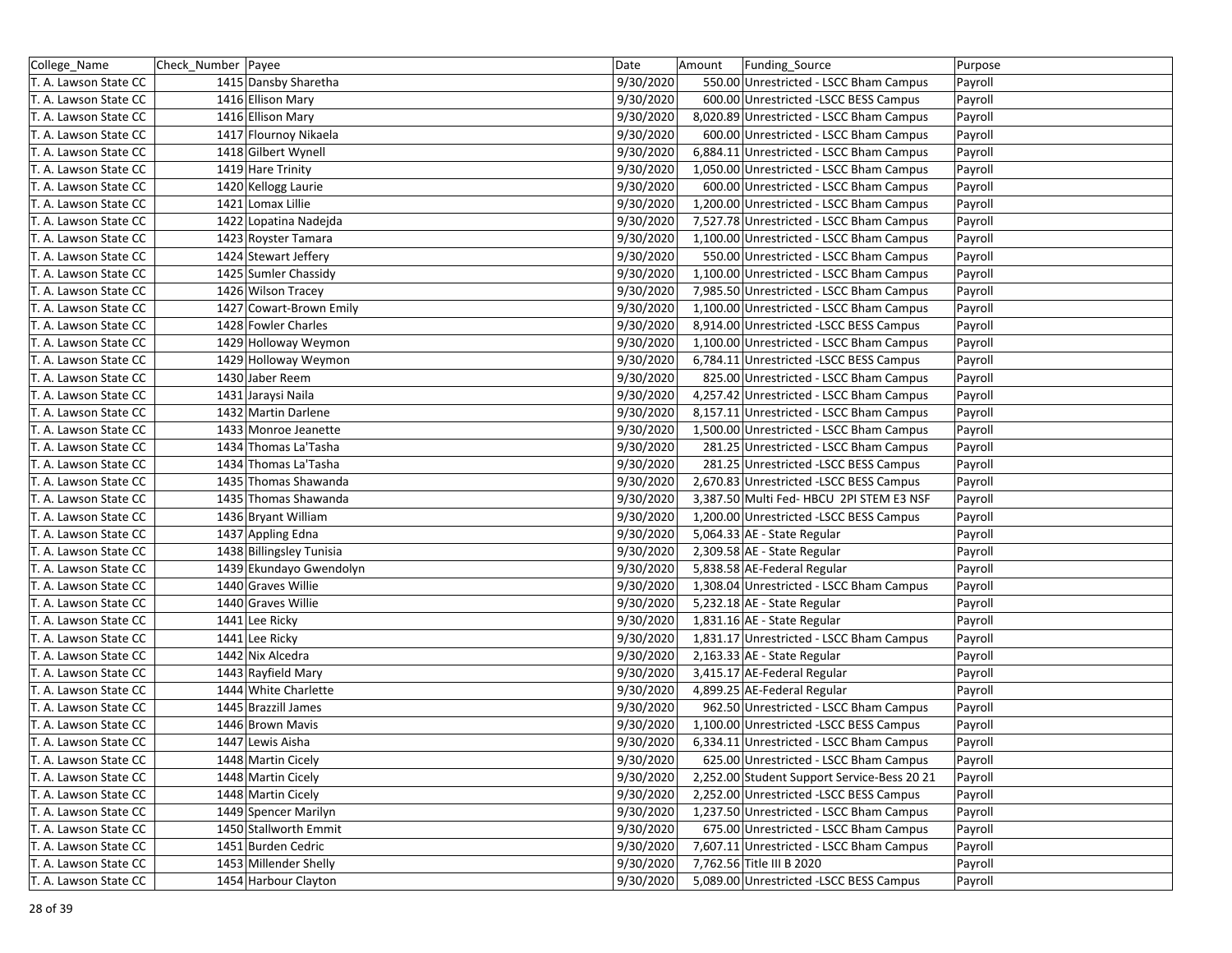| College_Name | Check_Number | Payee | Date | Amount | Funding_Source | Purpose |
|---|---|---|---|---|---|---|
| T. A. Lawson State CC | 1415 | Dansby Sharetha | 9/30/2020 | 550.00 | Unrestricted - LSCC Bham Campus | Payroll |
| T. A. Lawson State CC | 1416 | Ellison Mary | 9/30/2020 | 600.00 | Unrestricted -LSCC BESS Campus | Payroll |
| T. A. Lawson State CC | 1416 | Ellison Mary | 9/30/2020 | 8,020.89 | Unrestricted - LSCC Bham Campus | Payroll |
| T. A. Lawson State CC | 1417 | Flournoy Nikaela | 9/30/2020 | 600.00 | Unrestricted - LSCC Bham Campus | Payroll |
| T. A. Lawson State CC | 1418 | Gilbert Wynell | 9/30/2020 | 6,884.11 | Unrestricted - LSCC Bham Campus | Payroll |
| T. A. Lawson State CC | 1419 | Hare Trinity | 9/30/2020 | 1,050.00 | Unrestricted - LSCC Bham Campus | Payroll |
| T. A. Lawson State CC | 1420 | Kellogg Laurie | 9/30/2020 | 600.00 | Unrestricted - LSCC Bham Campus | Payroll |
| T. A. Lawson State CC | 1421 | Lomax Lillie | 9/30/2020 | 1,200.00 | Unrestricted - LSCC Bham Campus | Payroll |
| T. A. Lawson State CC | 1422 | Lopatina Nadejda | 9/30/2020 | 7,527.78 | Unrestricted - LSCC Bham Campus | Payroll |
| T. A. Lawson State CC | 1423 | Royster Tamara | 9/30/2020 | 1,100.00 | Unrestricted - LSCC Bham Campus | Payroll |
| T. A. Lawson State CC | 1424 | Stewart Jeffery | 9/30/2020 | 550.00 | Unrestricted - LSCC Bham Campus | Payroll |
| T. A. Lawson State CC | 1425 | Sumler Chassidy | 9/30/2020 | 1,100.00 | Unrestricted - LSCC Bham Campus | Payroll |
| T. A. Lawson State CC | 1426 | Wilson Tracey | 9/30/2020 | 7,985.50 | Unrestricted - LSCC Bham Campus | Payroll |
| T. A. Lawson State CC | 1427 | Cowart-Brown Emily | 9/30/2020 | 1,100.00 | Unrestricted - LSCC Bham Campus | Payroll |
| T. A. Lawson State CC | 1428 | Fowler Charles | 9/30/2020 | 8,914.00 | Unrestricted -LSCC BESS Campus | Payroll |
| T. A. Lawson State CC | 1429 | Holloway Weymon | 9/30/2020 | 1,100.00 | Unrestricted - LSCC Bham Campus | Payroll |
| T. A. Lawson State CC | 1429 | Holloway Weymon | 9/30/2020 | 6,784.11 | Unrestricted -LSCC BESS Campus | Payroll |
| T. A. Lawson State CC | 1430 | Jaber Reem | 9/30/2020 | 825.00 | Unrestricted - LSCC Bham Campus | Payroll |
| T. A. Lawson State CC | 1431 | Jaraysi Naila | 9/30/2020 | 4,257.42 | Unrestricted - LSCC Bham Campus | Payroll |
| T. A. Lawson State CC | 1432 | Martin Darlene | 9/30/2020 | 8,157.11 | Unrestricted - LSCC Bham Campus | Payroll |
| T. A. Lawson State CC | 1433 | Monroe Jeanette | 9/30/2020 | 1,500.00 | Unrestricted - LSCC Bham Campus | Payroll |
| T. A. Lawson State CC | 1434 | Thomas La'Tasha | 9/30/2020 | 281.25 | Unrestricted - LSCC Bham Campus | Payroll |
| T. A. Lawson State CC | 1434 | Thomas La'Tasha | 9/30/2020 | 281.25 | Unrestricted -LSCC BESS Campus | Payroll |
| T. A. Lawson State CC | 1435 | Thomas Shawanda | 9/30/2020 | 2,670.83 | Unrestricted -LSCC BESS Campus | Payroll |
| T. A. Lawson State CC | 1435 | Thomas Shawanda | 9/30/2020 | 3,387.50 | Multi Fed- HBCU 2PI STEM E3 NSF | Payroll |
| T. A. Lawson State CC | 1436 | Bryant William | 9/30/2020 | 1,200.00 | Unrestricted -LSCC BESS Campus | Payroll |
| T. A. Lawson State CC | 1437 | Appling Edna | 9/30/2020 | 5,064.33 | AE - State Regular | Payroll |
| T. A. Lawson State CC | 1438 | Billingsley Tunisia | 9/30/2020 | 2,309.58 | AE - State Regular | Payroll |
| T. A. Lawson State CC | 1439 | Ekundayo Gwendolyn | 9/30/2020 | 5,838.58 | AE-Federal Regular | Payroll |
| T. A. Lawson State CC | 1440 | Graves Willie | 9/30/2020 | 1,308.04 | Unrestricted - LSCC Bham Campus | Payroll |
| T. A. Lawson State CC | 1440 | Graves Willie | 9/30/2020 | 5,232.18 | AE - State Regular | Payroll |
| T. A. Lawson State CC | 1441 | Lee Ricky | 9/30/2020 | 1,831.16 | AE - State Regular | Payroll |
| T. A. Lawson State CC | 1441 | Lee Ricky | 9/30/2020 | 1,831.17 | Unrestricted - LSCC Bham Campus | Payroll |
| T. A. Lawson State CC | 1442 | Nix Alcedra | 9/30/2020 | 2,163.33 | AE - State Regular | Payroll |
| T. A. Lawson State CC | 1443 | Rayfield Mary | 9/30/2020 | 3,415.17 | AE-Federal Regular | Payroll |
| T. A. Lawson State CC | 1444 | White Charlette | 9/30/2020 | 4,899.25 | AE-Federal Regular | Payroll |
| T. A. Lawson State CC | 1445 | Brazzill James | 9/30/2020 | 962.50 | Unrestricted - LSCC Bham Campus | Payroll |
| T. A. Lawson State CC | 1446 | Brown Mavis | 9/30/2020 | 1,100.00 | Unrestricted -LSCC BESS Campus | Payroll |
| T. A. Lawson State CC | 1447 | Lewis Aisha | 9/30/2020 | 6,334.11 | Unrestricted - LSCC Bham Campus | Payroll |
| T. A. Lawson State CC | 1448 | Martin Cicely | 9/30/2020 | 625.00 | Unrestricted - LSCC Bham Campus | Payroll |
| T. A. Lawson State CC | 1448 | Martin Cicely | 9/30/2020 | 2,252.00 | Student Support Service-Bess 20 21 | Payroll |
| T. A. Lawson State CC | 1448 | Martin Cicely | 9/30/2020 | 2,252.00 | Unrestricted -LSCC BESS Campus | Payroll |
| T. A. Lawson State CC | 1449 | Spencer Marilyn | 9/30/2020 | 1,237.50 | Unrestricted - LSCC Bham Campus | Payroll |
| T. A. Lawson State CC | 1450 | Stallworth Emmit | 9/30/2020 | 675.00 | Unrestricted - LSCC Bham Campus | Payroll |
| T. A. Lawson State CC | 1451 | Burden Cedric | 9/30/2020 | 7,607.11 | Unrestricted - LSCC Bham Campus | Payroll |
| T. A. Lawson State CC | 1453 | Millender Shelly | 9/30/2020 | 7,762.56 | Title III B 2020 | Payroll |
| T. A. Lawson State CC | 1454 | Harbour Clayton | 9/30/2020 | 5,089.00 | Unrestricted -LSCC BESS Campus | Payroll |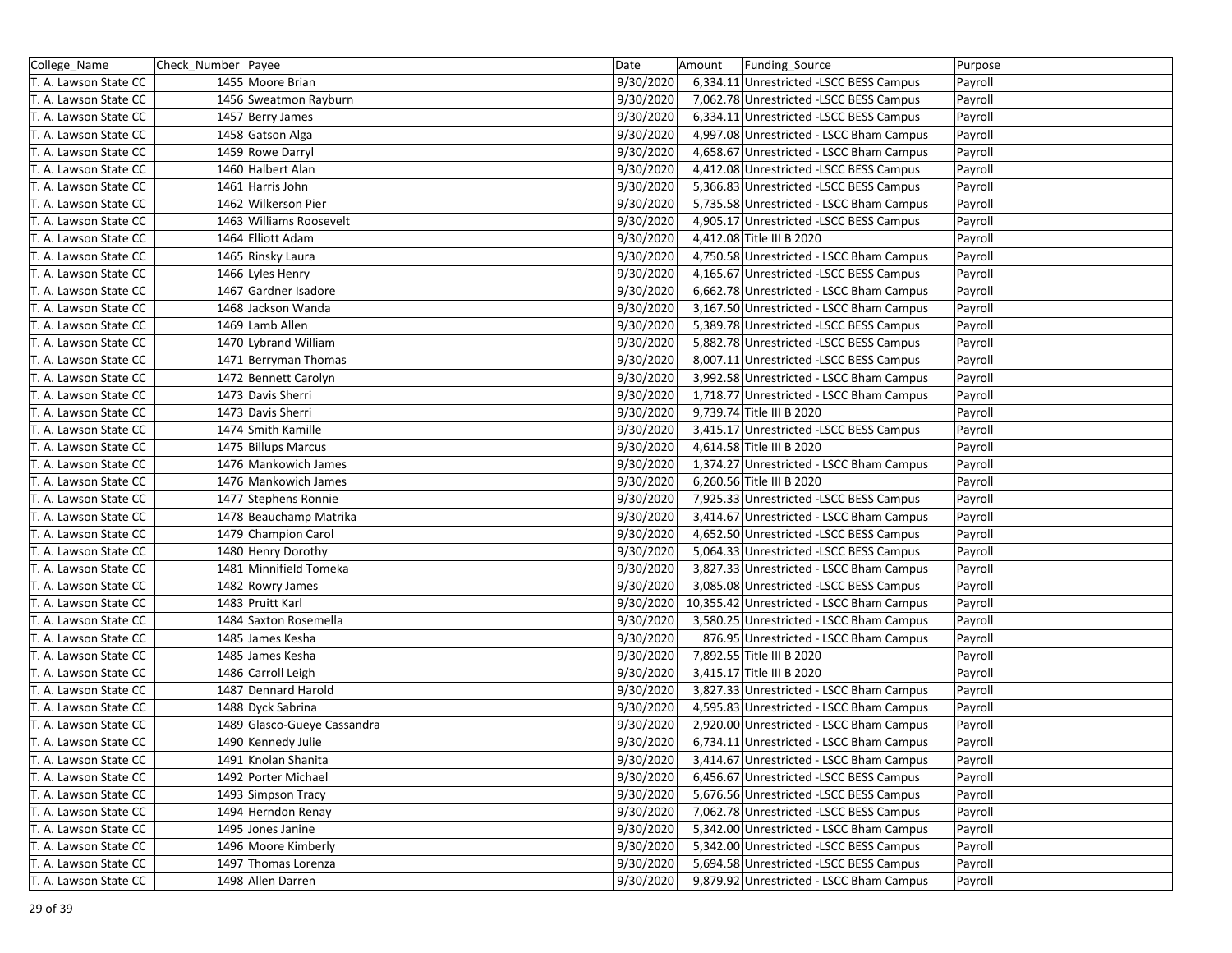| College_Name | Check_Number | Payee | Date | Amount | Funding_Source | Purpose |
|---|---|---|---|---|---|---|
| T. A. Lawson State CC | 1455 | Moore Brian | 9/30/2020 | 6,334.11 | Unrestricted -LSCC BESS Campus | Payroll |
| T. A. Lawson State CC | 1456 | Sweatmon Rayburn | 9/30/2020 | 7,062.78 | Unrestricted -LSCC BESS Campus | Payroll |
| T. A. Lawson State CC | 1457 | Berry James | 9/30/2020 | 6,334.11 | Unrestricted -LSCC BESS Campus | Payroll |
| T. A. Lawson State CC | 1458 | Gatson Alga | 9/30/2020 | 4,997.08 | Unrestricted - LSCC Bham Campus | Payroll |
| T. A. Lawson State CC | 1459 | Rowe Darryl | 9/30/2020 | 4,658.67 | Unrestricted - LSCC Bham Campus | Payroll |
| T. A. Lawson State CC | 1460 | Halbert Alan | 9/30/2020 | 4,412.08 | Unrestricted -LSCC BESS Campus | Payroll |
| T. A. Lawson State CC | 1461 | Harris John | 9/30/2020 | 5,366.83 | Unrestricted -LSCC BESS Campus | Payroll |
| T. A. Lawson State CC | 1462 | Wilkerson Pier | 9/30/2020 | 5,735.58 | Unrestricted - LSCC Bham Campus | Payroll |
| T. A. Lawson State CC | 1463 | Williams Roosevelt | 9/30/2020 | 4,905.17 | Unrestricted -LSCC BESS Campus | Payroll |
| T. A. Lawson State CC | 1464 | Elliott Adam | 9/30/2020 | 4,412.08 | Title III B 2020 | Payroll |
| T. A. Lawson State CC | 1465 | Rinsky Laura | 9/30/2020 | 4,750.58 | Unrestricted - LSCC Bham Campus | Payroll |
| T. A. Lawson State CC | 1466 | Lyles Henry | 9/30/2020 | 4,165.67 | Unrestricted -LSCC BESS Campus | Payroll |
| T. A. Lawson State CC | 1467 | Gardner Isadore | 9/30/2020 | 6,662.78 | Unrestricted - LSCC Bham Campus | Payroll |
| T. A. Lawson State CC | 1468 | Jackson Wanda | 9/30/2020 | 3,167.50 | Unrestricted - LSCC Bham Campus | Payroll |
| T. A. Lawson State CC | 1469 | Lamb Allen | 9/30/2020 | 5,389.78 | Unrestricted -LSCC BESS Campus | Payroll |
| T. A. Lawson State CC | 1470 | Lybrand William | 9/30/2020 | 5,882.78 | Unrestricted -LSCC BESS Campus | Payroll |
| T. A. Lawson State CC | 1471 | Berryman Thomas | 9/30/2020 | 8,007.11 | Unrestricted -LSCC BESS Campus | Payroll |
| T. A. Lawson State CC | 1472 | Bennett Carolyn | 9/30/2020 | 3,992.58 | Unrestricted - LSCC Bham Campus | Payroll |
| T. A. Lawson State CC | 1473 | Davis Sherri | 9/30/2020 | 1,718.77 | Unrestricted - LSCC Bham Campus | Payroll |
| T. A. Lawson State CC | 1473 | Davis Sherri | 9/30/2020 | 9,739.74 | Title III B 2020 | Payroll |
| T. A. Lawson State CC | 1474 | Smith Kamille | 9/30/2020 | 3,415.17 | Unrestricted -LSCC BESS Campus | Payroll |
| T. A. Lawson State CC | 1475 | Billups Marcus | 9/30/2020 | 4,614.58 | Title III B 2020 | Payroll |
| T. A. Lawson State CC | 1476 | Mankowich James | 9/30/2020 | 1,374.27 | Unrestricted - LSCC Bham Campus | Payroll |
| T. A. Lawson State CC | 1476 | Mankowich James | 9/30/2020 | 6,260.56 | Title III B 2020 | Payroll |
| T. A. Lawson State CC | 1477 | Stephens Ronnie | 9/30/2020 | 7,925.33 | Unrestricted -LSCC BESS Campus | Payroll |
| T. A. Lawson State CC | 1478 | Beauchamp Matrika | 9/30/2020 | 3,414.67 | Unrestricted - LSCC Bham Campus | Payroll |
| T. A. Lawson State CC | 1479 | Champion Carol | 9/30/2020 | 4,652.50 | Unrestricted -LSCC BESS Campus | Payroll |
| T. A. Lawson State CC | 1480 | Henry Dorothy | 9/30/2020 | 5,064.33 | Unrestricted -LSCC BESS Campus | Payroll |
| T. A. Lawson State CC | 1481 | Minnifield Tomeka | 9/30/2020 | 3,827.33 | Unrestricted - LSCC Bham Campus | Payroll |
| T. A. Lawson State CC | 1482 | Rowry James | 9/30/2020 | 3,085.08 | Unrestricted -LSCC BESS Campus | Payroll |
| T. A. Lawson State CC | 1483 | Pruitt Karl | 9/30/2020 | 10,355.42 | Unrestricted - LSCC Bham Campus | Payroll |
| T. A. Lawson State CC | 1484 | Saxton Rosemella | 9/30/2020 | 3,580.25 | Unrestricted - LSCC Bham Campus | Payroll |
| T. A. Lawson State CC | 1485 | James Kesha | 9/30/2020 | 876.95 | Unrestricted - LSCC Bham Campus | Payroll |
| T. A. Lawson State CC | 1485 | James Kesha | 9/30/2020 | 7,892.55 | Title III B 2020 | Payroll |
| T. A. Lawson State CC | 1486 | Carroll Leigh | 9/30/2020 | 3,415.17 | Title III B 2020 | Payroll |
| T. A. Lawson State CC | 1487 | Dennard Harold | 9/30/2020 | 3,827.33 | Unrestricted - LSCC Bham Campus | Payroll |
| T. A. Lawson State CC | 1488 | Dyck Sabrina | 9/30/2020 | 4,595.83 | Unrestricted - LSCC Bham Campus | Payroll |
| T. A. Lawson State CC | 1489 | Glasco-Gueye Cassandra | 9/30/2020 | 2,920.00 | Unrestricted - LSCC Bham Campus | Payroll |
| T. A. Lawson State CC | 1490 | Kennedy Julie | 9/30/2020 | 6,734.11 | Unrestricted - LSCC Bham Campus | Payroll |
| T. A. Lawson State CC | 1491 | Knolan Shanita | 9/30/2020 | 3,414.67 | Unrestricted - LSCC Bham Campus | Payroll |
| T. A. Lawson State CC | 1492 | Porter Michael | 9/30/2020 | 6,456.67 | Unrestricted -LSCC BESS Campus | Payroll |
| T. A. Lawson State CC | 1493 | Simpson Tracy | 9/30/2020 | 5,676.56 | Unrestricted -LSCC BESS Campus | Payroll |
| T. A. Lawson State CC | 1494 | Herndon Renay | 9/30/2020 | 7,062.78 | Unrestricted -LSCC BESS Campus | Payroll |
| T. A. Lawson State CC | 1495 | Jones Janine | 9/30/2020 | 5,342.00 | Unrestricted - LSCC Bham Campus | Payroll |
| T. A. Lawson State CC | 1496 | Moore Kimberly | 9/30/2020 | 5,342.00 | Unrestricted -LSCC BESS Campus | Payroll |
| T. A. Lawson State CC | 1497 | Thomas Lorenza | 9/30/2020 | 5,694.58 | Unrestricted -LSCC BESS Campus | Payroll |
| T. A. Lawson State CC | 1498 | Allen Darren | 9/30/2020 | 9,879.92 | Unrestricted - LSCC Bham Campus | Payroll |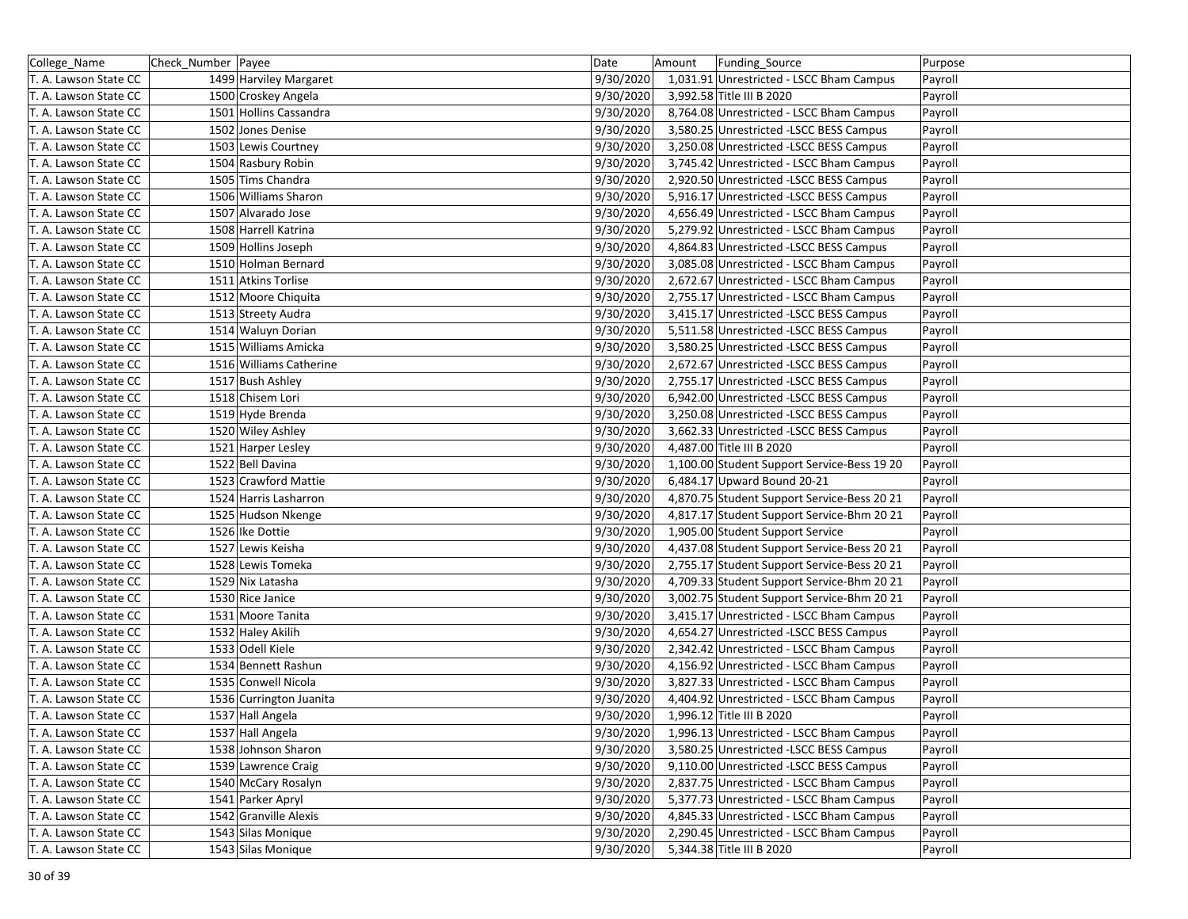| College_Name | Check_Number | Payee | Date | Amount | Funding_Source | Purpose |
|---|---|---|---|---|---|---|
| T. A. Lawson State CC | 1499 | Harviley Margaret | 9/30/2020 | 1,031.91 | Unrestricted - LSCC Bham Campus | Payroll |
| T. A. Lawson State CC | 1500 | Croskey Angela | 9/30/2020 | 3,992.58 | Title III B 2020 | Payroll |
| T. A. Lawson State CC | 1501 | Hollins Cassandra | 9/30/2020 | 8,764.08 | Unrestricted - LSCC Bham Campus | Payroll |
| T. A. Lawson State CC | 1502 | Jones Denise | 9/30/2020 | 3,580.25 | Unrestricted -LSCC BESS Campus | Payroll |
| T. A. Lawson State CC | 1503 | Lewis Courtney | 9/30/2020 | 3,250.08 | Unrestricted -LSCC BESS Campus | Payroll |
| T. A. Lawson State CC | 1504 | Rasbury Robin | 9/30/2020 | 3,745.42 | Unrestricted - LSCC Bham Campus | Payroll |
| T. A. Lawson State CC | 1505 | Tims Chandra | 9/30/2020 | 2,920.50 | Unrestricted -LSCC BESS Campus | Payroll |
| T. A. Lawson State CC | 1506 | Williams Sharon | 9/30/2020 | 5,916.17 | Unrestricted -LSCC BESS Campus | Payroll |
| T. A. Lawson State CC | 1507 | Alvarado Jose | 9/30/2020 | 4,656.49 | Unrestricted - LSCC Bham Campus | Payroll |
| T. A. Lawson State CC | 1508 | Harrell Katrina | 9/30/2020 | 5,279.92 | Unrestricted - LSCC Bham Campus | Payroll |
| T. A. Lawson State CC | 1509 | Hollins Joseph | 9/30/2020 | 4,864.83 | Unrestricted -LSCC BESS Campus | Payroll |
| T. A. Lawson State CC | 1510 | Holman Bernard | 9/30/2020 | 3,085.08 | Unrestricted - LSCC Bham Campus | Payroll |
| T. A. Lawson State CC | 1511 | Atkins Torlise | 9/30/2020 | 2,672.67 | Unrestricted - LSCC Bham Campus | Payroll |
| T. A. Lawson State CC | 1512 | Moore Chiquita | 9/30/2020 | 2,755.17 | Unrestricted - LSCC Bham Campus | Payroll |
| T. A. Lawson State CC | 1513 | Streety Audra | 9/30/2020 | 3,415.17 | Unrestricted -LSCC BESS Campus | Payroll |
| T. A. Lawson State CC | 1514 | Waluyn Dorian | 9/30/2020 | 5,511.58 | Unrestricted -LSCC BESS Campus | Payroll |
| T. A. Lawson State CC | 1515 | Williams Amicka | 9/30/2020 | 3,580.25 | Unrestricted -LSCC BESS Campus | Payroll |
| T. A. Lawson State CC | 1516 | Williams Catherine | 9/30/2020 | 2,672.67 | Unrestricted -LSCC BESS Campus | Payroll |
| T. A. Lawson State CC | 1517 | Bush Ashley | 9/30/2020 | 2,755.17 | Unrestricted -LSCC BESS Campus | Payroll |
| T. A. Lawson State CC | 1518 | Chisem Lori | 9/30/2020 | 6,942.00 | Unrestricted -LSCC BESS Campus | Payroll |
| T. A. Lawson State CC | 1519 | Hyde Brenda | 9/30/2020 | 3,250.08 | Unrestricted -LSCC BESS Campus | Payroll |
| T. A. Lawson State CC | 1520 | Wiley Ashley | 9/30/2020 | 3,662.33 | Unrestricted -LSCC BESS Campus | Payroll |
| T. A. Lawson State CC | 1521 | Harper Lesley | 9/30/2020 | 4,487.00 | Title III B 2020 | Payroll |
| T. A. Lawson State CC | 1522 | Bell Davina | 9/30/2020 | 1,100.00 | Student Support Service-Bess 19 20 | Payroll |
| T. A. Lawson State CC | 1523 | Crawford Mattie | 9/30/2020 | 6,484.17 | Upward Bound 20-21 | Payroll |
| T. A. Lawson State CC | 1524 | Harris Lasharron | 9/30/2020 | 4,870.75 | Student Support Service-Bess 20 21 | Payroll |
| T. A. Lawson State CC | 1525 | Hudson Nkenge | 9/30/2020 | 4,817.17 | Student Support Service-Bhm 20 21 | Payroll |
| T. A. Lawson State CC | 1526 | Ike Dottie | 9/30/2020 | 1,905.00 | Student Support Service | Payroll |
| T. A. Lawson State CC | 1527 | Lewis Keisha | 9/30/2020 | 4,437.08 | Student Support Service-Bess 20 21 | Payroll |
| T. A. Lawson State CC | 1528 | Lewis Tomeka | 9/30/2020 | 2,755.17 | Student Support Service-Bess 20 21 | Payroll |
| T. A. Lawson State CC | 1529 | Nix Latasha | 9/30/2020 | 4,709.33 | Student Support Service-Bhm 20 21 | Payroll |
| T. A. Lawson State CC | 1530 | Rice Janice | 9/30/2020 | 3,002.75 | Student Support Service-Bhm 20 21 | Payroll |
| T. A. Lawson State CC | 1531 | Moore Tanita | 9/30/2020 | 3,415.17 | Unrestricted - LSCC Bham Campus | Payroll |
| T. A. Lawson State CC | 1532 | Haley Akilih | 9/30/2020 | 4,654.27 | Unrestricted -LSCC BESS Campus | Payroll |
| T. A. Lawson State CC | 1533 | Odell Kiele | 9/30/2020 | 2,342.42 | Unrestricted - LSCC Bham Campus | Payroll |
| T. A. Lawson State CC | 1534 | Bennett Rashun | 9/30/2020 | 4,156.92 | Unrestricted - LSCC Bham Campus | Payroll |
| T. A. Lawson State CC | 1535 | Conwell Nicola | 9/30/2020 | 3,827.33 | Unrestricted - LSCC Bham Campus | Payroll |
| T. A. Lawson State CC | 1536 | Currington Juanita | 9/30/2020 | 4,404.92 | Unrestricted - LSCC Bham Campus | Payroll |
| T. A. Lawson State CC | 1537 | Hall Angela | 9/30/2020 | 1,996.12 | Title III B 2020 | Payroll |
| T. A. Lawson State CC | 1537 | Hall Angela | 9/30/2020 | 1,996.13 | Unrestricted - LSCC Bham Campus | Payroll |
| T. A. Lawson State CC | 1538 | Johnson Sharon | 9/30/2020 | 3,580.25 | Unrestricted -LSCC BESS Campus | Payroll |
| T. A. Lawson State CC | 1539 | Lawrence Craig | 9/30/2020 | 9,110.00 | Unrestricted -LSCC BESS Campus | Payroll |
| T. A. Lawson State CC | 1540 | McCary Rosalyn | 9/30/2020 | 2,837.75 | Unrestricted - LSCC Bham Campus | Payroll |
| T. A. Lawson State CC | 1541 | Parker Apryl | 9/30/2020 | 5,377.73 | Unrestricted - LSCC Bham Campus | Payroll |
| T. A. Lawson State CC | 1542 | Granville Alexis | 9/30/2020 | 4,845.33 | Unrestricted - LSCC Bham Campus | Payroll |
| T. A. Lawson State CC | 1543 | Silas Monique | 9/30/2020 | 2,290.45 | Unrestricted - LSCC Bham Campus | Payroll |
| T. A. Lawson State CC | 1543 | Silas Monique | 9/30/2020 | 5,344.38 | Title III B 2020 | Payroll |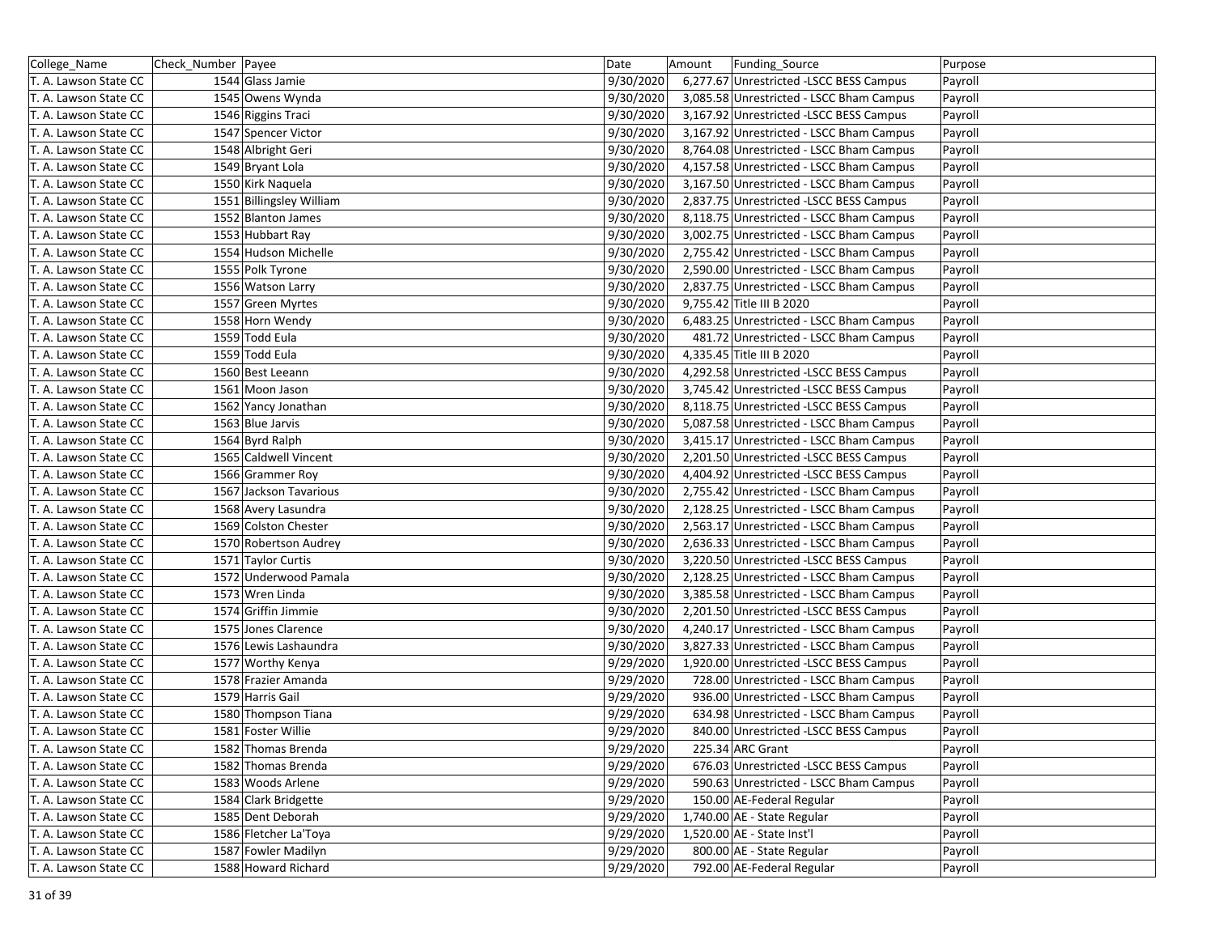| College_Name | Check_Number | Payee | Date | Amount | Funding_Source | Purpose |
|---|---|---|---|---|---|---|
| T. A. Lawson State CC | 1544 | Glass Jamie | 9/30/2020 | 6,277.67 | Unrestricted -LSCC BESS Campus | Payroll |
| T. A. Lawson State CC | 1545 | Owens Wynda | 9/30/2020 | 3,085.58 | Unrestricted - LSCC Bham Campus | Payroll |
| T. A. Lawson State CC | 1546 | Riggins Traci | 9/30/2020 | 3,167.92 | Unrestricted -LSCC BESS Campus | Payroll |
| T. A. Lawson State CC | 1547 | Spencer Victor | 9/30/2020 | 3,167.92 | Unrestricted - LSCC Bham Campus | Payroll |
| T. A. Lawson State CC | 1548 | Albright Geri | 9/30/2020 | 8,764.08 | Unrestricted - LSCC Bham Campus | Payroll |
| T. A. Lawson State CC | 1549 | Bryant Lola | 9/30/2020 | 4,157.58 | Unrestricted - LSCC Bham Campus | Payroll |
| T. A. Lawson State CC | 1550 | Kirk Naquela | 9/30/2020 | 3,167.50 | Unrestricted - LSCC Bham Campus | Payroll |
| T. A. Lawson State CC | 1551 | Billingsley William | 9/30/2020 | 2,837.75 | Unrestricted -LSCC BESS Campus | Payroll |
| T. A. Lawson State CC | 1552 | Blanton James | 9/30/2020 | 8,118.75 | Unrestricted - LSCC Bham Campus | Payroll |
| T. A. Lawson State CC | 1553 | Hubbart Ray | 9/30/2020 | 3,002.75 | Unrestricted - LSCC Bham Campus | Payroll |
| T. A. Lawson State CC | 1554 | Hudson Michelle | 9/30/2020 | 2,755.42 | Unrestricted - LSCC Bham Campus | Payroll |
| T. A. Lawson State CC | 1555 | Polk Tyrone | 9/30/2020 | 2,590.00 | Unrestricted - LSCC Bham Campus | Payroll |
| T. A. Lawson State CC | 1556 | Watson Larry | 9/30/2020 | 2,837.75 | Unrestricted - LSCC Bham Campus | Payroll |
| T. A. Lawson State CC | 1557 | Green Myrtes | 9/30/2020 | 9,755.42 | Title III B 2020 | Payroll |
| T. A. Lawson State CC | 1558 | Horn Wendy | 9/30/2020 | 6,483.25 | Unrestricted - LSCC Bham Campus | Payroll |
| T. A. Lawson State CC | 1559 | Todd Eula | 9/30/2020 | 481.72 | Unrestricted - LSCC Bham Campus | Payroll |
| T. A. Lawson State CC | 1559 | Todd Eula | 9/30/2020 | 4,335.45 | Title III B 2020 | Payroll |
| T. A. Lawson State CC | 1560 | Best Leeann | 9/30/2020 | 4,292.58 | Unrestricted -LSCC BESS Campus | Payroll |
| T. A. Lawson State CC | 1561 | Moon Jason | 9/30/2020 | 3,745.42 | Unrestricted -LSCC BESS Campus | Payroll |
| T. A. Lawson State CC | 1562 | Yancy Jonathan | 9/30/2020 | 8,118.75 | Unrestricted -LSCC BESS Campus | Payroll |
| T. A. Lawson State CC | 1563 | Blue Jarvis | 9/30/2020 | 5,087.58 | Unrestricted - LSCC Bham Campus | Payroll |
| T. A. Lawson State CC | 1564 | Byrd Ralph | 9/30/2020 | 3,415.17 | Unrestricted - LSCC Bham Campus | Payroll |
| T. A. Lawson State CC | 1565 | Caldwell Vincent | 9/30/2020 | 2,201.50 | Unrestricted -LSCC BESS Campus | Payroll |
| T. A. Lawson State CC | 1566 | Grammer Roy | 9/30/2020 | 4,404.92 | Unrestricted -LSCC BESS Campus | Payroll |
| T. A. Lawson State CC | 1567 | Jackson Tavarious | 9/30/2020 | 2,755.42 | Unrestricted - LSCC Bham Campus | Payroll |
| T. A. Lawson State CC | 1568 | Avery Lasundra | 9/30/2020 | 2,128.25 | Unrestricted - LSCC Bham Campus | Payroll |
| T. A. Lawson State CC | 1569 | Colston Chester | 9/30/2020 | 2,563.17 | Unrestricted - LSCC Bham Campus | Payroll |
| T. A. Lawson State CC | 1570 | Robertson Audrey | 9/30/2020 | 2,636.33 | Unrestricted - LSCC Bham Campus | Payroll |
| T. A. Lawson State CC | 1571 | Taylor Curtis | 9/30/2020 | 3,220.50 | Unrestricted -LSCC BESS Campus | Payroll |
| T. A. Lawson State CC | 1572 | Underwood Pamala | 9/30/2020 | 2,128.25 | Unrestricted - LSCC Bham Campus | Payroll |
| T. A. Lawson State CC | 1573 | Wren Linda | 9/30/2020 | 3,385.58 | Unrestricted - LSCC Bham Campus | Payroll |
| T. A. Lawson State CC | 1574 | Griffin Jimmie | 9/30/2020 | 2,201.50 | Unrestricted -LSCC BESS Campus | Payroll |
| T. A. Lawson State CC | 1575 | Jones Clarence | 9/30/2020 | 4,240.17 | Unrestricted - LSCC Bham Campus | Payroll |
| T. A. Lawson State CC | 1576 | Lewis Lashaundra | 9/30/2020 | 3,827.33 | Unrestricted - LSCC Bham Campus | Payroll |
| T. A. Lawson State CC | 1577 | Worthy Kenya | 9/29/2020 | 1,920.00 | Unrestricted -LSCC BESS Campus | Payroll |
| T. A. Lawson State CC | 1578 | Frazier Amanda | 9/29/2020 | 728.00 | Unrestricted - LSCC Bham Campus | Payroll |
| T. A. Lawson State CC | 1579 | Harris Gail | 9/29/2020 | 936.00 | Unrestricted - LSCC Bham Campus | Payroll |
| T. A. Lawson State CC | 1580 | Thompson Tiana | 9/29/2020 | 634.98 | Unrestricted - LSCC Bham Campus | Payroll |
| T. A. Lawson State CC | 1581 | Foster Willie | 9/29/2020 | 840.00 | Unrestricted -LSCC BESS Campus | Payroll |
| T. A. Lawson State CC | 1582 | Thomas Brenda | 9/29/2020 | 225.34 | ARC Grant | Payroll |
| T. A. Lawson State CC | 1582 | Thomas Brenda | 9/29/2020 | 676.03 | Unrestricted -LSCC BESS Campus | Payroll |
| T. A. Lawson State CC | 1583 | Woods Arlene | 9/29/2020 | 590.63 | Unrestricted - LSCC Bham Campus | Payroll |
| T. A. Lawson State CC | 1584 | Clark Bridgette | 9/29/2020 | 150.00 | AE-Federal Regular | Payroll |
| T. A. Lawson State CC | 1585 | Dent Deborah | 9/29/2020 | 1,740.00 | AE - State Regular | Payroll |
| T. A. Lawson State CC | 1586 | Fletcher La'Toya | 9/29/2020 | 1,520.00 | AE - State Inst'l | Payroll |
| T. A. Lawson State CC | 1587 | Fowler Madilyn | 9/29/2020 | 800.00 | AE - State Regular | Payroll |
| T. A. Lawson State CC | 1588 | Howard Richard | 9/29/2020 | 792.00 | AE-Federal Regular | Payroll |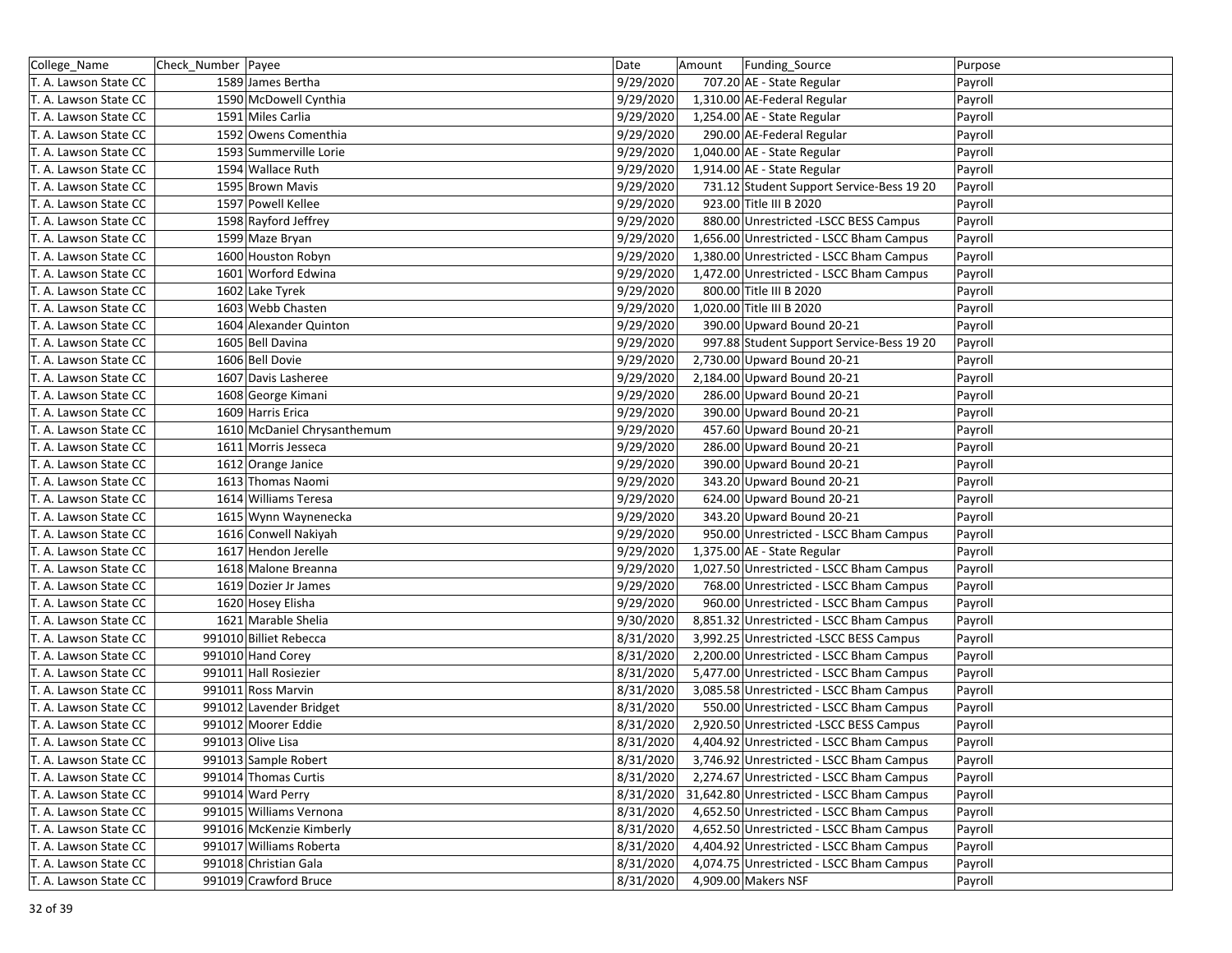| College_Name | Check_Number | Payee | Date | Amount | Funding_Source | Purpose |
|---|---|---|---|---|---|---|
| T. A. Lawson State CC | 1589 | James Bertha | 9/29/2020 | 707.20 | AE - State Regular | Payroll |
| T. A. Lawson State CC | 1590 | McDowell Cynthia | 9/29/2020 | 1,310.00 | AE-Federal Regular | Payroll |
| T. A. Lawson State CC | 1591 | Miles Carlia | 9/29/2020 | 1,254.00 | AE - State Regular | Payroll |
| T. A. Lawson State CC | 1592 | Owens Comenthia | 9/29/2020 | 290.00 | AE-Federal Regular | Payroll |
| T. A. Lawson State CC | 1593 | Summerville Lorie | 9/29/2020 | 1,040.00 | AE - State Regular | Payroll |
| T. A. Lawson State CC | 1594 | Wallace Ruth | 9/29/2020 | 1,914.00 | AE - State Regular | Payroll |
| T. A. Lawson State CC | 1595 | Brown Mavis | 9/29/2020 | 731.12 | Student Support Service-Bess 19 20 | Payroll |
| T. A. Lawson State CC | 1597 | Powell Kellee | 9/29/2020 | 923.00 | Title III B 2020 | Payroll |
| T. A. Lawson State CC | 1598 | Rayford Jeffrey | 9/29/2020 | 880.00 | Unrestricted -LSCC BESS Campus | Payroll |
| T. A. Lawson State CC | 1599 | Maze Bryan | 9/29/2020 | 1,656.00 | Unrestricted - LSCC Bham Campus | Payroll |
| T. A. Lawson State CC | 1600 | Houston Robyn | 9/29/2020 | 1,380.00 | Unrestricted - LSCC Bham Campus | Payroll |
| T. A. Lawson State CC | 1601 | Worford Edwina | 9/29/2020 | 1,472.00 | Unrestricted - LSCC Bham Campus | Payroll |
| T. A. Lawson State CC | 1602 | Lake Tyrek | 9/29/2020 | 800.00 | Title III B 2020 | Payroll |
| T. A. Lawson State CC | 1603 | Webb Chasten | 9/29/2020 | 1,020.00 | Title III B 2020 | Payroll |
| T. A. Lawson State CC | 1604 | Alexander Quinton | 9/29/2020 | 390.00 | Upward Bound 20-21 | Payroll |
| T. A. Lawson State CC | 1605 | Bell Davina | 9/29/2020 | 997.88 | Student Support Service-Bess 19 20 | Payroll |
| T. A. Lawson State CC | 1606 | Bell Dovie | 9/29/2020 | 2,730.00 | Upward Bound 20-21 | Payroll |
| T. A. Lawson State CC | 1607 | Davis Lasheree | 9/29/2020 | 2,184.00 | Upward Bound 20-21 | Payroll |
| T. A. Lawson State CC | 1608 | George Kimani | 9/29/2020 | 286.00 | Upward Bound 20-21 | Payroll |
| T. A. Lawson State CC | 1609 | Harris Erica | 9/29/2020 | 390.00 | Upward Bound 20-21 | Payroll |
| T. A. Lawson State CC | 1610 | McDaniel Chrysanthemum | 9/29/2020 | 457.60 | Upward Bound 20-21 | Payroll |
| T. A. Lawson State CC | 1611 | Morris Jesseca | 9/29/2020 | 286.00 | Upward Bound 20-21 | Payroll |
| T. A. Lawson State CC | 1612 | Orange Janice | 9/29/2020 | 390.00 | Upward Bound 20-21 | Payroll |
| T. A. Lawson State CC | 1613 | Thomas Naomi | 9/29/2020 | 343.20 | Upward Bound 20-21 | Payroll |
| T. A. Lawson State CC | 1614 | Williams Teresa | 9/29/2020 | 624.00 | Upward Bound 20-21 | Payroll |
| T. A. Lawson State CC | 1615 | Wynn Waynenecka | 9/29/2020 | 343.20 | Upward Bound 20-21 | Payroll |
| T. A. Lawson State CC | 1616 | Conwell Nakiyah | 9/29/2020 | 950.00 | Unrestricted - LSCC Bham Campus | Payroll |
| T. A. Lawson State CC | 1617 | Hendon Jerelle | 9/29/2020 | 1,375.00 | AE - State Regular | Payroll |
| T. A. Lawson State CC | 1618 | Malone Breanna | 9/29/2020 | 1,027.50 | Unrestricted - LSCC Bham Campus | Payroll |
| T. A. Lawson State CC | 1619 | Dozier Jr James | 9/29/2020 | 768.00 | Unrestricted - LSCC Bham Campus | Payroll |
| T. A. Lawson State CC | 1620 | Hosey Elisha | 9/29/2020 | 960.00 | Unrestricted - LSCC Bham Campus | Payroll |
| T. A. Lawson State CC | 1621 | Marable Shelia | 9/30/2020 | 8,851.32 | Unrestricted - LSCC Bham Campus | Payroll |
| T. A. Lawson State CC | 991010 | Billiet Rebecca | 8/31/2020 | 3,992.25 | Unrestricted -LSCC BESS Campus | Payroll |
| T. A. Lawson State CC | 991010 | Hand Corey | 8/31/2020 | 2,200.00 | Unrestricted - LSCC Bham Campus | Payroll |
| T. A. Lawson State CC | 991011 | Hall Rosiezier | 8/31/2020 | 5,477.00 | Unrestricted - LSCC Bham Campus | Payroll |
| T. A. Lawson State CC | 991011 | Ross Marvin | 8/31/2020 | 3,085.58 | Unrestricted - LSCC Bham Campus | Payroll |
| T. A. Lawson State CC | 991012 | Lavender Bridget | 8/31/2020 | 550.00 | Unrestricted - LSCC Bham Campus | Payroll |
| T. A. Lawson State CC | 991012 | Moorer Eddie | 8/31/2020 | 2,920.50 | Unrestricted -LSCC BESS Campus | Payroll |
| T. A. Lawson State CC | 991013 | Olive Lisa | 8/31/2020 | 4,404.92 | Unrestricted - LSCC Bham Campus | Payroll |
| T. A. Lawson State CC | 991013 | Sample Robert | 8/31/2020 | 3,746.92 | Unrestricted - LSCC Bham Campus | Payroll |
| T. A. Lawson State CC | 991014 | Thomas Curtis | 8/31/2020 | 2,274.67 | Unrestricted - LSCC Bham Campus | Payroll |
| T. A. Lawson State CC | 991014 | Ward Perry | 8/31/2020 | 31,642.80 | Unrestricted - LSCC Bham Campus | Payroll |
| T. A. Lawson State CC | 991015 | Williams Vernona | 8/31/2020 | 4,652.50 | Unrestricted - LSCC Bham Campus | Payroll |
| T. A. Lawson State CC | 991016 | McKenzie Kimberly | 8/31/2020 | 4,652.50 | Unrestricted - LSCC Bham Campus | Payroll |
| T. A. Lawson State CC | 991017 | Williams Roberta | 8/31/2020 | 4,404.92 | Unrestricted - LSCC Bham Campus | Payroll |
| T. A. Lawson State CC | 991018 | Christian Gala | 8/31/2020 | 4,074.75 | Unrestricted - LSCC Bham Campus | Payroll |
| T. A. Lawson State CC | 991019 | Crawford Bruce | 8/31/2020 | 4,909.00 | Makers NSF | Payroll |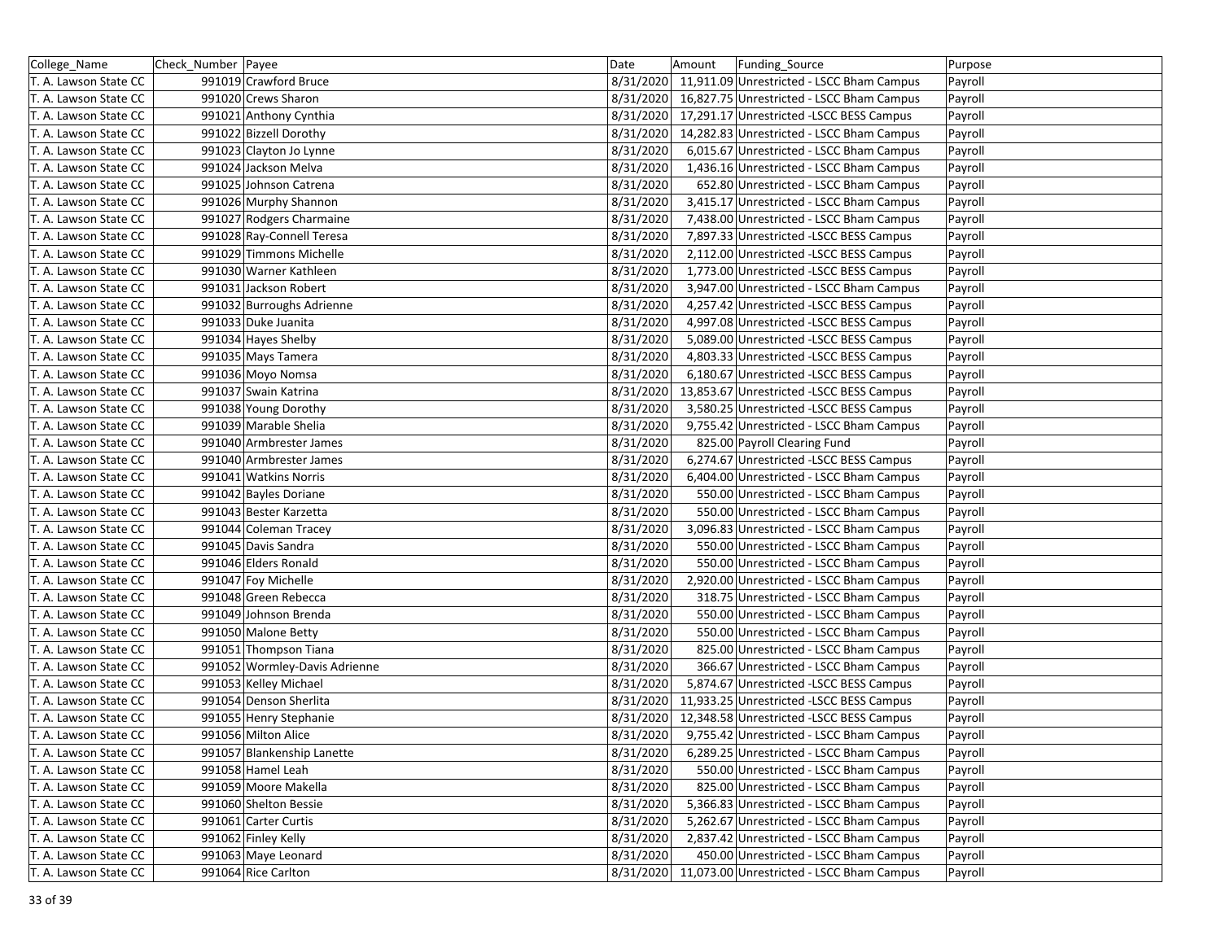| College_Name | Check_Number | Payee | Date | Amount | Funding_Source | Purpose |
|---|---|---|---|---|---|---|
| T. A. Lawson State CC | 991019 | Crawford Bruce | 8/31/2020 | 11,911.09 | Unrestricted - LSCC Bham Campus | Payroll |
| T. A. Lawson State CC | 991020 | Crews Sharon | 8/31/2020 | 16,827.75 | Unrestricted - LSCC Bham Campus | Payroll |
| T. A. Lawson State CC | 991021 | Anthony Cynthia | 8/31/2020 | 17,291.17 | Unrestricted -LSCC BESS Campus | Payroll |
| T. A. Lawson State CC | 991022 | Bizzell Dorothy | 8/31/2020 | 14,282.83 | Unrestricted - LSCC Bham Campus | Payroll |
| T. A. Lawson State CC | 991023 | Clayton Jo Lynne | 8/31/2020 | 6,015.67 | Unrestricted - LSCC Bham Campus | Payroll |
| T. A. Lawson State CC | 991024 | Jackson Melva | 8/31/2020 | 1,436.16 | Unrestricted - LSCC Bham Campus | Payroll |
| T. A. Lawson State CC | 991025 | Johnson Catrena | 8/31/2020 | 652.80 | Unrestricted - LSCC Bham Campus | Payroll |
| T. A. Lawson State CC | 991026 | Murphy Shannon | 8/31/2020 | 3,415.17 | Unrestricted - LSCC Bham Campus | Payroll |
| T. A. Lawson State CC | 991027 | Rodgers Charmaine | 8/31/2020 | 7,438.00 | Unrestricted - LSCC Bham Campus | Payroll |
| T. A. Lawson State CC | 991028 | Ray-Connell Teresa | 8/31/2020 | 7,897.33 | Unrestricted -LSCC BESS Campus | Payroll |
| T. A. Lawson State CC | 991029 | Timmons Michelle | 8/31/2020 | 2,112.00 | Unrestricted -LSCC BESS Campus | Payroll |
| T. A. Lawson State CC | 991030 | Warner Kathleen | 8/31/2020 | 1,773.00 | Unrestricted -LSCC BESS Campus | Payroll |
| T. A. Lawson State CC | 991031 | Jackson Robert | 8/31/2020 | 3,947.00 | Unrestricted - LSCC Bham Campus | Payroll |
| T. A. Lawson State CC | 991032 | Burroughs Adrienne | 8/31/2020 | 4,257.42 | Unrestricted -LSCC BESS Campus | Payroll |
| T. A. Lawson State CC | 991033 | Duke Juanita | 8/31/2020 | 4,997.08 | Unrestricted -LSCC BESS Campus | Payroll |
| T. A. Lawson State CC | 991034 | Hayes Shelby | 8/31/2020 | 5,089.00 | Unrestricted -LSCC BESS Campus | Payroll |
| T. A. Lawson State CC | 991035 | Mays Tamera | 8/31/2020 | 4,803.33 | Unrestricted -LSCC BESS Campus | Payroll |
| T. A. Lawson State CC | 991036 | Moyo Nomsa | 8/31/2020 | 6,180.67 | Unrestricted -LSCC BESS Campus | Payroll |
| T. A. Lawson State CC | 991037 | Swain Katrina | 8/31/2020 | 13,853.67 | Unrestricted -LSCC BESS Campus | Payroll |
| T. A. Lawson State CC | 991038 | Young Dorothy | 8/31/2020 | 3,580.25 | Unrestricted -LSCC BESS Campus | Payroll |
| T. A. Lawson State CC | 991039 | Marable Shelia | 8/31/2020 | 9,755.42 | Unrestricted - LSCC Bham Campus | Payroll |
| T. A. Lawson State CC | 991040 | Armbrester James | 8/31/2020 | 825.00 | Payroll Clearing Fund | Payroll |
| T. A. Lawson State CC | 991040 | Armbrester James | 8/31/2020 | 6,274.67 | Unrestricted -LSCC BESS Campus | Payroll |
| T. A. Lawson State CC | 991041 | Watkins Norris | 8/31/2020 | 6,404.00 | Unrestricted - LSCC Bham Campus | Payroll |
| T. A. Lawson State CC | 991042 | Bayles Doriane | 8/31/2020 | 550.00 | Unrestricted - LSCC Bham Campus | Payroll |
| T. A. Lawson State CC | 991043 | Bester Karzetta | 8/31/2020 | 550.00 | Unrestricted - LSCC Bham Campus | Payroll |
| T. A. Lawson State CC | 991044 | Coleman Tracey | 8/31/2020 | 3,096.83 | Unrestricted - LSCC Bham Campus | Payroll |
| T. A. Lawson State CC | 991045 | Davis Sandra | 8/31/2020 | 550.00 | Unrestricted - LSCC Bham Campus | Payroll |
| T. A. Lawson State CC | 991046 | Elders Ronald | 8/31/2020 | 550.00 | Unrestricted - LSCC Bham Campus | Payroll |
| T. A. Lawson State CC | 991047 | Foy Michelle | 8/31/2020 | 2,920.00 | Unrestricted - LSCC Bham Campus | Payroll |
| T. A. Lawson State CC | 991048 | Green Rebecca | 8/31/2020 | 318.75 | Unrestricted - LSCC Bham Campus | Payroll |
| T. A. Lawson State CC | 991049 | Johnson Brenda | 8/31/2020 | 550.00 | Unrestricted - LSCC Bham Campus | Payroll |
| T. A. Lawson State CC | 991050 | Malone Betty | 8/31/2020 | 550.00 | Unrestricted - LSCC Bham Campus | Payroll |
| T. A. Lawson State CC | 991051 | Thompson Tiana | 8/31/2020 | 825.00 | Unrestricted - LSCC Bham Campus | Payroll |
| T. A. Lawson State CC | 991052 | Wormley-Davis Adrienne | 8/31/2020 | 366.67 | Unrestricted - LSCC Bham Campus | Payroll |
| T. A. Lawson State CC | 991053 | Kelley Michael | 8/31/2020 | 5,874.67 | Unrestricted -LSCC BESS Campus | Payroll |
| T. A. Lawson State CC | 991054 | Denson Sherlita | 8/31/2020 | 11,933.25 | Unrestricted -LSCC BESS Campus | Payroll |
| T. A. Lawson State CC | 991055 | Henry Stephanie | 8/31/2020 | 12,348.58 | Unrestricted -LSCC BESS Campus | Payroll |
| T. A. Lawson State CC | 991056 | Milton Alice | 8/31/2020 | 9,755.42 | Unrestricted - LSCC Bham Campus | Payroll |
| T. A. Lawson State CC | 991057 | Blankenship Lanette | 8/31/2020 | 6,289.25 | Unrestricted - LSCC Bham Campus | Payroll |
| T. A. Lawson State CC | 991058 | Hamel Leah | 8/31/2020 | 550.00 | Unrestricted - LSCC Bham Campus | Payroll |
| T. A. Lawson State CC | 991059 | Moore Makella | 8/31/2020 | 825.00 | Unrestricted - LSCC Bham Campus | Payroll |
| T. A. Lawson State CC | 991060 | Shelton Bessie | 8/31/2020 | 5,366.83 | Unrestricted - LSCC Bham Campus | Payroll |
| T. A. Lawson State CC | 991061 | Carter Curtis | 8/31/2020 | 5,262.67 | Unrestricted - LSCC Bham Campus | Payroll |
| T. A. Lawson State CC | 991062 | Finley Kelly | 8/31/2020 | 2,837.42 | Unrestricted - LSCC Bham Campus | Payroll |
| T. A. Lawson State CC | 991063 | Maye Leonard | 8/31/2020 | 450.00 | Unrestricted - LSCC Bham Campus | Payroll |
| T. A. Lawson State CC | 991064 | Rice Carlton | 8/31/2020 | 11,073.00 | Unrestricted - LSCC Bham Campus | Payroll |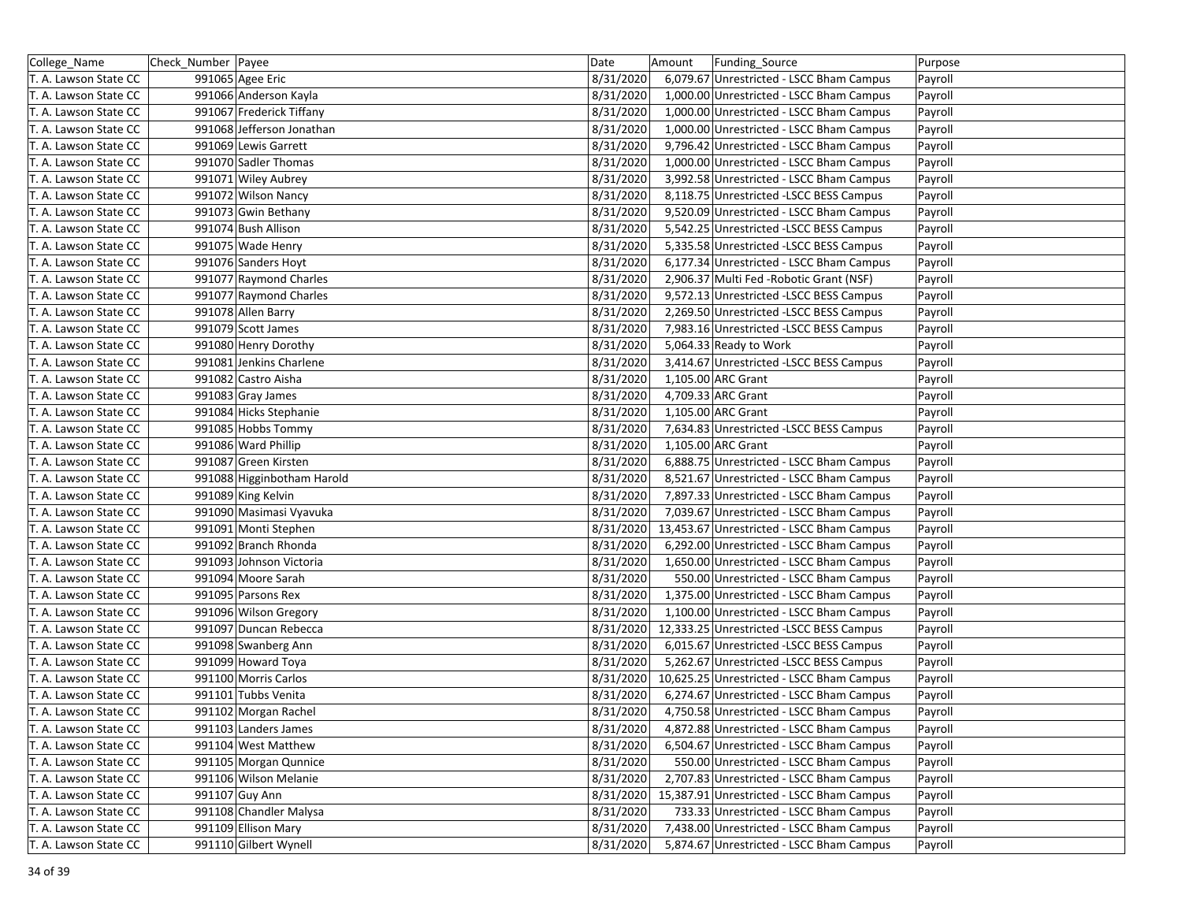| College_Name | Check_Number | Payee | Date | Amount | Funding_Source | Purpose |
|---|---|---|---|---|---|---|
| T. A. Lawson State CC | 991065 | Agee Eric | 8/31/2020 | 6,079.67 | Unrestricted - LSCC Bham Campus | Payroll |
| T. A. Lawson State CC | 991066 | Anderson Kayla | 8/31/2020 | 1,000.00 | Unrestricted - LSCC Bham Campus | Payroll |
| T. A. Lawson State CC | 991067 | Frederick Tiffany | 8/31/2020 | 1,000.00 | Unrestricted - LSCC Bham Campus | Payroll |
| T. A. Lawson State CC | 991068 | Jefferson Jonathan | 8/31/2020 | 1,000.00 | Unrestricted - LSCC Bham Campus | Payroll |
| T. A. Lawson State CC | 991069 | Lewis Garrett | 8/31/2020 | 9,796.42 | Unrestricted - LSCC Bham Campus | Payroll |
| T. A. Lawson State CC | 991070 | Sadler Thomas | 8/31/2020 | 1,000.00 | Unrestricted - LSCC Bham Campus | Payroll |
| T. A. Lawson State CC | 991071 | Wiley Aubrey | 8/31/2020 | 3,992.58 | Unrestricted - LSCC Bham Campus | Payroll |
| T. A. Lawson State CC | 991072 | Wilson Nancy | 8/31/2020 | 8,118.75 | Unrestricted -LSCC BESS Campus | Payroll |
| T. A. Lawson State CC | 991073 | Gwin Bethany | 8/31/2020 | 9,520.09 | Unrestricted - LSCC Bham Campus | Payroll |
| T. A. Lawson State CC | 991074 | Bush Allison | 8/31/2020 | 5,542.25 | Unrestricted -LSCC BESS Campus | Payroll |
| T. A. Lawson State CC | 991075 | Wade Henry | 8/31/2020 | 5,335.58 | Unrestricted -LSCC BESS Campus | Payroll |
| T. A. Lawson State CC | 991076 | Sanders Hoyt | 8/31/2020 | 6,177.34 | Unrestricted - LSCC Bham Campus | Payroll |
| T. A. Lawson State CC | 991077 | Raymond Charles | 8/31/2020 | 2,906.37 | Multi Fed -Robotic Grant (NSF) | Payroll |
| T. A. Lawson State CC | 991077 | Raymond Charles | 8/31/2020 | 9,572.13 | Unrestricted -LSCC BESS Campus | Payroll |
| T. A. Lawson State CC | 991078 | Allen Barry | 8/31/2020 | 2,269.50 | Unrestricted -LSCC BESS Campus | Payroll |
| T. A. Lawson State CC | 991079 | Scott James | 8/31/2020 | 7,983.16 | Unrestricted -LSCC BESS Campus | Payroll |
| T. A. Lawson State CC | 991080 | Henry Dorothy | 8/31/2020 | 5,064.33 | Ready to Work | Payroll |
| T. A. Lawson State CC | 991081 | Jenkins Charlene | 8/31/2020 | 3,414.67 | Unrestricted -LSCC BESS Campus | Payroll |
| T. A. Lawson State CC | 991082 | Castro Aisha | 8/31/2020 | 1,105.00 | ARC Grant | Payroll |
| T. A. Lawson State CC | 991083 | Gray James | 8/31/2020 | 4,709.33 | ARC Grant | Payroll |
| T. A. Lawson State CC | 991084 | Hicks Stephanie | 8/31/2020 | 1,105.00 | ARC Grant | Payroll |
| T. A. Lawson State CC | 991085 | Hobbs Tommy | 8/31/2020 | 7,634.83 | Unrestricted -LSCC BESS Campus | Payroll |
| T. A. Lawson State CC | 991086 | Ward Phillip | 8/31/2020 | 1,105.00 | ARC Grant | Payroll |
| T. A. Lawson State CC | 991087 | Green Kirsten | 8/31/2020 | 6,888.75 | Unrestricted - LSCC Bham Campus | Payroll |
| T. A. Lawson State CC | 991088 | Higginbotham Harold | 8/31/2020 | 8,521.67 | Unrestricted - LSCC Bham Campus | Payroll |
| T. A. Lawson State CC | 991089 | King Kelvin | 8/31/2020 | 7,897.33 | Unrestricted - LSCC Bham Campus | Payroll |
| T. A. Lawson State CC | 991090 | Masimasi Vyavuka | 8/31/2020 | 7,039.67 | Unrestricted - LSCC Bham Campus | Payroll |
| T. A. Lawson State CC | 991091 | Monti Stephen | 8/31/2020 | 13,453.67 | Unrestricted - LSCC Bham Campus | Payroll |
| T. A. Lawson State CC | 991092 | Branch Rhonda | 8/31/2020 | 6,292.00 | Unrestricted - LSCC Bham Campus | Payroll |
| T. A. Lawson State CC | 991093 | Johnson Victoria | 8/31/2020 | 1,650.00 | Unrestricted - LSCC Bham Campus | Payroll |
| T. A. Lawson State CC | 991094 | Moore Sarah | 8/31/2020 | 550.00 | Unrestricted - LSCC Bham Campus | Payroll |
| T. A. Lawson State CC | 991095 | Parsons Rex | 8/31/2020 | 1,375.00 | Unrestricted - LSCC Bham Campus | Payroll |
| T. A. Lawson State CC | 991096 | Wilson Gregory | 8/31/2020 | 1,100.00 | Unrestricted - LSCC Bham Campus | Payroll |
| T. A. Lawson State CC | 991097 | Duncan Rebecca | 8/31/2020 | 12,333.25 | Unrestricted -LSCC BESS Campus | Payroll |
| T. A. Lawson State CC | 991098 | Swanberg Ann | 8/31/2020 | 6,015.67 | Unrestricted -LSCC BESS Campus | Payroll |
| T. A. Lawson State CC | 991099 | Howard Toya | 8/31/2020 | 5,262.67 | Unrestricted -LSCC BESS Campus | Payroll |
| T. A. Lawson State CC | 991100 | Morris Carlos | 8/31/2020 | 10,625.25 | Unrestricted - LSCC Bham Campus | Payroll |
| T. A. Lawson State CC | 991101 | Tubbs Venita | 8/31/2020 | 6,274.67 | Unrestricted - LSCC Bham Campus | Payroll |
| T. A. Lawson State CC | 991102 | Morgan Rachel | 8/31/2020 | 4,750.58 | Unrestricted - LSCC Bham Campus | Payroll |
| T. A. Lawson State CC | 991103 | Landers James | 8/31/2020 | 4,872.88 | Unrestricted - LSCC Bham Campus | Payroll |
| T. A. Lawson State CC | 991104 | West Matthew | 8/31/2020 | 6,504.67 | Unrestricted - LSCC Bham Campus | Payroll |
| T. A. Lawson State CC | 991105 | Morgan Qunnice | 8/31/2020 | 550.00 | Unrestricted - LSCC Bham Campus | Payroll |
| T. A. Lawson State CC | 991106 | Wilson Melanie | 8/31/2020 | 2,707.83 | Unrestricted - LSCC Bham Campus | Payroll |
| T. A. Lawson State CC | 991107 | Guy Ann | 8/31/2020 | 15,387.91 | Unrestricted - LSCC Bham Campus | Payroll |
| T. A. Lawson State CC | 991108 | Chandler Malysa | 8/31/2020 | 733.33 | Unrestricted - LSCC Bham Campus | Payroll |
| T. A. Lawson State CC | 991109 | Ellison Mary | 8/31/2020 | 7,438.00 | Unrestricted - LSCC Bham Campus | Payroll |
| T. A. Lawson State CC | 991110 | Gilbert Wynell | 8/31/2020 | 5,874.67 | Unrestricted - LSCC Bham Campus | Payroll |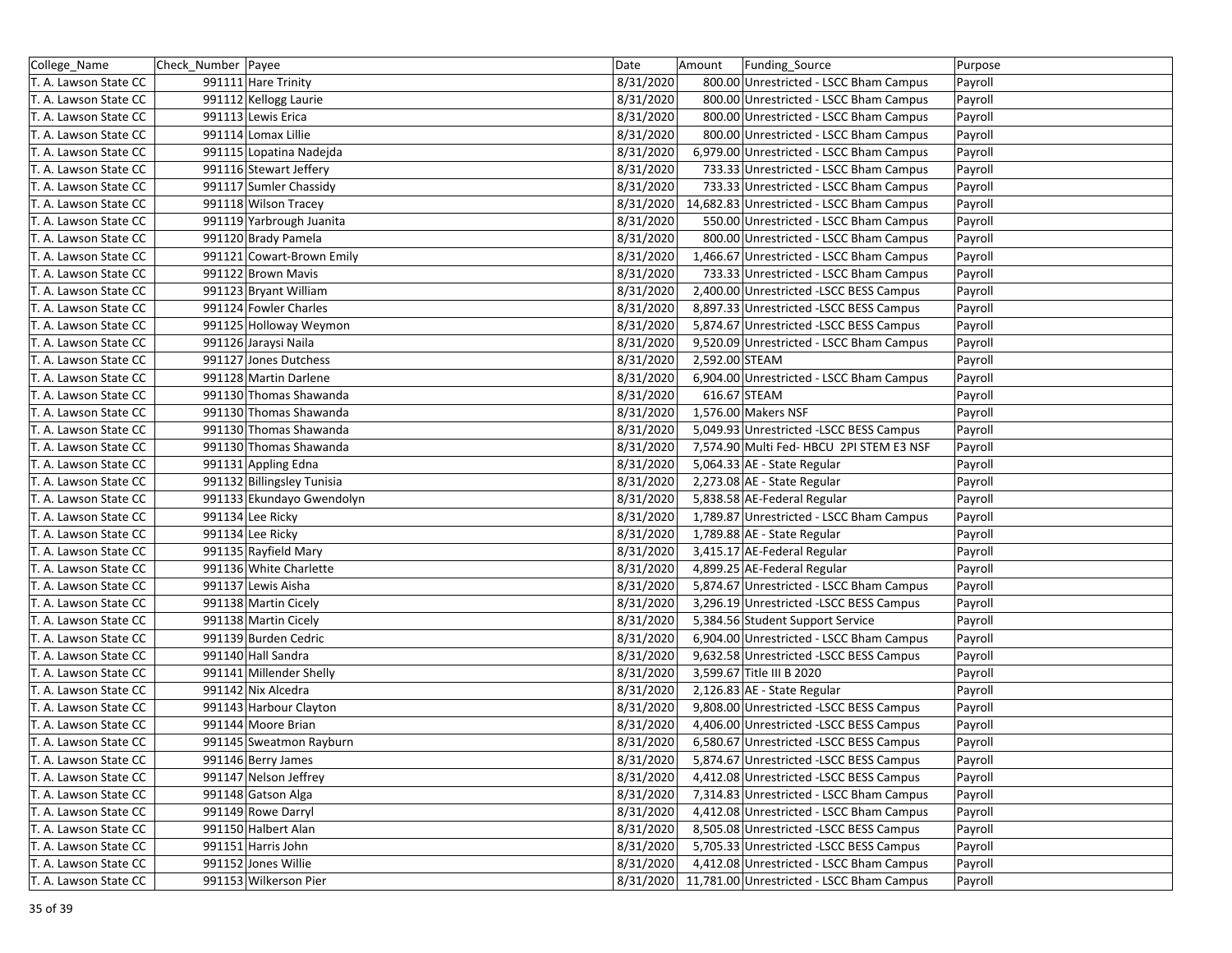| College_Name | Check_Number | Payee | Date | Amount | Funding_Source | Purpose |
| --- | --- | --- | --- | --- | --- | --- |
| T. A. Lawson State CC | 991111 | Hare Trinity | 8/31/2020 | 800.00 | Unrestricted - LSCC Bham Campus | Payroll |
| T. A. Lawson State CC | 991112 | Kellogg Laurie | 8/31/2020 | 800.00 | Unrestricted - LSCC Bham Campus | Payroll |
| T. A. Lawson State CC | 991113 | Lewis Erica | 8/31/2020 | 800.00 | Unrestricted - LSCC Bham Campus | Payroll |
| T. A. Lawson State CC | 991114 | Lomax Lillie | 8/31/2020 | 800.00 | Unrestricted - LSCC Bham Campus | Payroll |
| T. A. Lawson State CC | 991115 | Lopatina Nadejda | 8/31/2020 | 6,979.00 | Unrestricted - LSCC Bham Campus | Payroll |
| T. A. Lawson State CC | 991116 | Stewart Jeffery | 8/31/2020 | 733.33 | Unrestricted - LSCC Bham Campus | Payroll |
| T. A. Lawson State CC | 991117 | Sumler Chassidy | 8/31/2020 | 733.33 | Unrestricted - LSCC Bham Campus | Payroll |
| T. A. Lawson State CC | 991118 | Wilson Tracey | 8/31/2020 | 14,682.83 | Unrestricted - LSCC Bham Campus | Payroll |
| T. A. Lawson State CC | 991119 | Yarbrough Juanita | 8/31/2020 | 550.00 | Unrestricted - LSCC Bham Campus | Payroll |
| T. A. Lawson State CC | 991120 | Brady Pamela | 8/31/2020 | 800.00 | Unrestricted - LSCC Bham Campus | Payroll |
| T. A. Lawson State CC | 991121 | Cowart-Brown Emily | 8/31/2020 | 1,466.67 | Unrestricted - LSCC Bham Campus | Payroll |
| T. A. Lawson State CC | 991122 | Brown Mavis | 8/31/2020 | 733.33 | Unrestricted - LSCC Bham Campus | Payroll |
| T. A. Lawson State CC | 991123 | Bryant William | 8/31/2020 | 2,400.00 | Unrestricted -LSCC BESS Campus | Payroll |
| T. A. Lawson State CC | 991124 | Fowler Charles | 8/31/2020 | 8,897.33 | Unrestricted -LSCC BESS Campus | Payroll |
| T. A. Lawson State CC | 991125 | Holloway Weymon | 8/31/2020 | 5,874.67 | Unrestricted -LSCC BESS Campus | Payroll |
| T. A. Lawson State CC | 991126 | Jaraysi Naila | 8/31/2020 | 9,520.09 | Unrestricted - LSCC Bham Campus | Payroll |
| T. A. Lawson State CC | 991127 | Jones Dutchess | 8/31/2020 | 2,592.00 | STEAM | Payroll |
| T. A. Lawson State CC | 991128 | Martin Darlene | 8/31/2020 | 6,904.00 | Unrestricted - LSCC Bham Campus | Payroll |
| T. A. Lawson State CC | 991130 | Thomas Shawanda | 8/31/2020 | 616.67 | STEAM | Payroll |
| T. A. Lawson State CC | 991130 | Thomas Shawanda | 8/31/2020 | 1,576.00 | Makers NSF | Payroll |
| T. A. Lawson State CC | 991130 | Thomas Shawanda | 8/31/2020 | 5,049.93 | Unrestricted -LSCC BESS Campus | Payroll |
| T. A. Lawson State CC | 991130 | Thomas Shawanda | 8/31/2020 | 7,574.90 | Multi Fed- HBCU 2PI STEM E3 NSF | Payroll |
| T. A. Lawson State CC | 991131 | Appling Edna | 8/31/2020 | 5,064.33 | AE - State Regular | Payroll |
| T. A. Lawson State CC | 991132 | Billingsley Tunisia | 8/31/2020 | 2,273.08 | AE - State Regular | Payroll |
| T. A. Lawson State CC | 991133 | Ekundayo Gwendolyn | 8/31/2020 | 5,838.58 | AE-Federal Regular | Payroll |
| T. A. Lawson State CC | 991134 | Lee Ricky | 8/31/2020 | 1,789.87 | Unrestricted - LSCC Bham Campus | Payroll |
| T. A. Lawson State CC | 991134 | Lee Ricky | 8/31/2020 | 1,789.88 | AE - State Regular | Payroll |
| T. A. Lawson State CC | 991135 | Rayfield Mary | 8/31/2020 | 3,415.17 | AE-Federal Regular | Payroll |
| T. A. Lawson State CC | 991136 | White Charlette | 8/31/2020 | 4,899.25 | AE-Federal Regular | Payroll |
| T. A. Lawson State CC | 991137 | Lewis Aisha | 8/31/2020 | 5,874.67 | Unrestricted - LSCC Bham Campus | Payroll |
| T. A. Lawson State CC | 991138 | Martin Cicely | 8/31/2020 | 3,296.19 | Unrestricted -LSCC BESS Campus | Payroll |
| T. A. Lawson State CC | 991138 | Martin Cicely | 8/31/2020 | 5,384.56 | Student Support Service | Payroll |
| T. A. Lawson State CC | 991139 | Burden Cedric | 8/31/2020 | 6,904.00 | Unrestricted - LSCC Bham Campus | Payroll |
| T. A. Lawson State CC | 991140 | Hall Sandra | 8/31/2020 | 9,632.58 | Unrestricted -LSCC BESS Campus | Payroll |
| T. A. Lawson State CC | 991141 | Millender Shelly | 8/31/2020 | 3,599.67 | Title III B 2020 | Payroll |
| T. A. Lawson State CC | 991142 | Nix Alcedra | 8/31/2020 | 2,126.83 | AE - State Regular | Payroll |
| T. A. Lawson State CC | 991143 | Harbour Clayton | 8/31/2020 | 9,808.00 | Unrestricted -LSCC BESS Campus | Payroll |
| T. A. Lawson State CC | 991144 | Moore Brian | 8/31/2020 | 4,406.00 | Unrestricted -LSCC BESS Campus | Payroll |
| T. A. Lawson State CC | 991145 | Sweatmon Rayburn | 8/31/2020 | 6,580.67 | Unrestricted -LSCC BESS Campus | Payroll |
| T. A. Lawson State CC | 991146 | Berry James | 8/31/2020 | 5,874.67 | Unrestricted -LSCC BESS Campus | Payroll |
| T. A. Lawson State CC | 991147 | Nelson Jeffrey | 8/31/2020 | 4,412.08 | Unrestricted -LSCC BESS Campus | Payroll |
| T. A. Lawson State CC | 991148 | Gatson Alga | 8/31/2020 | 7,314.83 | Unrestricted - LSCC Bham Campus | Payroll |
| T. A. Lawson State CC | 991149 | Rowe Darryl | 8/31/2020 | 4,412.08 | Unrestricted - LSCC Bham Campus | Payroll |
| T. A. Lawson State CC | 991150 | Halbert Alan | 8/31/2020 | 8,505.08 | Unrestricted -LSCC BESS Campus | Payroll |
| T. A. Lawson State CC | 991151 | Harris John | 8/31/2020 | 5,705.33 | Unrestricted -LSCC BESS Campus | Payroll |
| T. A. Lawson State CC | 991152 | Jones Willie | 8/31/2020 | 4,412.08 | Unrestricted - LSCC Bham Campus | Payroll |
| T. A. Lawson State CC | 991153 | Wilkerson Pier | 8/31/2020 | 11,781.00 | Unrestricted - LSCC Bham Campus | Payroll |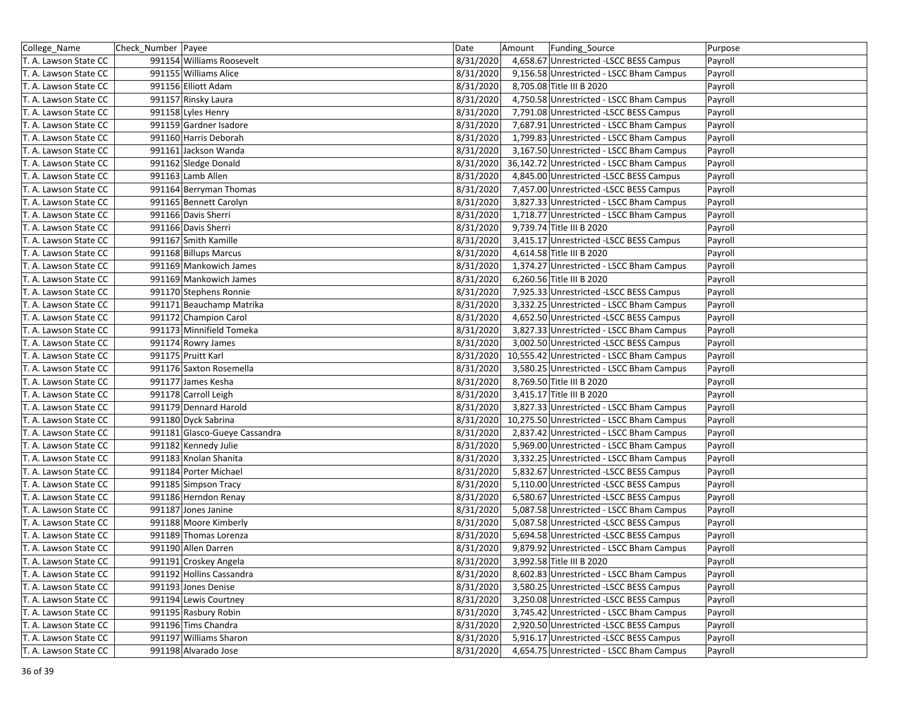| College_Name | Check_Number | Payee | Date | Amount | Funding_Source | Purpose |
|---|---|---|---|---|---|---|
| T. A. Lawson State CC | 991154 | Williams Roosevelt | 8/31/2020 | 4,658.67 | Unrestricted -LSCC BESS Campus | Payroll |
| T. A. Lawson State CC | 991155 | Williams Alice | 8/31/2020 | 9,156.58 | Unrestricted - LSCC Bham Campus | Payroll |
| T. A. Lawson State CC | 991156 | Elliott Adam | 8/31/2020 | 8,705.08 | Title III B 2020 | Payroll |
| T. A. Lawson State CC | 991157 | Rinsky Laura | 8/31/2020 | 4,750.58 | Unrestricted - LSCC Bham Campus | Payroll |
| T. A. Lawson State CC | 991158 | Lyles Henry | 8/31/2020 | 7,791.08 | Unrestricted -LSCC BESS Campus | Payroll |
| T. A. Lawson State CC | 991159 | Gardner Isadore | 8/31/2020 | 7,687.91 | Unrestricted - LSCC Bham Campus | Payroll |
| T. A. Lawson State CC | 991160 | Harris Deborah | 8/31/2020 | 1,799.83 | Unrestricted - LSCC Bham Campus | Payroll |
| T. A. Lawson State CC | 991161 | Jackson Wanda | 8/31/2020 | 3,167.50 | Unrestricted - LSCC Bham Campus | Payroll |
| T. A. Lawson State CC | 991162 | Sledge Donald | 8/31/2020 | 36,142.72 | Unrestricted - LSCC Bham Campus | Payroll |
| T. A. Lawson State CC | 991163 | Lamb Allen | 8/31/2020 | 4,845.00 | Unrestricted -LSCC BESS Campus | Payroll |
| T. A. Lawson State CC | 991164 | Berryman Thomas | 8/31/2020 | 7,457.00 | Unrestricted -LSCC BESS Campus | Payroll |
| T. A. Lawson State CC | 991165 | Bennett Carolyn | 8/31/2020 | 3,827.33 | Unrestricted - LSCC Bham Campus | Payroll |
| T. A. Lawson State CC | 991166 | Davis Sherri | 8/31/2020 | 1,718.77 | Unrestricted - LSCC Bham Campus | Payroll |
| T. A. Lawson State CC | 991166 | Davis Sherri | 8/31/2020 | 9,739.74 | Title III B 2020 | Payroll |
| T. A. Lawson State CC | 991167 | Smith Kamille | 8/31/2020 | 3,415.17 | Unrestricted -LSCC BESS Campus | Payroll |
| T. A. Lawson State CC | 991168 | Billups Marcus | 8/31/2020 | 4,614.58 | Title III B 2020 | Payroll |
| T. A. Lawson State CC | 991169 | Mankowich James | 8/31/2020 | 1,374.27 | Unrestricted - LSCC Bham Campus | Payroll |
| T. A. Lawson State CC | 991169 | Mankowich James | 8/31/2020 | 6,260.56 | Title III B 2020 | Payroll |
| T. A. Lawson State CC | 991170 | Stephens Ronnie | 8/31/2020 | 7,925.33 | Unrestricted -LSCC BESS Campus | Payroll |
| T. A. Lawson State CC | 991171 | Beauchamp Matrika | 8/31/2020 | 3,332.25 | Unrestricted - LSCC Bham Campus | Payroll |
| T. A. Lawson State CC | 991172 | Champion Carol | 8/31/2020 | 4,652.50 | Unrestricted -LSCC BESS Campus | Payroll |
| T. A. Lawson State CC | 991173 | Minnifield Tomeka | 8/31/2020 | 3,827.33 | Unrestricted - LSCC Bham Campus | Payroll |
| T. A. Lawson State CC | 991174 | Rowry James | 8/31/2020 | 3,002.50 | Unrestricted -LSCC BESS Campus | Payroll |
| T. A. Lawson State CC | 991175 | Pruitt Karl | 8/31/2020 | 10,555.42 | Unrestricted - LSCC Bham Campus | Payroll |
| T. A. Lawson State CC | 991176 | Saxton Rosemella | 8/31/2020 | 3,580.25 | Unrestricted - LSCC Bham Campus | Payroll |
| T. A. Lawson State CC | 991177 | James Kesha | 8/31/2020 | 8,769.50 | Title III B 2020 | Payroll |
| T. A. Lawson State CC | 991178 | Carroll Leigh | 8/31/2020 | 3,415.17 | Title III B 2020 | Payroll |
| T. A. Lawson State CC | 991179 | Dennard Harold | 8/31/2020 | 3,827.33 | Unrestricted - LSCC Bham Campus | Payroll |
| T. A. Lawson State CC | 991180 | Dyck Sabrina | 8/31/2020 | 10,275.50 | Unrestricted - LSCC Bham Campus | Payroll |
| T. A. Lawson State CC | 991181 | Glasco-Gueye Cassandra | 8/31/2020 | 2,837.42 | Unrestricted - LSCC Bham Campus | Payroll |
| T. A. Lawson State CC | 991182 | Kennedy Julie | 8/31/2020 | 5,969.00 | Unrestricted - LSCC Bham Campus | Payroll |
| T. A. Lawson State CC | 991183 | Knolan Shanita | 8/31/2020 | 3,332.25 | Unrestricted - LSCC Bham Campus | Payroll |
| T. A. Lawson State CC | 991184 | Porter Michael | 8/31/2020 | 5,832.67 | Unrestricted -LSCC BESS Campus | Payroll |
| T. A. Lawson State CC | 991185 | Simpson Tracy | 8/31/2020 | 5,110.00 | Unrestricted -LSCC BESS Campus | Payroll |
| T. A. Lawson State CC | 991186 | Herndon Renay | 8/31/2020 | 6,580.67 | Unrestricted -LSCC BESS Campus | Payroll |
| T. A. Lawson State CC | 991187 | Jones Janine | 8/31/2020 | 5,087.58 | Unrestricted - LSCC Bham Campus | Payroll |
| T. A. Lawson State CC | 991188 | Moore Kimberly | 8/31/2020 | 5,087.58 | Unrestricted -LSCC BESS Campus | Payroll |
| T. A. Lawson State CC | 991189 | Thomas Lorenza | 8/31/2020 | 5,694.58 | Unrestricted -LSCC BESS Campus | Payroll |
| T. A. Lawson State CC | 991190 | Allen Darren | 8/31/2020 | 9,879.92 | Unrestricted - LSCC Bham Campus | Payroll |
| T. A. Lawson State CC | 991191 | Croskey Angela | 8/31/2020 | 3,992.58 | Title III B 2020 | Payroll |
| T. A. Lawson State CC | 991192 | Hollins Cassandra | 8/31/2020 | 8,602.83 | Unrestricted - LSCC Bham Campus | Payroll |
| T. A. Lawson State CC | 991193 | Jones Denise | 8/31/2020 | 3,580.25 | Unrestricted -LSCC BESS Campus | Payroll |
| T. A. Lawson State CC | 991194 | Lewis Courtney | 8/31/2020 | 3,250.08 | Unrestricted -LSCC BESS Campus | Payroll |
| T. A. Lawson State CC | 991195 | Rasbury Robin | 8/31/2020 | 3,745.42 | Unrestricted - LSCC Bham Campus | Payroll |
| T. A. Lawson State CC | 991196 | Tims Chandra | 8/31/2020 | 2,920.50 | Unrestricted -LSCC BESS Campus | Payroll |
| T. A. Lawson State CC | 991197 | Williams Sharon | 8/31/2020 | 5,916.17 | Unrestricted -LSCC BESS Campus | Payroll |
| T. A. Lawson State CC | 991198 | Alvarado Jose | 8/31/2020 | 4,654.75 | Unrestricted - LSCC Bham Campus | Payroll |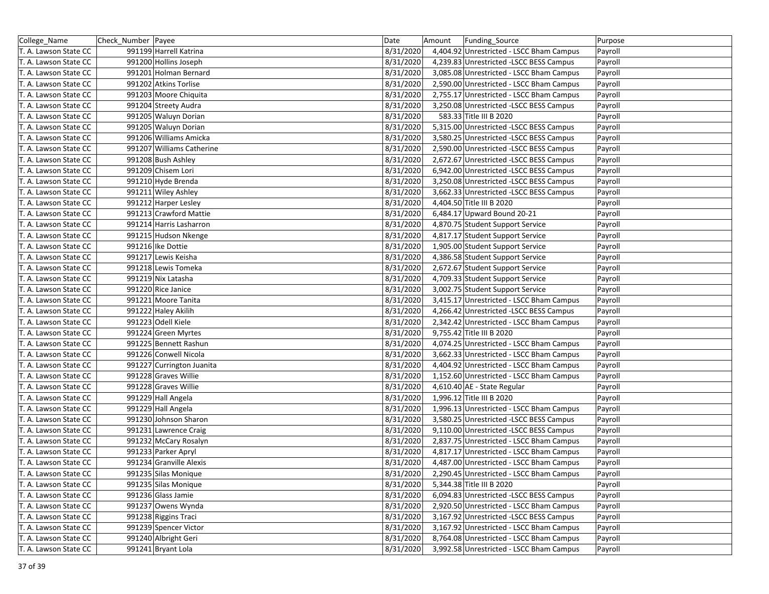| College_Name | Check_Number | Payee | Date | Amount | Funding_Source | Purpose |
|---|---|---|---|---|---|---|
| T. A. Lawson State CC | 991199 | Harrell Katrina | 8/31/2020 | 4,404.92 | Unrestricted - LSCC Bham Campus | Payroll |
| T. A. Lawson State CC | 991200 | Hollins Joseph | 8/31/2020 | 4,239.83 | Unrestricted -LSCC BESS Campus | Payroll |
| T. A. Lawson State CC | 991201 | Holman Bernard | 8/31/2020 | 3,085.08 | Unrestricted - LSCC Bham Campus | Payroll |
| T. A. Lawson State CC | 991202 | Atkins Torlise | 8/31/2020 | 2,590.00 | Unrestricted - LSCC Bham Campus | Payroll |
| T. A. Lawson State CC | 991203 | Moore Chiquita | 8/31/2020 | 2,755.17 | Unrestricted - LSCC Bham Campus | Payroll |
| T. A. Lawson State CC | 991204 | Streety Audra | 8/31/2020 | 3,250.08 | Unrestricted -LSCC BESS Campus | Payroll |
| T. A. Lawson State CC | 991205 | Waluyn Dorian | 8/31/2020 | 583.33 | Title III B 2020 | Payroll |
| T. A. Lawson State CC | 991205 | Waluyn Dorian | 8/31/2020 | 5,315.00 | Unrestricted -LSCC BESS Campus | Payroll |
| T. A. Lawson State CC | 991206 | Williams Amicka | 8/31/2020 | 3,580.25 | Unrestricted -LSCC BESS Campus | Payroll |
| T. A. Lawson State CC | 991207 | Williams Catherine | 8/31/2020 | 2,590.00 | Unrestricted -LSCC BESS Campus | Payroll |
| T. A. Lawson State CC | 991208 | Bush Ashley | 8/31/2020 | 2,672.67 | Unrestricted -LSCC BESS Campus | Payroll |
| T. A. Lawson State CC | 991209 | Chisem Lori | 8/31/2020 | 6,942.00 | Unrestricted -LSCC BESS Campus | Payroll |
| T. A. Lawson State CC | 991210 | Hyde Brenda | 8/31/2020 | 3,250.08 | Unrestricted -LSCC BESS Campus | Payroll |
| T. A. Lawson State CC | 991211 | Wiley Ashley | 8/31/2020 | 3,662.33 | Unrestricted -LSCC BESS Campus | Payroll |
| T. A. Lawson State CC | 991212 | Harper Lesley | 8/31/2020 | 4,404.50 | Title III B 2020 | Payroll |
| T. A. Lawson State CC | 991213 | Crawford Mattie | 8/31/2020 | 6,484.17 | Upward Bound 20-21 | Payroll |
| T. A. Lawson State CC | 991214 | Harris Lasharron | 8/31/2020 | 4,870.75 | Student Support Service | Payroll |
| T. A. Lawson State CC | 991215 | Hudson Nkenge | 8/31/2020 | 4,817.17 | Student Support Service | Payroll |
| T. A. Lawson State CC | 991216 | Ike Dottie | 8/31/2020 | 1,905.00 | Student Support Service | Payroll |
| T. A. Lawson State CC | 991217 | Lewis Keisha | 8/31/2020 | 4,386.58 | Student Support Service | Payroll |
| T. A. Lawson State CC | 991218 | Lewis Tomeka | 8/31/2020 | 2,672.67 | Student Support Service | Payroll |
| T. A. Lawson State CC | 991219 | Nix Latasha | 8/31/2020 | 4,709.33 | Student Support Service | Payroll |
| T. A. Lawson State CC | 991220 | Rice Janice | 8/31/2020 | 3,002.75 | Student Support Service | Payroll |
| T. A. Lawson State CC | 991221 | Moore Tanita | 8/31/2020 | 3,415.17 | Unrestricted - LSCC Bham Campus | Payroll |
| T. A. Lawson State CC | 991222 | Haley Akilih | 8/31/2020 | 4,266.42 | Unrestricted -LSCC BESS Campus | Payroll |
| T. A. Lawson State CC | 991223 | Odell Kiele | 8/31/2020 | 2,342.42 | Unrestricted - LSCC Bham Campus | Payroll |
| T. A. Lawson State CC | 991224 | Green Myrtes | 8/31/2020 | 9,755.42 | Title III B 2020 | Payroll |
| T. A. Lawson State CC | 991225 | Bennett Rashun | 8/31/2020 | 4,074.25 | Unrestricted - LSCC Bham Campus | Payroll |
| T. A. Lawson State CC | 991226 | Conwell Nicola | 8/31/2020 | 3,662.33 | Unrestricted - LSCC Bham Campus | Payroll |
| T. A. Lawson State CC | 991227 | Currington Juanita | 8/31/2020 | 4,404.92 | Unrestricted - LSCC Bham Campus | Payroll |
| T. A. Lawson State CC | 991228 | Graves Willie | 8/31/2020 | 1,152.60 | Unrestricted - LSCC Bham Campus | Payroll |
| T. A. Lawson State CC | 991228 | Graves Willie | 8/31/2020 | 4,610.40 | AE - State Regular | Payroll |
| T. A. Lawson State CC | 991229 | Hall Angela | 8/31/2020 | 1,996.12 | Title III B 2020 | Payroll |
| T. A. Lawson State CC | 991229 | Hall Angela | 8/31/2020 | 1,996.13 | Unrestricted - LSCC Bham Campus | Payroll |
| T. A. Lawson State CC | 991230 | Johnson Sharon | 8/31/2020 | 3,580.25 | Unrestricted -LSCC BESS Campus | Payroll |
| T. A. Lawson State CC | 991231 | Lawrence Craig | 8/31/2020 | 9,110.00 | Unrestricted -LSCC BESS Campus | Payroll |
| T. A. Lawson State CC | 991232 | McCary Rosalyn | 8/31/2020 | 2,837.75 | Unrestricted - LSCC Bham Campus | Payroll |
| T. A. Lawson State CC | 991233 | Parker Apryl | 8/31/2020 | 4,817.17 | Unrestricted - LSCC Bham Campus | Payroll |
| T. A. Lawson State CC | 991234 | Granville Alexis | 8/31/2020 | 4,487.00 | Unrestricted - LSCC Bham Campus | Payroll |
| T. A. Lawson State CC | 991235 | Silas Monique | 8/31/2020 | 2,290.45 | Unrestricted - LSCC Bham Campus | Payroll |
| T. A. Lawson State CC | 991235 | Silas Monique | 8/31/2020 | 5,344.38 | Title III B 2020 | Payroll |
| T. A. Lawson State CC | 991236 | Glass Jamie | 8/31/2020 | 6,094.83 | Unrestricted -LSCC BESS Campus | Payroll |
| T. A. Lawson State CC | 991237 | Owens Wynda | 8/31/2020 | 2,920.50 | Unrestricted - LSCC Bham Campus | Payroll |
| T. A. Lawson State CC | 991238 | Riggins Traci | 8/31/2020 | 3,167.92 | Unrestricted -LSCC BESS Campus | Payroll |
| T. A. Lawson State CC | 991239 | Spencer Victor | 8/31/2020 | 3,167.92 | Unrestricted - LSCC Bham Campus | Payroll |
| T. A. Lawson State CC | 991240 | Albright Geri | 8/31/2020 | 8,764.08 | Unrestricted - LSCC Bham Campus | Payroll |
| T. A. Lawson State CC | 991241 | Bryant Lola | 8/31/2020 | 3,992.58 | Unrestricted - LSCC Bham Campus | Payroll |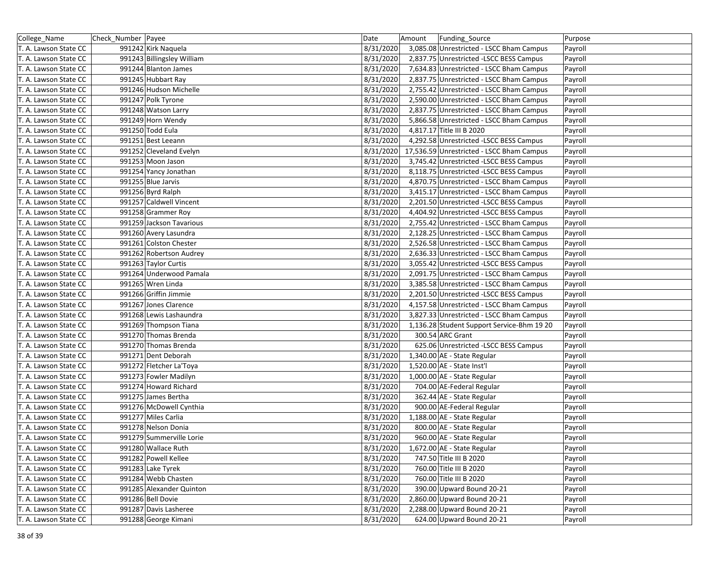| College_Name | Check_Number | Payee | Date | Amount | Funding_Source | Purpose |
|---|---|---|---|---|---|---|
| T. A. Lawson State CC | 991242 | Kirk Naquela | 8/31/2020 | 3,085.08 | Unrestricted - LSCC Bham Campus | Payroll |
| T. A. Lawson State CC | 991243 | Billingsley William | 8/31/2020 | 2,837.75 | Unrestricted -LSCC BESS Campus | Payroll |
| T. A. Lawson State CC | 991244 | Blanton James | 8/31/2020 | 7,634.83 | Unrestricted - LSCC Bham Campus | Payroll |
| T. A. Lawson State CC | 991245 | Hubbart Ray | 8/31/2020 | 2,837.75 | Unrestricted - LSCC Bham Campus | Payroll |
| T. A. Lawson State CC | 991246 | Hudson Michelle | 8/31/2020 | 2,755.42 | Unrestricted - LSCC Bham Campus | Payroll |
| T. A. Lawson State CC | 991247 | Polk Tyrone | 8/31/2020 | 2,590.00 | Unrestricted - LSCC Bham Campus | Payroll |
| T. A. Lawson State CC | 991248 | Watson Larry | 8/31/2020 | 2,837.75 | Unrestricted - LSCC Bham Campus | Payroll |
| T. A. Lawson State CC | 991249 | Horn Wendy | 8/31/2020 | 5,866.58 | Unrestricted - LSCC Bham Campus | Payroll |
| T. A. Lawson State CC | 991250 | Todd Eula | 8/31/2020 | 4,817.17 | Title III B 2020 | Payroll |
| T. A. Lawson State CC | 991251 | Best Leeann | 8/31/2020 | 4,292.58 | Unrestricted -LSCC BESS Campus | Payroll |
| T. A. Lawson State CC | 991252 | Cleveland Evelyn | 8/31/2020 | 17,536.59 | Unrestricted - LSCC Bham Campus | Payroll |
| T. A. Lawson State CC | 991253 | Moon Jason | 8/31/2020 | 3,745.42 | Unrestricted -LSCC BESS Campus | Payroll |
| T. A. Lawson State CC | 991254 | Yancy Jonathan | 8/31/2020 | 8,118.75 | Unrestricted -LSCC BESS Campus | Payroll |
| T. A. Lawson State CC | 991255 | Blue Jarvis | 8/31/2020 | 4,870.75 | Unrestricted - LSCC Bham Campus | Payroll |
| T. A. Lawson State CC | 991256 | Byrd Ralph | 8/31/2020 | 3,415.17 | Unrestricted - LSCC Bham Campus | Payroll |
| T. A. Lawson State CC | 991257 | Caldwell Vincent | 8/31/2020 | 2,201.50 | Unrestricted -LSCC BESS Campus | Payroll |
| T. A. Lawson State CC | 991258 | Grammer Roy | 8/31/2020 | 4,404.92 | Unrestricted -LSCC BESS Campus | Payroll |
| T. A. Lawson State CC | 991259 | Jackson Tavarious | 8/31/2020 | 2,755.42 | Unrestricted - LSCC Bham Campus | Payroll |
| T. A. Lawson State CC | 991260 | Avery Lasundra | 8/31/2020 | 2,128.25 | Unrestricted - LSCC Bham Campus | Payroll |
| T. A. Lawson State CC | 991261 | Colston Chester | 8/31/2020 | 2,526.58 | Unrestricted - LSCC Bham Campus | Payroll |
| T. A. Lawson State CC | 991262 | Robertson Audrey | 8/31/2020 | 2,636.33 | Unrestricted - LSCC Bham Campus | Payroll |
| T. A. Lawson State CC | 991263 | Taylor Curtis | 8/31/2020 | 3,055.42 | Unrestricted -LSCC BESS Campus | Payroll |
| T. A. Lawson State CC | 991264 | Underwood Pamala | 8/31/2020 | 2,091.75 | Unrestricted - LSCC Bham Campus | Payroll |
| T. A. Lawson State CC | 991265 | Wren Linda | 8/31/2020 | 3,385.58 | Unrestricted - LSCC Bham Campus | Payroll |
| T. A. Lawson State CC | 991266 | Griffin Jimmie | 8/31/2020 | 2,201.50 | Unrestricted -LSCC BESS Campus | Payroll |
| T. A. Lawson State CC | 991267 | Jones Clarence | 8/31/2020 | 4,157.58 | Unrestricted - LSCC Bham Campus | Payroll |
| T. A. Lawson State CC | 991268 | Lewis Lashaundra | 8/31/2020 | 3,827.33 | Unrestricted - LSCC Bham Campus | Payroll |
| T. A. Lawson State CC | 991269 | Thompson Tiana | 8/31/2020 | 1,136.28 | Student Support Service-Bhm 19 20 | Payroll |
| T. A. Lawson State CC | 991270 | Thomas Brenda | 8/31/2020 | 300.54 | ARC Grant | Payroll |
| T. A. Lawson State CC | 991270 | Thomas Brenda | 8/31/2020 | 625.06 | Unrestricted -LSCC BESS Campus | Payroll |
| T. A. Lawson State CC | 991271 | Dent Deborah | 8/31/2020 | 1,340.00 | AE - State Regular | Payroll |
| T. A. Lawson State CC | 991272 | Fletcher La'Toya | 8/31/2020 | 1,520.00 | AE - State Inst'l | Payroll |
| T. A. Lawson State CC | 991273 | Fowler Madilyn | 8/31/2020 | 1,000.00 | AE - State Regular | Payroll |
| T. A. Lawson State CC | 991274 | Howard Richard | 8/31/2020 | 704.00 | AE-Federal Regular | Payroll |
| T. A. Lawson State CC | 991275 | James Bertha | 8/31/2020 | 362.44 | AE - State Regular | Payroll |
| T. A. Lawson State CC | 991276 | McDowell Cynthia | 8/31/2020 | 900.00 | AE-Federal Regular | Payroll |
| T. A. Lawson State CC | 991277 | Miles Carlia | 8/31/2020 | 1,188.00 | AE - State Regular | Payroll |
| T. A. Lawson State CC | 991278 | Nelson Donia | 8/31/2020 | 800.00 | AE - State Regular | Payroll |
| T. A. Lawson State CC | 991279 | Summerville Lorie | 8/31/2020 | 960.00 | AE - State Regular | Payroll |
| T. A. Lawson State CC | 991280 | Wallace Ruth | 8/31/2020 | 1,672.00 | AE - State Regular | Payroll |
| T. A. Lawson State CC | 991282 | Powell Kellee | 8/31/2020 | 747.50 | Title III B 2020 | Payroll |
| T. A. Lawson State CC | 991283 | Lake Tyrek | 8/31/2020 | 760.00 | Title III B 2020 | Payroll |
| T. A. Lawson State CC | 991284 | Webb Chasten | 8/31/2020 | 760.00 | Title III B 2020 | Payroll |
| T. A. Lawson State CC | 991285 | Alexander Quinton | 8/31/2020 | 390.00 | Upward Bound 20-21 | Payroll |
| T. A. Lawson State CC | 991286 | Bell Dovie | 8/31/2020 | 2,860.00 | Upward Bound 20-21 | Payroll |
| T. A. Lawson State CC | 991287 | Davis Lasheree | 8/31/2020 | 2,288.00 | Upward Bound 20-21 | Payroll |
| T. A. Lawson State CC | 991288 | George Kimani | 8/31/2020 | 624.00 | Upward Bound 20-21 | Payroll |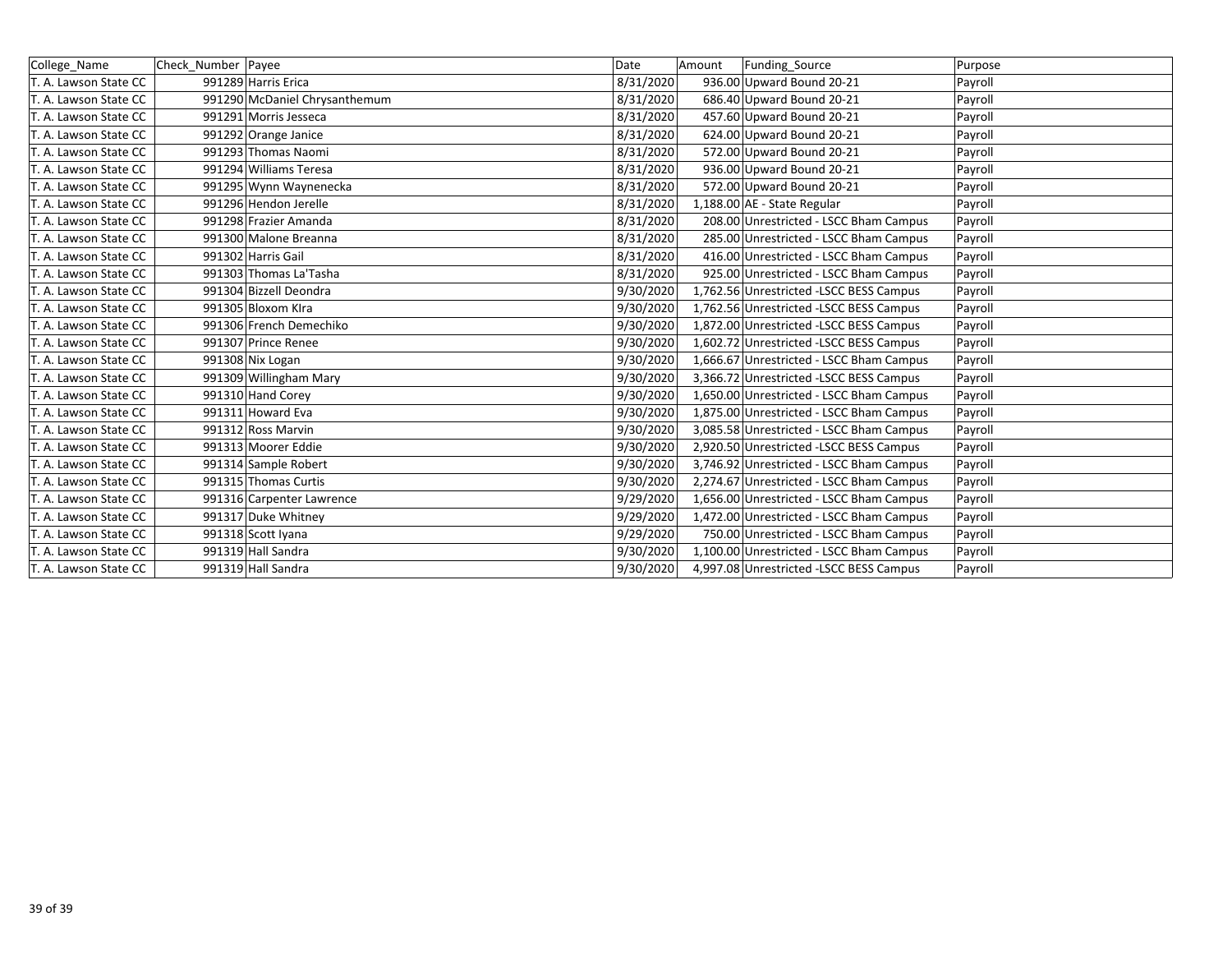| College_Name | Check_Number | Payee | Date | Amount | Funding_Source | Purpose |
|---|---|---|---|---|---|---|
| T. A. Lawson State CC | 991289 | Harris Erica | 8/31/2020 | 936.00 | Upward Bound 20-21 | Payroll |
| T. A. Lawson State CC | 991290 | McDaniel Chrysanthemum | 8/31/2020 | 686.40 | Upward Bound 20-21 | Payroll |
| T. A. Lawson State CC | 991291 | Morris Jesseca | 8/31/2020 | 457.60 | Upward Bound 20-21 | Payroll |
| T. A. Lawson State CC | 991292 | Orange Janice | 8/31/2020 | 624.00 | Upward Bound 20-21 | Payroll |
| T. A. Lawson State CC | 991293 | Thomas Naomi | 8/31/2020 | 572.00 | Upward Bound 20-21 | Payroll |
| T. A. Lawson State CC | 991294 | Williams Teresa | 8/31/2020 | 936.00 | Upward Bound 20-21 | Payroll |
| T. A. Lawson State CC | 991295 | Wynn Waynenecka | 8/31/2020 | 572.00 | Upward Bound 20-21 | Payroll |
| T. A. Lawson State CC | 991296 | Hendon Jerelle | 8/31/2020 | 1,188.00 | AE - State Regular | Payroll |
| T. A. Lawson State CC | 991298 | Frazier Amanda | 8/31/2020 | 208.00 | Unrestricted - LSCC Bham Campus | Payroll |
| T. A. Lawson State CC | 991300 | Malone Breanna | 8/31/2020 | 285.00 | Unrestricted - LSCC Bham Campus | Payroll |
| T. A. Lawson State CC | 991302 | Harris Gail | 8/31/2020 | 416.00 | Unrestricted - LSCC Bham Campus | Payroll |
| T. A. Lawson State CC | 991303 | Thomas La'Tasha | 8/31/2020 | 925.00 | Unrestricted - LSCC Bham Campus | Payroll |
| T. A. Lawson State CC | 991304 | Bizzell Deondra | 9/30/2020 | 1,762.56 | Unrestricted -LSCC BESS Campus | Payroll |
| T. A. Lawson State CC | 991305 | Bloxom KIra | 9/30/2020 | 1,762.56 | Unrestricted -LSCC BESS Campus | Payroll |
| T. A. Lawson State CC | 991306 | French Demechiko | 9/30/2020 | 1,872.00 | Unrestricted -LSCC BESS Campus | Payroll |
| T. A. Lawson State CC | 991307 | Prince Renee | 9/30/2020 | 1,602.72 | Unrestricted -LSCC BESS Campus | Payroll |
| T. A. Lawson State CC | 991308 | Nix Logan | 9/30/2020 | 1,666.67 | Unrestricted - LSCC Bham Campus | Payroll |
| T. A. Lawson State CC | 991309 | Willingham Mary | 9/30/2020 | 3,366.72 | Unrestricted -LSCC BESS Campus | Payroll |
| T. A. Lawson State CC | 991310 | Hand Corey | 9/30/2020 | 1,650.00 | Unrestricted - LSCC Bham Campus | Payroll |
| T. A. Lawson State CC | 991311 | Howard Eva | 9/30/2020 | 1,875.00 | Unrestricted - LSCC Bham Campus | Payroll |
| T. A. Lawson State CC | 991312 | Ross Marvin | 9/30/2020 | 3,085.58 | Unrestricted - LSCC Bham Campus | Payroll |
| T. A. Lawson State CC | 991313 | Moorer Eddie | 9/30/2020 | 2,920.50 | Unrestricted -LSCC BESS Campus | Payroll |
| T. A. Lawson State CC | 991314 | Sample Robert | 9/30/2020 | 3,746.92 | Unrestricted - LSCC Bham Campus | Payroll |
| T. A. Lawson State CC | 991315 | Thomas Curtis | 9/30/2020 | 2,274.67 | Unrestricted - LSCC Bham Campus | Payroll |
| T. A. Lawson State CC | 991316 | Carpenter Lawrence | 9/29/2020 | 1,656.00 | Unrestricted - LSCC Bham Campus | Payroll |
| T. A. Lawson State CC | 991317 | Duke Whitney | 9/29/2020 | 1,472.00 | Unrestricted - LSCC Bham Campus | Payroll |
| T. A. Lawson State CC | 991318 | Scott Iyana | 9/29/2020 | 750.00 | Unrestricted - LSCC Bham Campus | Payroll |
| T. A. Lawson State CC | 991319 | Hall Sandra | 9/30/2020 | 1,100.00 | Unrestricted - LSCC Bham Campus | Payroll |
| T. A. Lawson State CC | 991319 | Hall Sandra | 9/30/2020 | 4,997.08 | Unrestricted -LSCC BESS Campus | Payroll |